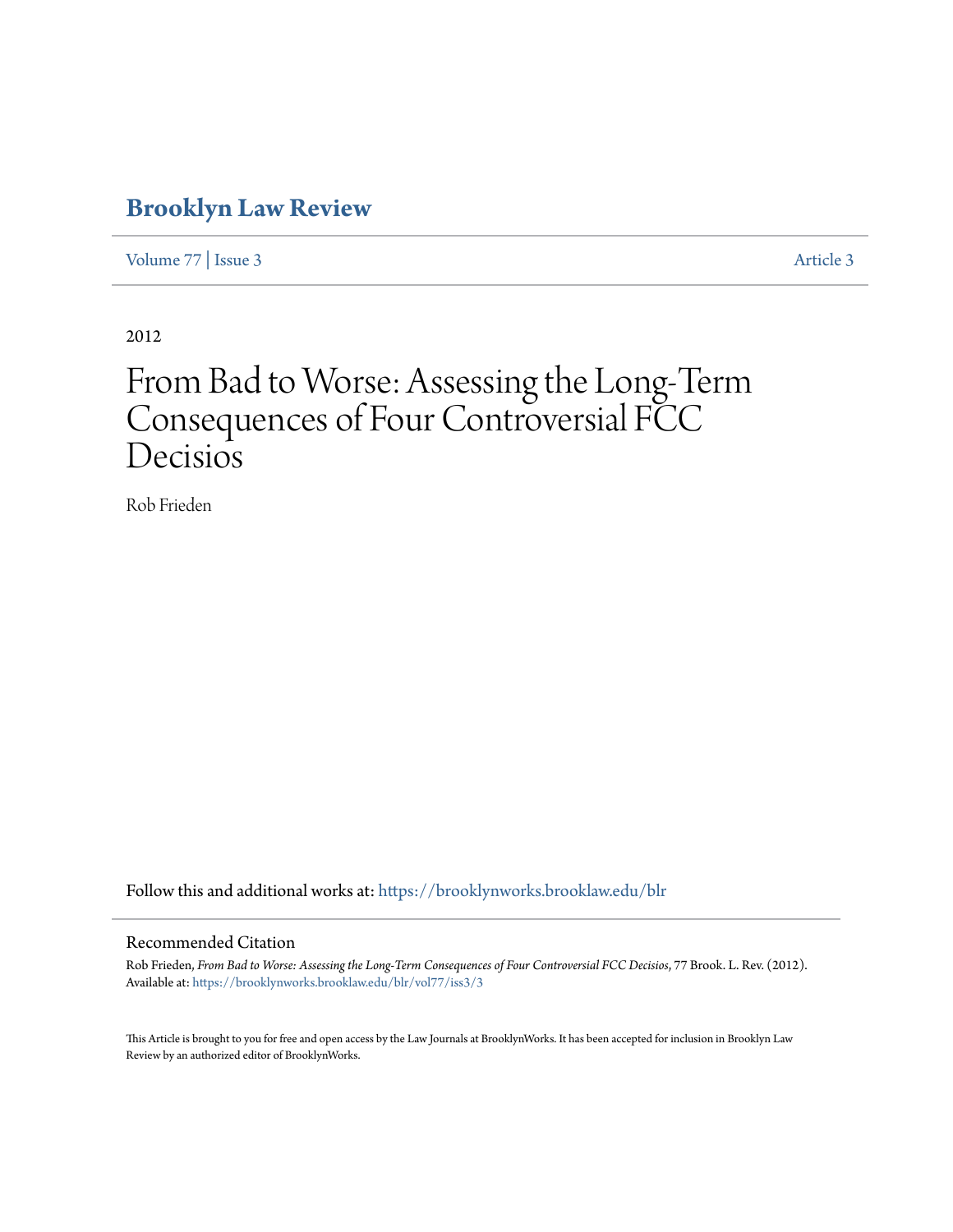# Brooklyn Law Review

Volume 77 | Issue 3 Article 3

2012

# From Bad to Worse: Assessing the Long-Term Consequences of Four Controversial FCC Decisios

Rob Frieden

Follow this and additional works at: https://brooklynworks.brooklaw.edu/blr

## Recommended Citation

Rob Frieden, *From Bad to Worse: Assessing the Long-Term Consequences of Four Controversial FCC Decisios*, 77 Brook. L. Rev. (2012).
Available at: https://brooklynworks.brooklaw.edu/blr/vol77/iss3/3

This Article is brought to you for free and open access by the Law Journals at BrooklynWorks. It has been accepted for inclusion in Brooklyn Law Review by an authorized editor of BrooklynWorks.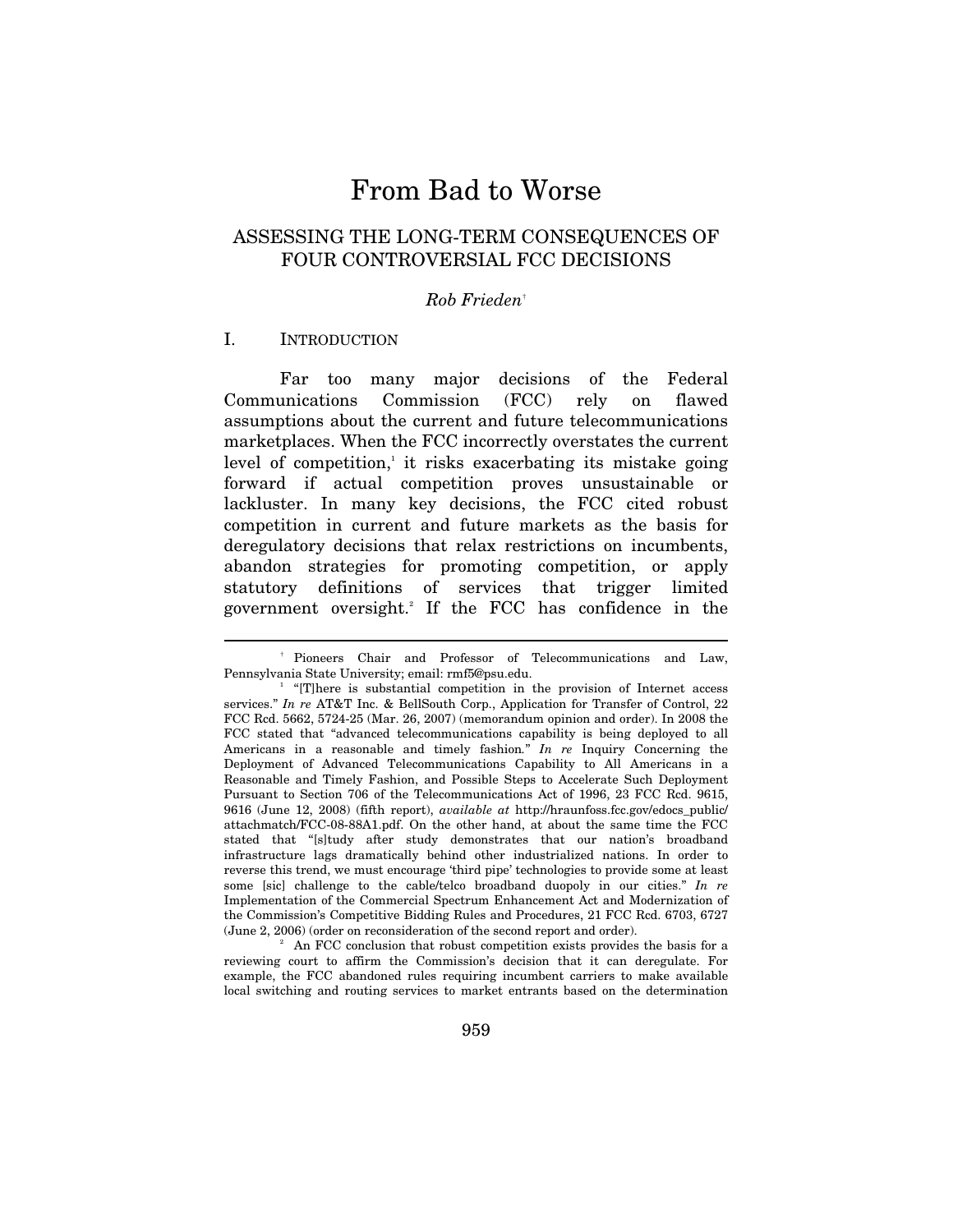# From Bad to Worse

## ASSESSING THE LONG-TERM CONSEQUENCES OF FOUR CONTROVERSIAL FCC DECISIONS

*Rob Frieden*[†]

### I. INTRODUCTION

Far too many major decisions of the Federal Communications Commission (FCC) rely on flawed assumptions about the current and future telecommunications marketplaces. When the FCC incorrectly overstates the current level of competition,[1] it risks exacerbating its mistake going forward if actual competition proves unsustainable or lackluster. In many key decisions, the FCC cited robust competition in current and future markets as the basis for deregulatory decisions that relax restrictions on incumbents, abandon strategies for promoting competition, or apply statutory definitions of services that trigger limited government oversight.[2] If the FCC has confidence in the

---

[†] Pioneers Chair and Professor of Telecommunications and Law, Pennsylvania State University; email: rmf5@psu.edu.

[1] "[T]here is substantial competition in the provision of Internet access services." *In re* AT&T Inc. & BellSouth Corp., Application for Transfer of Control, 22 FCC Rcd. 5662, 5724-25 (Mar. 26, 2007) (memorandum opinion and order). In 2008 the FCC stated that "advanced telecommunications capability is being deployed to all Americans in a reasonable and timely fashion." *In re* Inquiry Concerning the Deployment of Advanced Telecommunications Capability to All Americans in a Reasonable and Timely Fashion, and Possible Steps to Accelerate Such Deployment Pursuant to Section 706 of the Telecommunications Act of 1996, 23 FCC Rcd. 9615, 9616 (June 12, 2008) (fifth report), *available at* http://hraunfoss.fcc.gov/edocs_public/attachmatch/FCC-08-88A1.pdf. On the other hand, at about the same time the FCC stated that "[s]tudy after study demonstrates that our nation's broadband infrastructure lags dramatically behind other industrialized nations. In order to reverse this trend, we must encourage 'third pipe' technologies to provide some at least some [sic] challenge to the cable/telco broadband duopoly in our cities." *In re* Implementation of the Commercial Spectrum Enhancement Act and Modernization of the Commission's Competitive Bidding Rules and Procedures, 21 FCC Rcd. 6703, 6727 (June 2, 2006) (order on reconsideration of the second report and order).

[2] An FCC conclusion that robust competition exists provides the basis for a reviewing court to affirm the Commission's decision that it can deregulate. For example, the FCC abandoned rules requiring incumbent carriers to make available local switching and routing services to market entrants based on the determination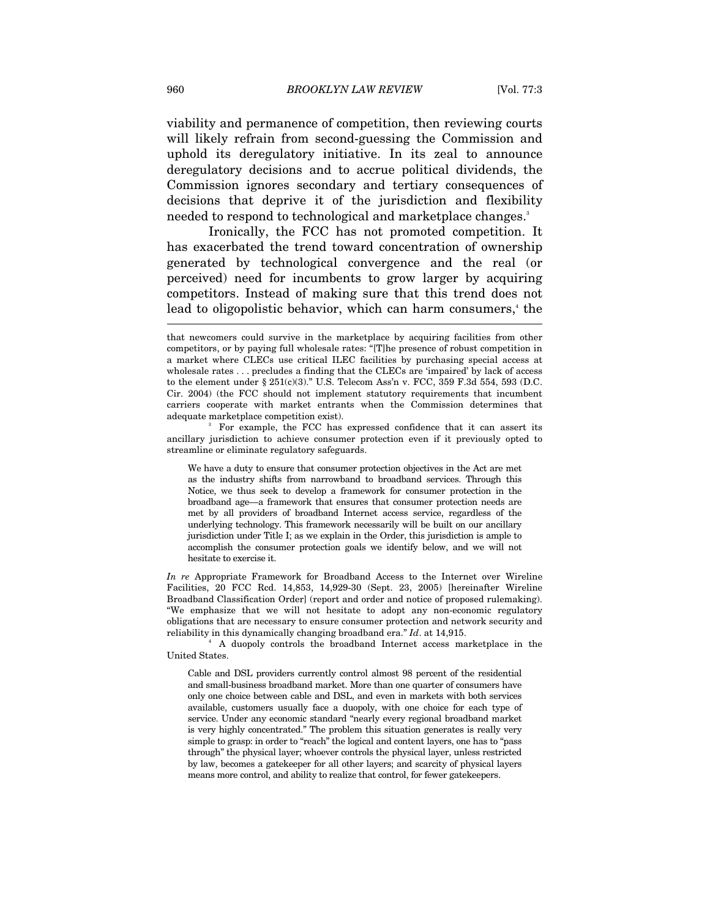viability and permanence of competition, then reviewing courts will likely refrain from second-guessing the Commission and uphold its deregulatory initiative. In its zeal to announce deregulatory decisions and to accrue political dividends, the Commission ignores secondary and tertiary consequences of decisions that deprive it of the jurisdiction and flexibility needed to respond to technological and marketplace changes.[3]

Ironically, the FCC has not promoted competition. It has exacerbated the trend toward concentration of ownership generated by technological convergence and the real (or perceived) need for incumbents to grow larger by acquiring competitors. Instead of making sure that this trend does not lead to oligopolistic behavior, which can harm consumers,[4] the

---

that newcomers could survive in the marketplace by acquiring facilities from other competitors, or by paying full wholesale rates: "[T]he presence of robust competition in a market where CLECs use critical ILEC facilities by purchasing special access at wholesale rates . . . precludes a finding that the CLECs are 'impaired' by lack of access to the element under § 251(c)(3)." U.S. Telecom Ass'n v. FCC, 359 F.3d 554, 593 (D.C. Cir. 2004) (the FCC should not implement statutory requirements that incumbent carriers cooperate with market entrants when the Commission determines that adequate marketplace competition exist).

[3] For example, the FCC has expressed confidence that it can assert its ancillary jurisdiction to achieve consumer protection even if it previously opted to streamline or eliminate regulatory safeguards.

> We have a duty to ensure that consumer protection objectives in the Act are met as the industry shifts from narrowband to broadband services. Through this Notice, we thus seek to develop a framework for consumer protection in the broadband age—a framework that ensures that consumer protection needs are met by all providers of broadband Internet access service, regardless of the underlying technology. This framework necessarily will be built on our ancillary jurisdiction under Title I; as we explain in the Order, this jurisdiction is ample to accomplish the consumer protection goals we identify below, and we will not hesitate to exercise it.

*In re* Appropriate Framework for Broadband Access to the Internet over Wireline Facilities, 20 FCC Rcd. 14,853, 14,929-30 (Sept. 23, 2005) [hereinafter Wireline Broadband Classification Order] (report and order and notice of proposed rulemaking). "We emphasize that we will not hesitate to adopt any non-economic regulatory obligations that are necessary to ensure consumer protection and network security and reliability in this dynamically changing broadband era." *Id*. at 14,915.

[4] A duopoly controls the broadband Internet access marketplace in the United States.

> Cable and DSL providers currently control almost 98 percent of the residential and small-business broadband market. More than one quarter of consumers have only one choice between cable and DSL, and even in markets with both services available, customers usually face a duopoly, with one choice for each type of service. Under any economic standard "nearly every regional broadband market is very highly concentrated." The problem this situation generates is really very simple to grasp: in order to "reach" the logical and content layers, one has to "pass through" the physical layer; whoever controls the physical layer, unless restricted by law, becomes a gatekeeper for all other layers; and scarcity of physical layers means more control, and ability to realize that control, for fewer gatekeepers.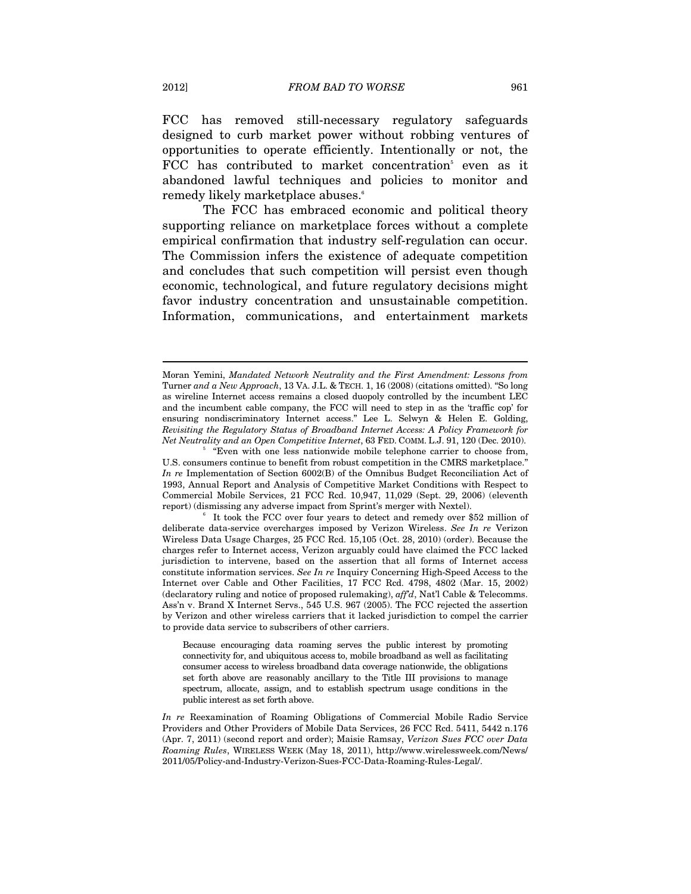FCC has removed still-necessary regulatory safeguards designed to curb market power without robbing ventures of opportunities to operate efficiently. Intentionally or not, the FCC has contributed to market concentration[5] even as it abandoned lawful techniques and policies to monitor and remedy likely marketplace abuses.[6]

The FCC has embraced economic and political theory supporting reliance on marketplace forces without a complete empirical confirmation that industry self-regulation can occur. The Commission infers the existence of adequate competition and concludes that such competition will persist even though economic, technological, and future regulatory decisions might favor industry concentration and unsustainable competition. Information, communications, and entertainment markets

---

Moran Yemini, *Mandated Network Neutrality and the First Amendment: Lessons from* Turner *and a New Approach*, 13 VA. J.L. & TECH. 1, 16 (2008) (citations omitted). "So long as wireline Internet access remains a closed duopoly controlled by the incumbent LEC and the incumbent cable company, the FCC will need to step in as the 'traffic cop' for ensuring nondiscriminatory Internet access." Lee L. Selwyn & Helen E. Golding, *Revisiting the Regulatory Status of Broadband Internet Access: A Policy Framework for Net Neutrality and an Open Competitive Internet*, 63 FED. COMM. L.J. 91, 120 (Dec. 2010).

[5] "Even with one less nationwide mobile telephone carrier to choose from, U.S. consumers continue to benefit from robust competition in the CMRS marketplace." *In re* Implementation of Section 6002(B) of the Omnibus Budget Reconciliation Act of 1993, Annual Report and Analysis of Competitive Market Conditions with Respect to Commercial Mobile Services, 21 FCC Rcd. 10,947, 11,029 (Sept. 29, 2006) (eleventh report) (dismissing any adverse impact from Sprint's merger with Nextel).

[6] It took the FCC over four years to detect and remedy over $52 million of deliberate data-service overcharges imposed by Verizon Wireless. *See In re* Verizon Wireless Data Usage Charges, 25 FCC Rcd. 15,105 (Oct. 28, 2010) (order). Because the charges refer to Internet access, Verizon arguably could have claimed the FCC lacked jurisdiction to intervene, based on the assertion that all forms of Internet access constitute information services. *See In re* Inquiry Concerning High-Speed Access to the Internet over Cable and Other Facilities, 17 FCC Rcd. 4798, 4802 (Mar. 15, 2002) (declaratory ruling and notice of proposed rulemaking), *aff'd*, Nat'l Cable & Telecomms. Ass'n v. Brand X Internet Servs., 545 U.S. 967 (2005). The FCC rejected the assertion by Verizon and other wireless carriers that it lacked jurisdiction to compel the carrier to provide data service to subscribers of other carriers.

> Because encouraging data roaming serves the public interest by promoting connectivity for, and ubiquitous access to, mobile broadband as well as facilitating consumer access to wireless broadband data coverage nationwide, the obligations set forth above are reasonably ancillary to the Title III provisions to manage spectrum, allocate, assign, and to establish spectrum usage conditions in the public interest as set forth above.

*In re* Reexamination of Roaming Obligations of Commercial Mobile Radio Service Providers and Other Providers of Mobile Data Services, 26 FCC Rcd. 5411, 5442 n.176 (Apr. 7, 2011) (second report and order); Maisie Ramsay, *Verizon Sues FCC over Data Roaming Rules*, WIRELESS WEEK (May 18, 2011), http://www.wirelessweek.com/News/2011/05/Policy-and-Industry-Verizon-Sues-FCC-Data-Roaming-Rules-Legal/.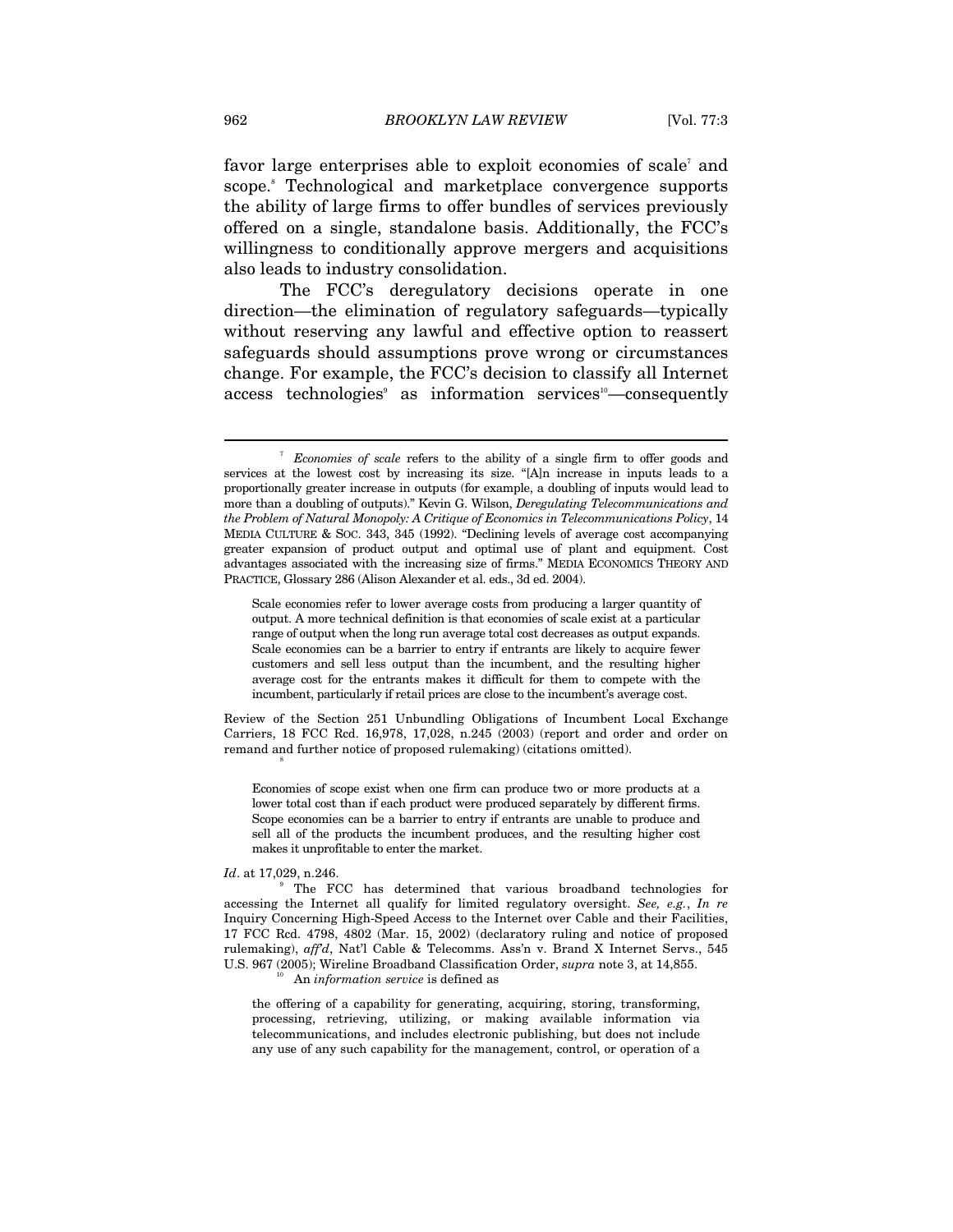favor large enterprises able to exploit economies of scale[7] and scope.[8] Technological and marketplace convergence supports the ability of large firms to offer bundles of services previously offered on a single, standalone basis. Additionally, the FCC's willingness to conditionally approve mergers and acquisitions also leads to industry consolidation.

The FCC's deregulatory decisions operate in one direction—the elimination of regulatory safeguards—typically without reserving any lawful and effective option to reassert safeguards should assumptions prove wrong or circumstances change. For example, the FCC's decision to classify all Internet access technologies[9] as information services[10]—consequently

---

[7] *Economies of scale* refers to the ability of a single firm to offer goods and services at the lowest cost by increasing its size. "[A]n increase in inputs leads to a proportionally greater increase in outputs (for example, a doubling of inputs would lead to more than a doubling of outputs)." Kevin G. Wilson, *Deregulating Telecommunications and the Problem of Natural Monopoly: A Critique of Economics in Telecommunications Policy*, 14 MEDIA CULTURE & SOC. 343, 345 (1992). "Declining levels of average cost accompanying greater expansion of product output and optimal use of plant and equipment. Cost advantages associated with the increasing size of firms." MEDIA ECONOMICS THEORY AND PRACTICE, Glossary 286 (Alison Alexander et al. eds., 3d ed. 2004).

> Scale economies refer to lower average costs from producing a larger quantity of output. A more technical definition is that economies of scale exist at a particular range of output when the long run average total cost decreases as output expands. Scale economies can be a barrier to entry if entrants are likely to acquire fewer customers and sell less output than the incumbent, and the resulting higher average cost for the entrants makes it difficult for them to compete with the incumbent, particularly if retail prices are close to the incumbent's average cost.

Review of the Section 251 Unbundling Obligations of Incumbent Local Exchange Carriers, 18 FCC Rcd. 16,978, 17,028, n.245 (2003) (report and order and order on remand and further notice of proposed rulemaking) (citations omitted).

[8]

> Economies of scope exist when one firm can produce two or more products at a lower total cost than if each product were produced separately by different firms. Scope economies can be a barrier to entry if entrants are unable to produce and sell all of the products the incumbent produces, and the resulting higher cost makes it unprofitable to enter the market.

*Id*. at 17,029, n.246.

[9] The FCC has determined that various broadband technologies for accessing the Internet all qualify for limited regulatory oversight. *See, e.g.*, *In re* Inquiry Concerning High-Speed Access to the Internet over Cable and their Facilities, 17 FCC Rcd. 4798, 4802 (Mar. 15, 2002) (declaratory ruling and notice of proposed rulemaking), *aff'd*, Nat'l Cable & Telecomms. Ass'n v. Brand X Internet Servs., 545 U.S. 967 (2005); Wireline Broadband Classification Order, *supra* note 3, at 14,855.

[10] An *information service* is defined as

> the offering of a capability for generating, acquiring, storing, transforming, processing, retrieving, utilizing, or making available information via telecommunications, and includes electronic publishing, but does not include any use of any such capability for the management, control, or operation of a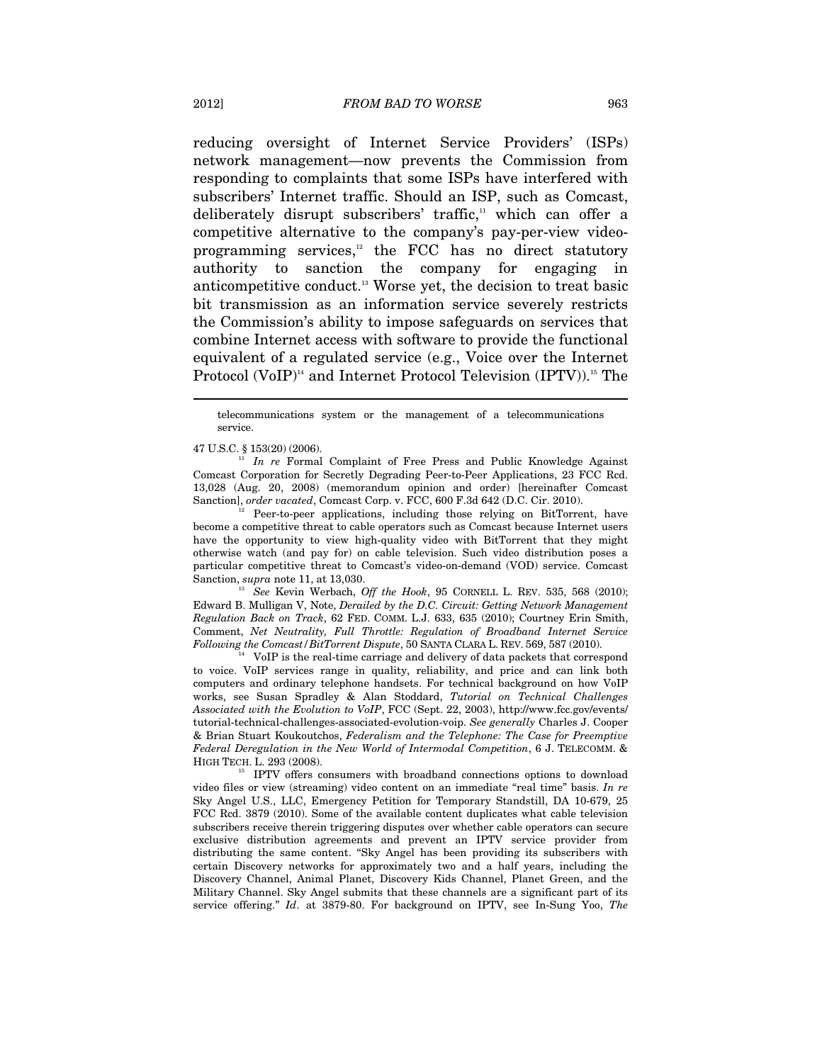reducing oversight of Internet Service Providers' (ISPs) network management—now prevents the Commission from responding to complaints that some ISPs have interfered with subscribers' Internet traffic. Should an ISP, such as Comcast, deliberately disrupt subscribers' traffic,[11] which can offer a competitive alternative to the company's pay-per-view video-programming services,[12] the FCC has no direct statutory authority to sanction the company for engaging in anticompetitive conduct.[13] Worse yet, the decision to treat basic bit transmission as an information service severely restricts the Commission's ability to impose safeguards on services that combine Internet access with software to provide the functional equivalent of a regulated service (e.g., Voice over the Internet Protocol (VoIP)[14] and Internet Protocol Television (IPTV)).[15] The

---

telecommunications system or the management of a telecommunications service.

47 U.S.C. § 153(20) (2006).

[11] *In re* Formal Complaint of Free Press and Public Knowledge Against Comcast Corporation for Secretly Degrading Peer-to-Peer Applications, 23 FCC Rcd. 13,028 (Aug. 20, 2008) (memorandum opinion and order) [hereinafter Comcast Sanction], *order vacated*, Comcast Corp. v. FCC, 600 F.3d 642 (D.C. Cir. 2010).

[12] Peer-to-peer applications, including those relying on BitTorrent, have become a competitive threat to cable operators such as Comcast because Internet users have the opportunity to view high-quality video with BitTorrent that they might otherwise watch (and pay for) on cable television. Such video distribution poses a particular competitive threat to Comcast's video-on-demand (VOD) service. Comcast Sanction, *supra* note 11, at 13,030.

[13] *See* Kevin Werbach, *Off the Hook*, 95 CORNELL L. REV. 535, 568 (2010); Edward B. Mulligan V, Note, *Derailed by the D.C. Circuit: Getting Network Management Regulation Back on Track*, 62 FED. COMM. L.J. 633, 635 (2010); Courtney Erin Smith, Comment, *Net Neutrality, Full Throttle: Regulation of Broadband Internet Service Following the Comcast/BitTorrent Dispute*, 50 SANTA CLARA L. REV. 569, 587 (2010).

[14] VoIP is the real-time carriage and delivery of data packets that correspond to voice. VoIP services range in quality, reliability, and price and can link both computers and ordinary telephone handsets. For technical background on how VoIP works, see Susan Spradley & Alan Stoddard, *Tutorial on Technical Challenges Associated with the Evolution to VoIP*, FCC (Sept. 22, 2003), http://www.fcc.gov/events/tutorial-technical-challenges-associated-evolution-voip. *See generally* Charles J. Cooper & Brian Stuart Koukoutchos, *Federalism and the Telephone: The Case for Preemptive Federal Deregulation in the New World of Intermodal Competition*, 6 J. TELECOMM. & HIGH TECH. L. 293 (2008).

[15] IPTV offers consumers with broadband connections options to download video files or view (streaming) video content on an immediate "real time" basis. *In re* Sky Angel U.S., LLC, Emergency Petition for Temporary Standstill, DA 10-679, 25 FCC Rcd. 3879 (2010). Some of the available content duplicates what cable television subscribers receive therein triggering disputes over whether cable operators can secure exclusive distribution agreements and prevent an IPTV service provider from distributing the same content. "Sky Angel has been providing its subscribers with certain Discovery networks for approximately two and a half years, including the Discovery Channel, Animal Planet, Discovery Kids Channel, Planet Green, and the Military Channel. Sky Angel submits that these channels are a significant part of its service offering." *Id*. at 3879-80. For background on IPTV, see In-Sung Yoo, *The*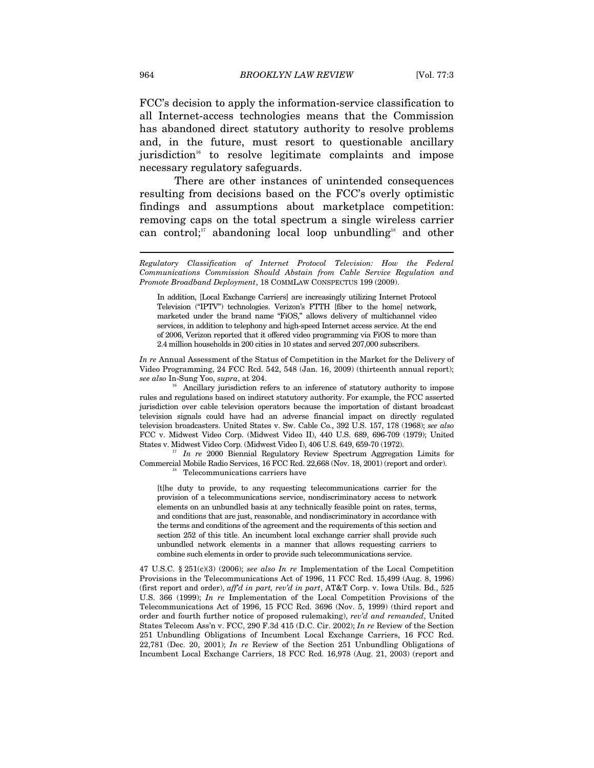FCC's decision to apply the information-service classification to all Internet-access technologies means that the Commission has abandoned direct statutory authority to resolve problems and, in the future, must resort to questionable ancillary jurisdiction[16] to resolve legitimate complaints and impose necessary regulatory safeguards.

There are other instances of unintended consequences resulting from decisions based on the FCC's overly optimistic findings and assumptions about marketplace competition: removing caps on the total spectrum a single wireless carrier can control;[17] abandoning local loop unbundling[18] and other

---

*Regulatory Classification of Internet Protocol Television: How the Federal Communications Commission Should Abstain from Cable Service Regulation and Promote Broadband Deployment*, 18 COMMLAW CONSPECTUS 199 (2009).

> In addition, [Local Exchange Carriers] are increasingly utilizing Internet Protocol Television ("IPTV") technologies. Verizon's FTTH [fiber to the home] network, marketed under the brand name "FiOS," allows delivery of multichannel video services, in addition to telephony and high-speed Internet access service. At the end of 2006, Verizon reported that it offered video programming via FiOS to more than 2.4 million households in 200 cities in 10 states and served 207,000 subscribers.

*In re* Annual Assessment of the Status of Competition in the Market for the Delivery of Video Programming, 24 FCC Rcd. 542, 548 (Jan. 16, 2009) (thirteenth annual report); *see also* In-Sung Yoo, *supra*, at 204.

[16] Ancillary jurisdiction refers to an inference of statutory authority to impose rules and regulations based on indirect statutory authority. For example, the FCC asserted jurisdiction over cable television operators because the importation of distant broadcast television signals could have had an adverse financial impact on directly regulated television broadcasters. United States v. Sw. Cable Co., 392 U.S. 157, 178 (1968); *see also* FCC v. Midwest Video Corp. (Midwest Video II), 440 U.S. 689, 696-709 (1979); United States v. Midwest Video Corp. (Midwest Video I), 406 U.S. 649, 659-70 (1972).

[17] *In re* 2000 Biennial Regulatory Review Spectrum Aggregation Limits for Commercial Mobile Radio Services, 16 FCC Rcd. 22,668 (Nov. 18, 2001) (report and order).

[18] Telecommunications carriers have

> [t]he duty to provide, to any requesting telecommunications carrier for the provision of a telecommunications service, nondiscriminatory access to network elements on an unbundled basis at any technically feasible point on rates, terms, and conditions that are just, reasonable, and nondiscriminatory in accordance with the terms and conditions of the agreement and the requirements of this section and section 252 of this title. An incumbent local exchange carrier shall provide such unbundled network elements in a manner that allows requesting carriers to combine such elements in order to provide such telecommunications service.

47 U.S.C. § 251(c)(3) (2006); *see also In re* Implementation of the Local Competition Provisions in the Telecommunications Act of 1996, 11 FCC Rcd. 15,499 (Aug. 8, 1996) (first report and order), *aff'd in part, rev'd in part*, AT&T Corp. v. Iowa Utils. Bd., 525 U.S. 366 (1999); *In re* Implementation of the Local Competition Provisions of the Telecommunications Act of 1996, 15 FCC Rcd. 3696 (Nov. 5, 1999) (third report and order and fourth further notice of proposed rulemaking), *rev'd and remanded*, United States Telecom Ass'n v. FCC, 290 F.3d 415 (D.C. Cir. 2002); *In re* Review of the Section 251 Unbundling Obligations of Incumbent Local Exchange Carriers, 16 FCC Rcd. 22,781 (Dec. 20, 2001); *In re* Review of the Section 251 Unbundling Obligations of Incumbent Local Exchange Carriers, 18 FCC Rcd. 16,978 (Aug. 21, 2003) (report and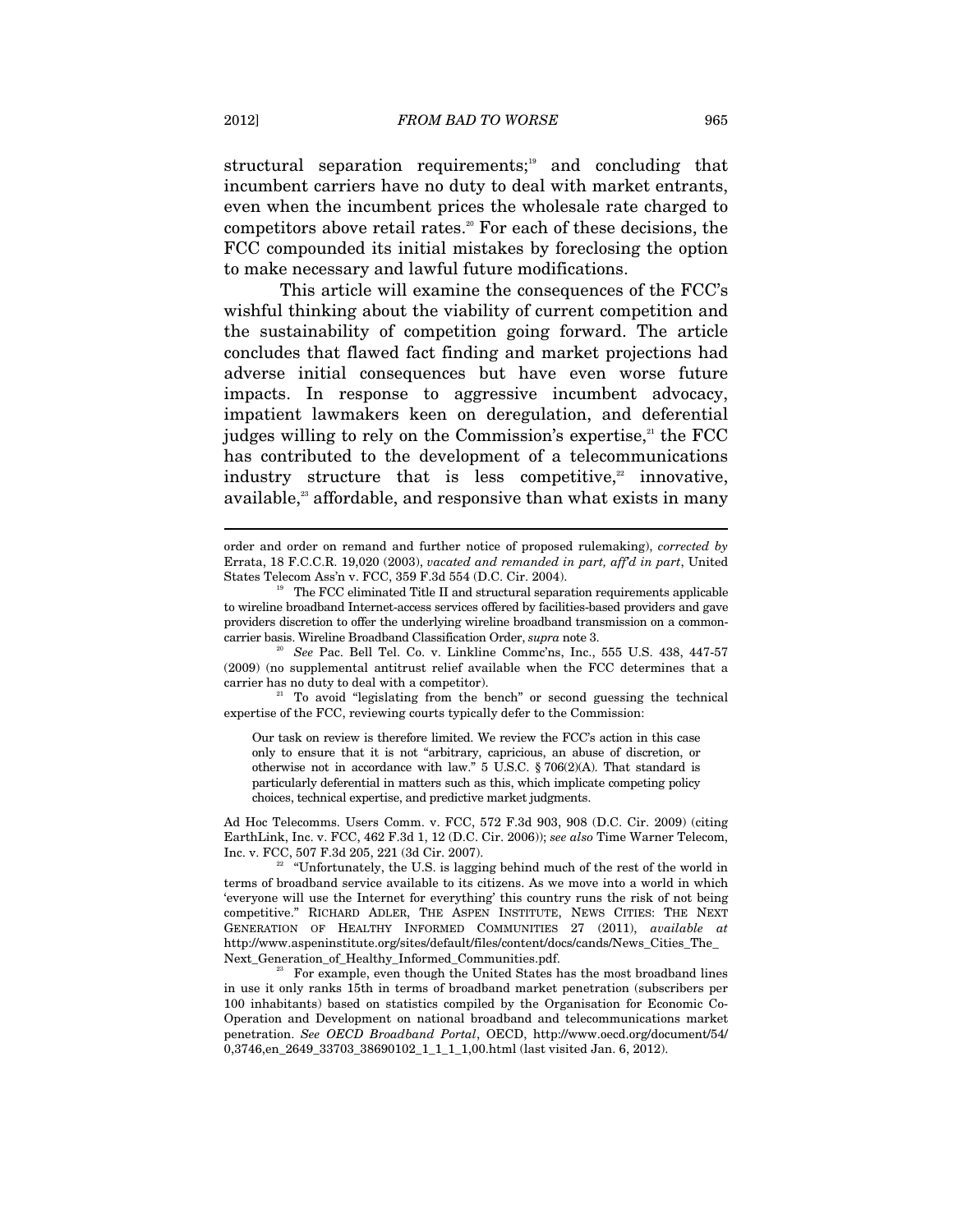structural separation requirements;[19] and concluding that incumbent carriers have no duty to deal with market entrants, even when the incumbent prices the wholesale rate charged to competitors above retail rates.[20] For each of these decisions, the FCC compounded its initial mistakes by foreclosing the option to make necessary and lawful future modifications.

This article will examine the consequences of the FCC's wishful thinking about the viability of current competition and the sustainability of competition going forward. The article concludes that flawed fact finding and market projections had adverse initial consequences but have even worse future impacts. In response to aggressive incumbent advocacy, impatient lawmakers keen on deregulation, and deferential judges willing to rely on the Commission's expertise,[21] the FCC has contributed to the development of a telecommunications industry structure that is less competitive,[22] innovative, available,[23] affordable, and responsive than what exists in many

---

order and order on remand and further notice of proposed rulemaking), *corrected by* Errata, 18 F.C.C.R. 19,020 (2003), *vacated and remanded in part, aff'd in part*, United States Telecom Ass'n v. FCC, 359 F.3d 554 (D.C. Cir. 2004).

[19] The FCC eliminated Title II and structural separation requirements applicable to wireline broadband Internet-access services offered by facilities-based providers and gave providers discretion to offer the underlying wireline broadband transmission on a common-carrier basis. Wireline Broadband Classification Order, *supra* note 3.

[20] *See* Pac. Bell Tel. Co. v. Linkline Commc'ns, Inc., 555 U.S. 438, 447-57 (2009) (no supplemental antitrust relief available when the FCC determines that a carrier has no duty to deal with a competitor).

[21] To avoid "legislating from the bench" or second guessing the technical expertise of the FCC, reviewing courts typically defer to the Commission:

> Our task on review is therefore limited. We review the FCC's action in this case only to ensure that it is not "arbitrary, capricious, an abuse of discretion, or otherwise not in accordance with law." 5 U.S.C. § 706(2)(A). That standard is particularly deferential in matters such as this, which implicate competing policy choices, technical expertise, and predictive market judgments.

Ad Hoc Telecomms. Users Comm. v. FCC, 572 F.3d 903, 908 (D.C. Cir. 2009) (citing EarthLink, Inc. v. FCC, 462 F.3d 1, 12 (D.C. Cir. 2006)); *see also* Time Warner Telecom, Inc. v. FCC, 507 F.3d 205, 221 (3d Cir. 2007).

[22] "Unfortunately, the U.S. is lagging behind much of the rest of the world in terms of broadband service available to its citizens. As we move into a world in which 'everyone will use the Internet for everything' this country runs the risk of not being competitive." RICHARD ADLER, THE ASPEN INSTITUTE, NEWS CITIES: THE NEXT GENERATION OF HEALTHY INFORMED COMMUNITIES 27 (2011), *available at* http://www.aspeninstitute.org/sites/default/files/content/docs/cands/News_Cities_The_Next_Generation_of_Healthy_Informed_Communities.pdf.

[23] For example, even though the United States has the most broadband lines in use it only ranks 15th in terms of broadband market penetration (subscribers per 100 inhabitants) based on statistics compiled by the Organisation for Economic Co-Operation and Development on national broadband and telecommunications market penetration. *See OECD Broadband Portal*, OECD, http://www.oecd.org/document/54/0,3746,en_2649_33703_38690102_1_1_1_1,00.html (last visited Jan. 6, 2012).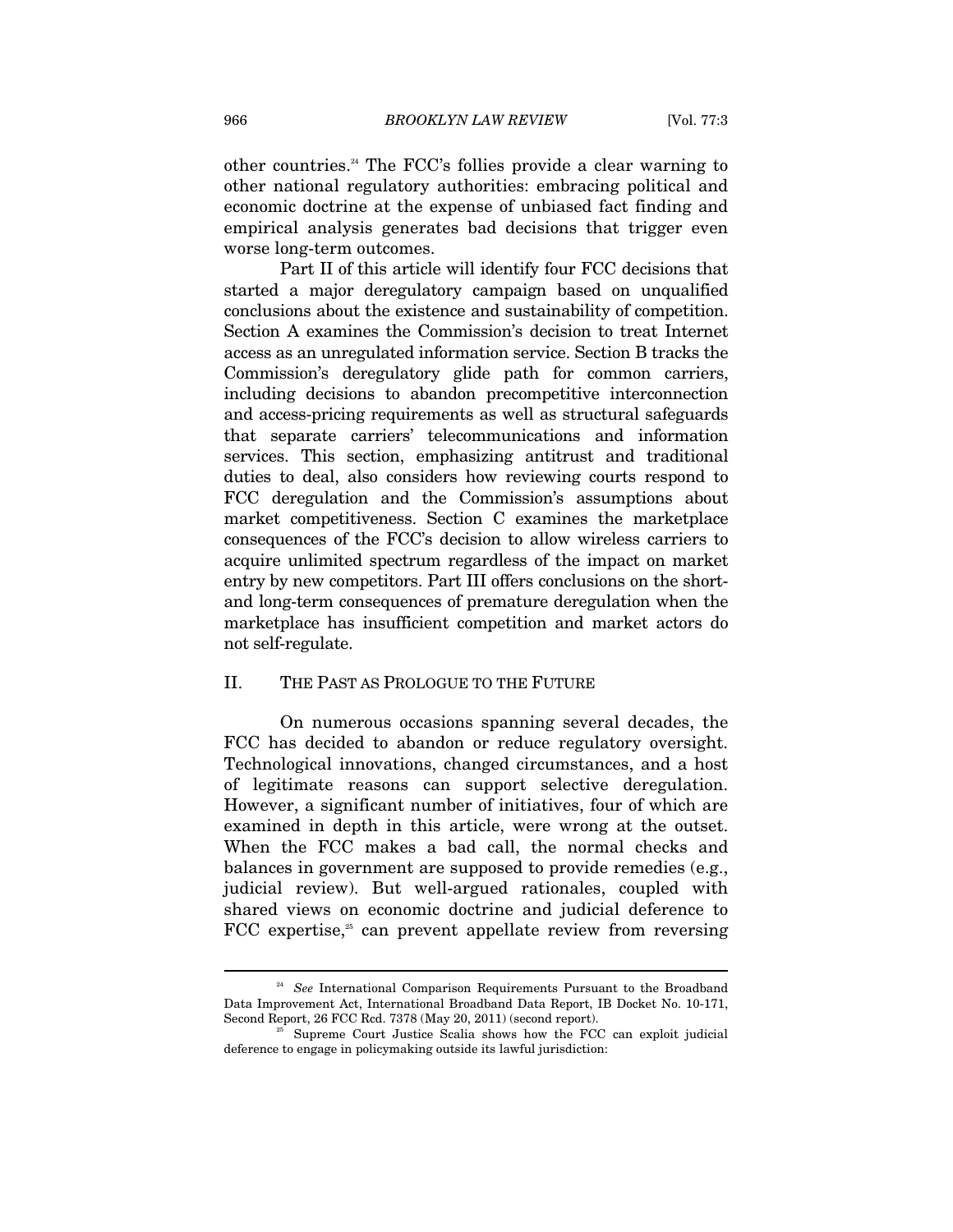other countries.[24] The FCC's follies provide a clear warning to other national regulatory authorities: embracing political and economic doctrine at the expense of unbiased fact finding and empirical analysis generates bad decisions that trigger even worse long-term outcomes.

Part II of this article will identify four FCC decisions that started a major deregulatory campaign based on unqualified conclusions about the existence and sustainability of competition. Section A examines the Commission's decision to treat Internet access as an unregulated information service. Section B tracks the Commission's deregulatory glide path for common carriers, including decisions to abandon precompetitive interconnection and access-pricing requirements as well as structural safeguards that separate carriers' telecommunications and information services. This section, emphasizing antitrust and traditional duties to deal, also considers how reviewing courts respond to FCC deregulation and the Commission's assumptions about market competitiveness. Section C examines the marketplace consequences of the FCC's decision to allow wireless carriers to acquire unlimited spectrum regardless of the impact on market entry by new competitors. Part III offers conclusions on the short- and long-term consequences of premature deregulation when the marketplace has insufficient competition and market actors do not self-regulate.

## II. THE PAST AS PROLOGUE TO THE FUTURE

On numerous occasions spanning several decades, the FCC has decided to abandon or reduce regulatory oversight. Technological innovations, changed circumstances, and a host of legitimate reasons can support selective deregulation. However, a significant number of initiatives, four of which are examined in depth in this article, were wrong at the outset. When the FCC makes a bad call, the normal checks and balances in government are supposed to provide remedies (e.g., judicial review). But well-argued rationales, coupled with shared views on economic doctrine and judicial deference to FCC expertise,[25] can prevent appellate review from reversing

---

[24] *See* International Comparison Requirements Pursuant to the Broadband Data Improvement Act, International Broadband Data Report, IB Docket No. 10-171, Second Report, 26 FCC Rcd. 7378 (May 20, 2011) (second report).

[25] Supreme Court Justice Scalia shows how the FCC can exploit judicial deference to engage in policymaking outside its lawful jurisdiction: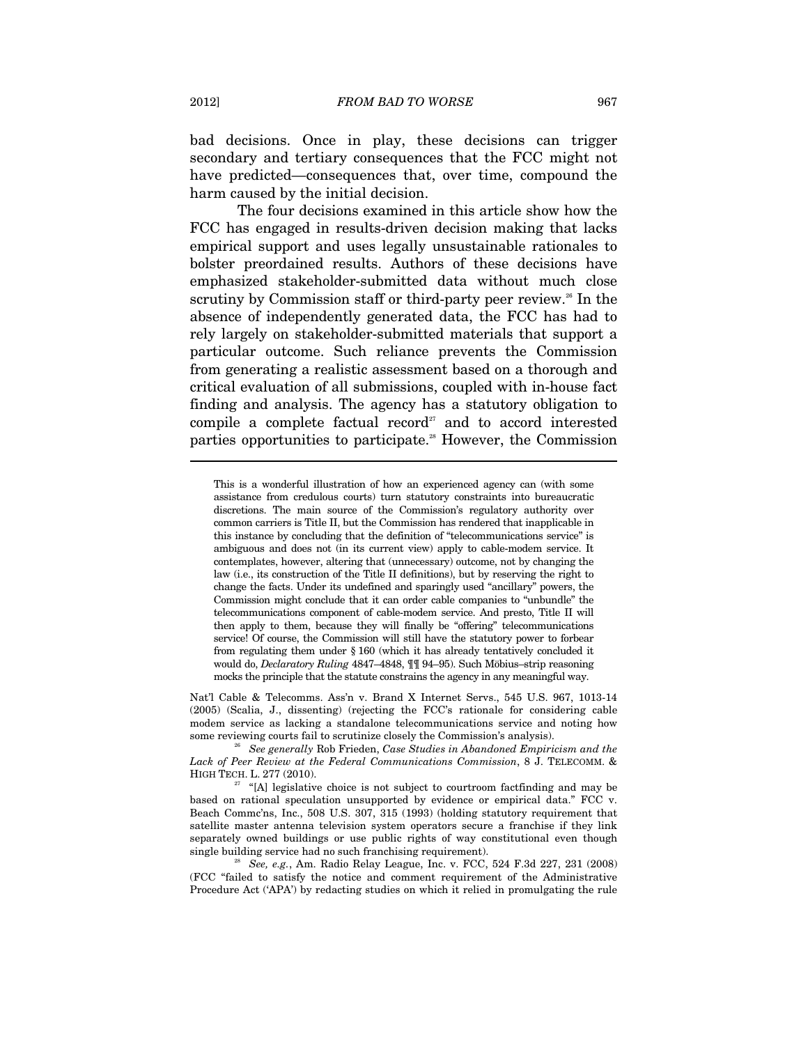bad decisions. Once in play, these decisions can trigger secondary and tertiary consequences that the FCC might not have predicted—consequences that, over time, compound the harm caused by the initial decision.

The four decisions examined in this article show how the FCC has engaged in results-driven decision making that lacks empirical support and uses legally unsustainable rationales to bolster preordained results. Authors of these decisions have emphasized stakeholder-submitted data without much close scrutiny by Commission staff or third-party peer review.[26] In the absence of independently generated data, the FCC has had to rely largely on stakeholder-submitted materials that support a particular outcome. Such reliance prevents the Commission from generating a realistic assessment based on a thorough and critical evaluation of all submissions, coupled with in-house fact finding and analysis. The agency has a statutory obligation to compile a complete factual record[27] and to accord interested parties opportunities to participate.[28] However, the Commission

---

> This is a wonderful illustration of how an experienced agency can (with some assistance from credulous courts) turn statutory constraints into bureaucratic discretions. The main source of the Commission's regulatory authority over common carriers is Title II, but the Commission has rendered that inapplicable in this instance by concluding that the definition of "telecommunications service" is ambiguous and does not (in its current view) apply to cable-modem service. It contemplates, however, altering that (unnecessary) outcome, not by changing the law (i.e., its construction of the Title II definitions), but by reserving the right to change the facts. Under its undefined and sparingly used "ancillary" powers, the Commission might conclude that it can order cable companies to "unbundle" the telecommunications component of cable-modem service. And presto, Title II will then apply to them, because they will finally be "offering" telecommunications service! Of course, the Commission will still have the statutory power to forbear from regulating them under § 160 (which it has already tentatively concluded it would do, *Declaratory Ruling* 4847–4848, ¶¶ 94–95). Such Möbius–strip reasoning mocks the principle that the statute constrains the agency in any meaningful way.

Nat'l Cable & Telecomms. Ass'n v. Brand X Internet Servs., 545 U.S. 967, 1013-14 (2005) (Scalia, J., dissenting) (rejecting the FCC's rationale for considering cable modem service as lacking a standalone telecommunications service and noting how some reviewing courts fail to scrutinize closely the Commission's analysis).

[26] *See generally* Rob Frieden, *Case Studies in Abandoned Empiricism and the Lack of Peer Review at the Federal Communications Commission*, 8 J. TELECOMM. & HIGH TECH. L. 277 (2010).

[27] "[A] legislative choice is not subject to courtroom factfinding and may be based on rational speculation unsupported by evidence or empirical data." FCC v. Beach Commc'ns, Inc., 508 U.S. 307, 315 (1993) (holding statutory requirement that satellite master antenna television system operators secure a franchise if they link separately owned buildings or use public rights of way constitutional even though single building service had no such franchising requirement).

[28] *See, e.g.*, Am. Radio Relay League, Inc. v. FCC, 524 F.3d 227, 231 (2008) (FCC "failed to satisfy the notice and comment requirement of the Administrative Procedure Act ('APA') by redacting studies on which it relied in promulgating the rule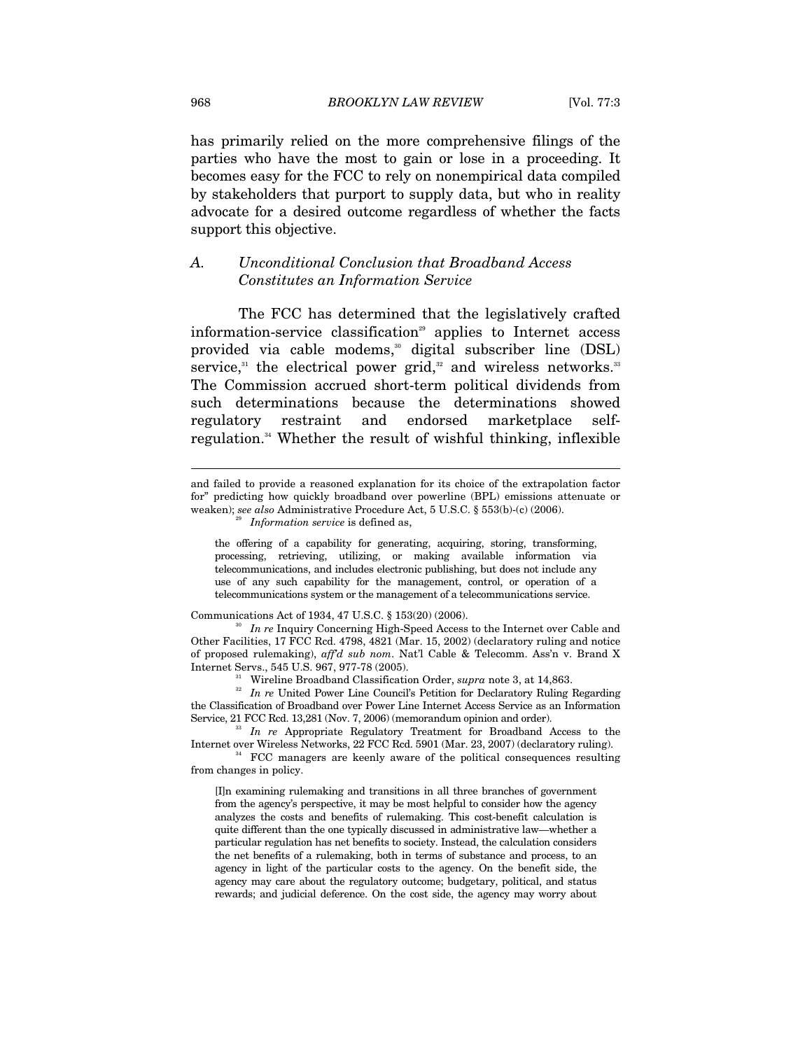has primarily relied on the more comprehensive filings of the parties who have the most to gain or lose in a proceeding. It becomes easy for the FCC to rely on nonempirical data compiled by stakeholders that purport to supply data, but who in reality advocate for a desired outcome regardless of whether the facts support this objective.

### A. *Unconditional Conclusion that Broadband Access Constitutes an Information Service*

The FCC has determined that the legislatively crafted information-service classification[29] applies to Internet access provided via cable modems,[30] digital subscriber line (DSL) service,[31] the electrical power grid,[32] and wireless networks.[33] The Commission accrued short-term political dividends from such determinations because the determinations showed regulatory restraint and endorsed marketplace self-regulation.[34] Whether the result of wishful thinking, inflexible

---

and failed to provide a reasoned explanation for its choice of the extrapolation factor for" predicting how quickly broadband over powerline (BPL) emissions attenuate or weaken); *see also* Administrative Procedure Act, 5 U.S.C. § 553(b)-(c) (2006).

[29] *Information service* is defined as,

> the offering of a capability for generating, acquiring, storing, transforming, processing, retrieving, utilizing, or making available information via telecommunications, and includes electronic publishing, but does not include any use of any such capability for the management, control, or operation of a telecommunications system or the management of a telecommunications service.

Communications Act of 1934, 47 U.S.C. § 153(20) (2006).

[30] *In re* Inquiry Concerning High-Speed Access to the Internet over Cable and Other Facilities, 17 FCC Rcd. 4798, 4821 (Mar. 15, 2002) (declaratory ruling and notice of proposed rulemaking), *aff'd sub nom*. Nat'l Cable & Telecomm. Ass'n v. Brand X Internet Servs., 545 U.S. 967, 977-78 (2005).

[31] Wireline Broadband Classification Order, *supra* note 3, at 14,863.

[32] *In re* United Power Line Council's Petition for Declaratory Ruling Regarding the Classification of Broadband over Power Line Internet Access Service as an Information Service, 21 FCC Rcd. 13,281 (Nov. 7, 2006) (memorandum opinion and order).

[33] *In re* Appropriate Regulatory Treatment for Broadband Access to the Internet over Wireless Networks, 22 FCC Rcd. 5901 (Mar. 23, 2007) (declaratory ruling).

[34] FCC managers are keenly aware of the political consequences resulting from changes in policy.

> [I]n examining rulemaking and transitions in all three branches of government from the agency's perspective, it may be most helpful to consider how the agency analyzes the costs and benefits of rulemaking. This cost-benefit calculation is quite different than the one typically discussed in administrative law—whether a particular regulation has net benefits to society. Instead, the calculation considers the net benefits of a rulemaking, both in terms of substance and process, to an agency in light of the particular costs to the agency. On the benefit side, the agency may care about the regulatory outcome; budgetary, political, and status rewards; and judicial deference. On the cost side, the agency may worry about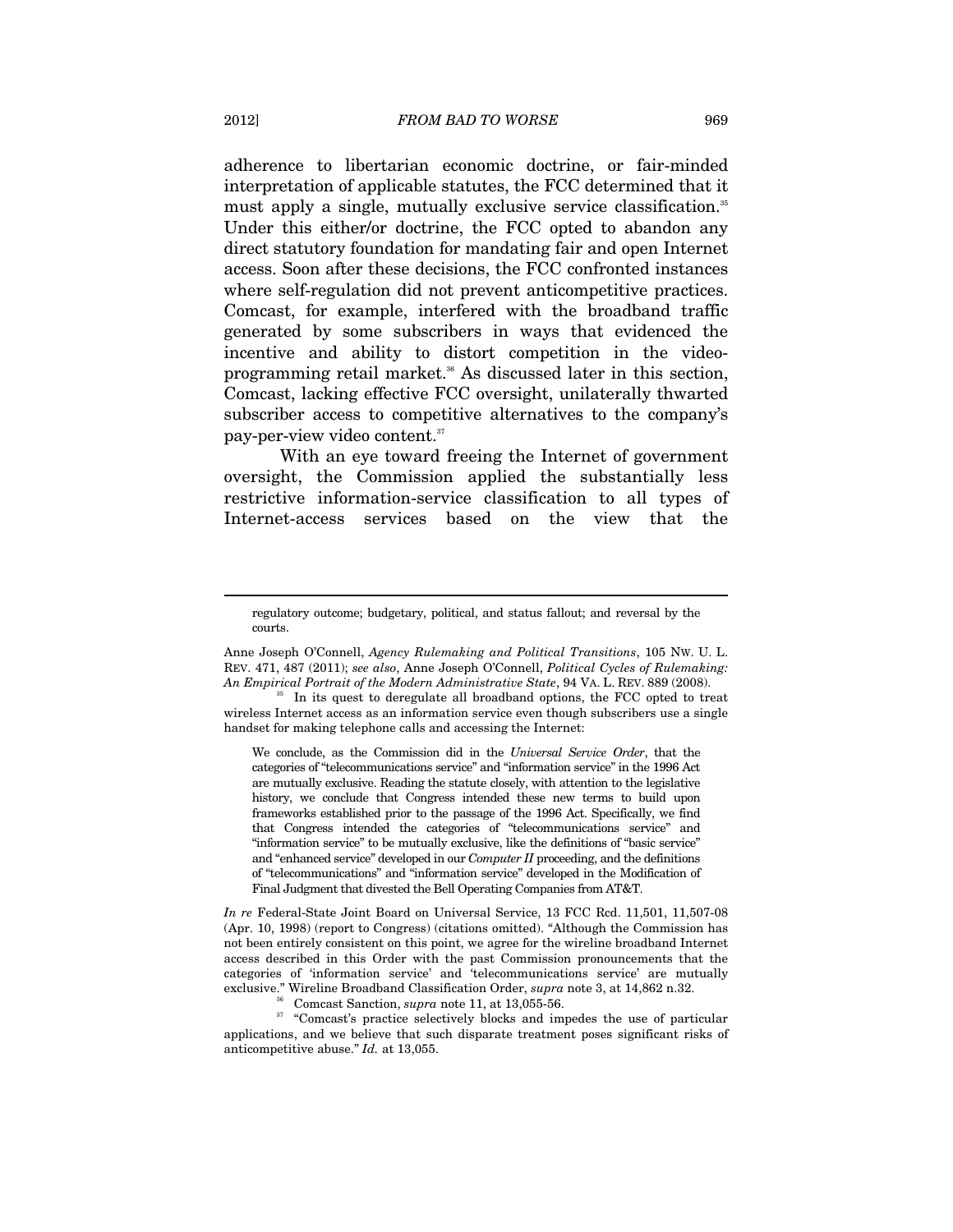adherence to libertarian economic doctrine, or fair-minded interpretation of applicable statutes, the FCC determined that it must apply a single, mutually exclusive service classification.[35] Under this either/or doctrine, the FCC opted to abandon any direct statutory foundation for mandating fair and open Internet access. Soon after these decisions, the FCC confronted instances where self-regulation did not prevent anticompetitive practices. Comcast, for example, interfered with the broadband traffic generated by some subscribers in ways that evidenced the incentive and ability to distort competition in the video-programming retail market.[36] As discussed later in this section, Comcast, lacking effective FCC oversight, unilaterally thwarted subscriber access to competitive alternatives to the company's pay-per-view video content.[37]

With an eye toward freeing the Internet of government oversight, the Commission applied the substantially less restrictive information-service classification to all types of Internet-access services based on the view that the

---

> regulatory outcome; budgetary, political, and status fallout; and reversal by the courts.

Anne Joseph O'Connell, *Agency Rulemaking and Political Transitions*, 105 NW. U. L. REV. 471, 487 (2011); *see also*, Anne Joseph O'Connell, *Political Cycles of Rulemaking: An Empirical Portrait of the Modern Administrative State*, 94 VA. L. REV. 889 (2008).

[35] In its quest to deregulate all broadband options, the FCC opted to treat wireless Internet access as an information service even though subscribers use a single handset for making telephone calls and accessing the Internet:

> We conclude, as the Commission did in the *Universal Service Order*, that the categories of "telecommunications service" and "information service" in the 1996 Act are mutually exclusive. Reading the statute closely, with attention to the legislative history, we conclude that Congress intended these new terms to build upon frameworks established prior to the passage of the 1996 Act. Specifically, we find that Congress intended the categories of "telecommunications service" and "information service" to be mutually exclusive, like the definitions of "basic service" and "enhanced service" developed in our *Computer II* proceeding, and the definitions of "telecommunications" and "information service" developed in the Modification of Final Judgment that divested the Bell Operating Companies from AT&T.

*In re* Federal-State Joint Board on Universal Service, 13 FCC Rcd. 11,501, 11,507-08 (Apr. 10, 1998) (report to Congress) (citations omitted). "Although the Commission has not been entirely consistent on this point, we agree for the wireline broadband Internet access described in this Order with the past Commission pronouncements that the categories of 'information service' and 'telecommunications service' are mutually exclusive." Wireline Broadband Classification Order, *supra* note 3, at 14,862 n.32.

[36] Comcast Sanction, *supra* note 11, at 13,055-56.

[37] "Comcast's practice selectively blocks and impedes the use of particular applications, and we believe that such disparate treatment poses significant risks of anticompetitive abuse." *Id.* at 13,055.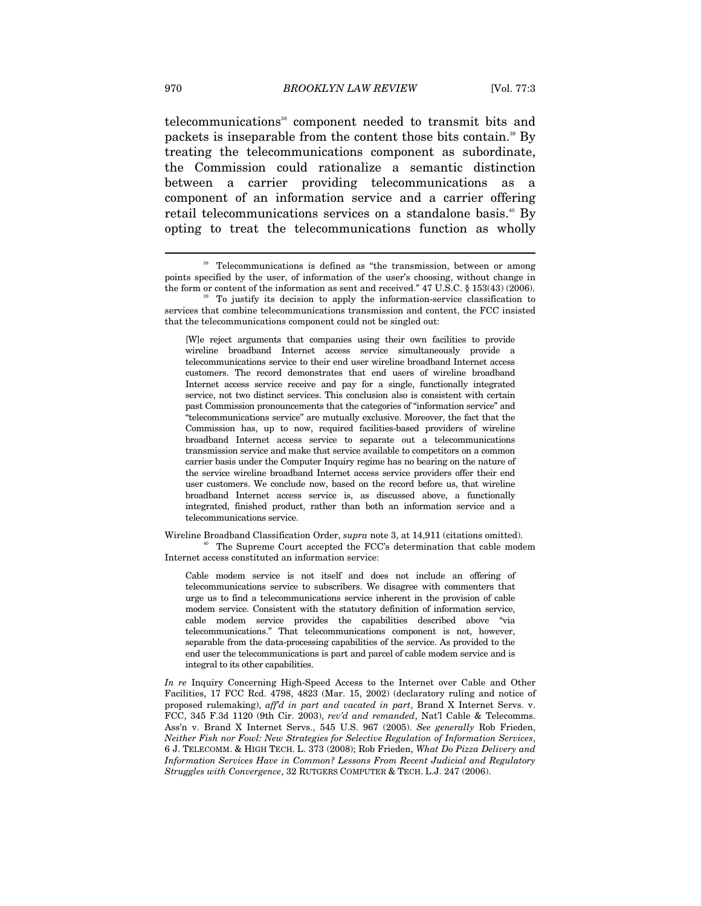telecommunications[38] component needed to transmit bits and packets is inseparable from the content those bits contain.[39] By treating the telecommunications component as subordinate, the Commission could rationalize a semantic distinction between a carrier providing telecommunications as a component of an information service and a carrier offering retail telecommunications services on a standalone basis.[40] By opting to treat the telecommunications function as wholly

---

[38] Telecommunications is defined as "the transmission, between or among points specified by the user, of information of the user's choosing, without change in the form or content of the information as sent and received." 47 U.S.C. § 153(43) (2006).

[39] To justify its decision to apply the information-service classification to services that combine telecommunications transmission and content, the FCC insisted that the telecommunications component could not be singled out:

> [W]e reject arguments that companies using their own facilities to provide wireline broadband Internet access service simultaneously provide a telecommunications service to their end user wireline broadband Internet access customers. The record demonstrates that end users of wireline broadband Internet access service receive and pay for a single, functionally integrated service, not two distinct services. This conclusion also is consistent with certain past Commission pronouncements that the categories of "information service" and "telecommunications service" are mutually exclusive. Moreover, the fact that the Commission has, up to now, required facilities-based providers of wireline broadband Internet access service to separate out a telecommunications transmission service and make that service available to competitors on a common carrier basis under the Computer Inquiry regime has no bearing on the nature of the service wireline broadband Internet access service providers offer their end user customers. We conclude now, based on the record before us, that wireline broadband Internet access service is, as discussed above, a functionally integrated, finished product, rather than both an information service and a telecommunications service.

Wireline Broadband Classification Order, *supra* note 3, at 14,911 (citations omitted).

[40] The Supreme Court accepted the FCC's determination that cable modem Internet access constituted an information service:

> Cable modem service is not itself and does not include an offering of telecommunications service to subscribers. We disagree with commenters that urge us to find a telecommunications service inherent in the provision of cable modem service. Consistent with the statutory definition of information service, cable modem service provides the capabilities described above "via telecommunications." That telecommunications component is not, however, separable from the data-processing capabilities of the service. As provided to the end user the telecommunications is part and parcel of cable modem service and is integral to its other capabilities.

*In re* Inquiry Concerning High-Speed Access to the Internet over Cable and Other Facilities, 17 FCC Rcd. 4798, 4823 (Mar. 15, 2002) (declaratory ruling and notice of proposed rulemaking), *aff'd in part and vacated in part*, Brand X Internet Servs. v. FCC, 345 F.3d 1120 (9th Cir. 2003), *rev'd and remanded*, Nat'l Cable & Telecomms. Ass'n v. Brand X Internet Servs., 545 U.S. 967 (2005). *See generally* Rob Frieden, *Neither Fish nor Fowl: New Strategies for Selective Regulation of Information Services*, 6 J. TELECOMM. & HIGH TECH. L. 373 (2008); Rob Frieden, *What Do Pizza Delivery and Information Services Have in Common? Lessons From Recent Judicial and Regulatory Struggles with Convergence*, 32 RUTGERS COMPUTER & TECH. L.J. 247 (2006).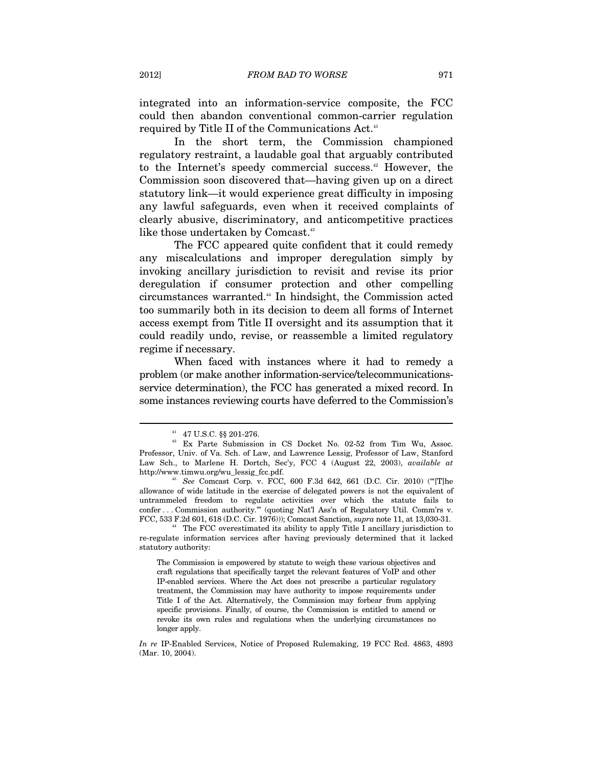integrated into an information-service composite, the FCC could then abandon conventional common-carrier regulation required by Title II of the Communications Act.[41]

In the short term, the Commission championed regulatory restraint, a laudable goal that arguably contributed to the Internet's speedy commercial success.[42] However, the Commission soon discovered that—having given up on a direct statutory link—it would experience great difficulty in imposing any lawful safeguards, even when it received complaints of clearly abusive, discriminatory, and anticompetitive practices like those undertaken by Comcast.[43]

The FCC appeared quite confident that it could remedy any miscalculations and improper deregulation simply by invoking ancillary jurisdiction to revisit and revise its prior deregulation if consumer protection and other compelling circumstances warranted.[44] In hindsight, the Commission acted too summarily both in its decision to deem all forms of Internet access exempt from Title II oversight and its assumption that it could readily undo, revise, or reassemble a limited regulatory regime if necessary.

When faced with instances where it had to remedy a problem (or make another information-service/telecommunications-service determination), the FCC has generated a mixed record. In some instances reviewing courts have deferred to the Commission's

---

[41] 47 U.S.C. §§ 201-276.

[42] Ex Parte Submission in CS Docket No. 02-52 from Tim Wu, Assoc. Professor, Univ. of Va. Sch. of Law, and Lawrence Lessig, Professor of Law, Stanford Law Sch., to Marlene H. Dortch, Sec'y, FCC 4 (August 22, 2003), *available at* http://www.timwu.org/wu_lessig_fcc.pdf.

[43] *See* Comcast Corp. v. FCC, 600 F.3d 642, 661 (D.C. Cir. 2010) ("'[T]he allowance of wide latitude in the exercise of delegated powers is not the equivalent of untrammeled freedom to regulate activities over which the statute fails to confer . . . Commission authority.'" (quoting Nat'l Ass'n of Regulatory Util. Comm'rs v. FCC, 533 F.2d 601, 618 (D.C. Cir. 1976))); Comcast Sanction, *supra* note 11, at 13,030-31.

[44] The FCC overestimated its ability to apply Title I ancillary jurisdiction to re-regulate information services after having previously determined that it lacked statutory authority:

> The Commission is empowered by statute to weigh these various objectives and craft regulations that specifically target the relevant features of VoIP and other IP-enabled services. Where the Act does not prescribe a particular regulatory treatment, the Commission may have authority to impose requirements under Title I of the Act. Alternatively, the Commission may forbear from applying specific provisions. Finally, of course, the Commission is entitled to amend or revoke its own rules and regulations when the underlying circumstances no longer apply.

*In re* IP-Enabled Services, Notice of Proposed Rulemaking, 19 FCC Rcd. 4863, 4893 (Mar. 10, 2004).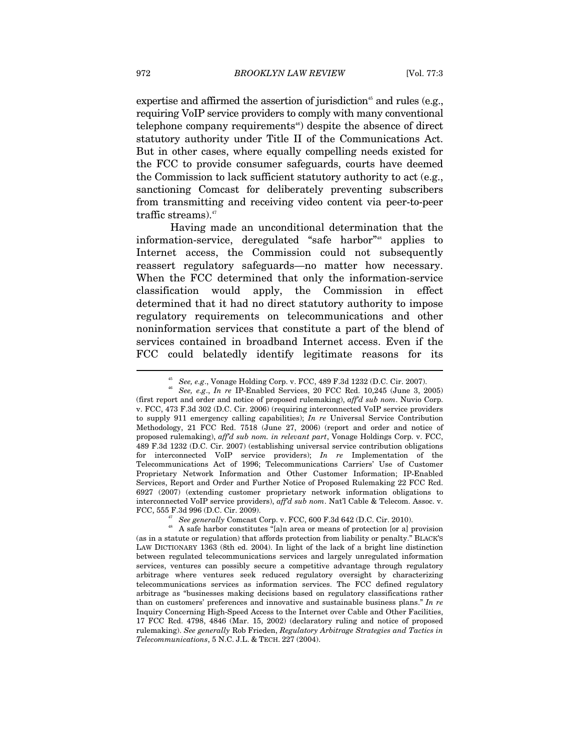expertise and affirmed the assertion of jurisdiction[45] and rules (e.g., requiring VoIP service providers to comply with many conventional telephone company requirements[46]) despite the absence of direct statutory authority under Title II of the Communications Act. But in other cases, where equally compelling needs existed for the FCC to provide consumer safeguards, courts have deemed the Commission to lack sufficient statutory authority to act (e.g., sanctioning Comcast for deliberately preventing subscribers from transmitting and receiving video content via peer-to-peer traffic streams).[47]

Having made an unconditional determination that the information-service, deregulated "safe harbor"[48] applies to Internet access, the Commission could not subsequently reassert regulatory safeguards—no matter how necessary. When the FCC determined that only the information-service classification would apply, the Commission in effect determined that it had no direct statutory authority to impose regulatory requirements on telecommunications and other noninformation services that constitute a part of the blend of services contained in broadband Internet access. Even if the FCC could belatedly identify legitimate reasons for its

---

[45] *See, e.g.*, Vonage Holding Corp. v. FCC, 489 F.3d 1232 (D.C. Cir. 2007).

[46] *See, e.g.*, *In re* IP-Enabled Services, 20 FCC Rcd. 10,245 (June 3, 2005) (first report and order and notice of proposed rulemaking), *aff'd sub nom*. Nuvio Corp. v. FCC, 473 F.3d 302 (D.C. Cir. 2006) (requiring interconnected VoIP service providers to supply 911 emergency calling capabilities); *In re* Universal Service Contribution Methodology, 21 FCC Rcd. 7518 (June 27, 2006) (report and order and notice of proposed rulemaking), *aff'd sub nom. in relevant part*, Vonage Holdings Corp. v. FCC, 489 F.3d 1232 (D.C. Cir. 2007) (establishing universal service contribution obligations for interconnected VoIP service providers); *In re* Implementation of the Telecommunications Act of 1996; Telecommunications Carriers' Use of Customer Proprietary Network Information and Other Customer Information; IP-Enabled Services, Report and Order and Further Notice of Proposed Rulemaking 22 FCC Rcd. 6927 (2007) (extending customer proprietary network information obligations to interconnected VoIP service providers), *aff'd sub nom*. Nat'l Cable & Telecom. Assoc. v. FCC, 555 F.3d 996 (D.C. Cir. 2009).

[47] *See generally* Comcast Corp. v. FCC, 600 F.3d 642 (D.C. Cir. 2010).

[48] A safe harbor constitutes "[a]n area or means of protection [or a] provision (as in a statute or regulation) that affords protection from liability or penalty." BLACK'S LAW DICTIONARY 1363 (8th ed. 2004). In light of the lack of a bright line distinction between regulated telecommunications services and largely unregulated information services, ventures can possibly secure a competitive advantage through regulatory arbitrage where ventures seek reduced regulatory oversight by characterizing telecommunications services as information services. The FCC defined regulatory arbitrage as "businesses making decisions based on regulatory classifications rather than on customers' preferences and innovative and sustainable business plans." *In re* Inquiry Concerning High-Speed Access to the Internet over Cable and Other Facilities, 17 FCC Rcd. 4798, 4846 (Mar. 15, 2002) (declaratory ruling and notice of proposed rulemaking). *See generally* Rob Frieden, *Regulatory Arbitrage Strategies and Tactics in Telecommunications*, 5 N.C. J.L. & TECH. 227 (2004).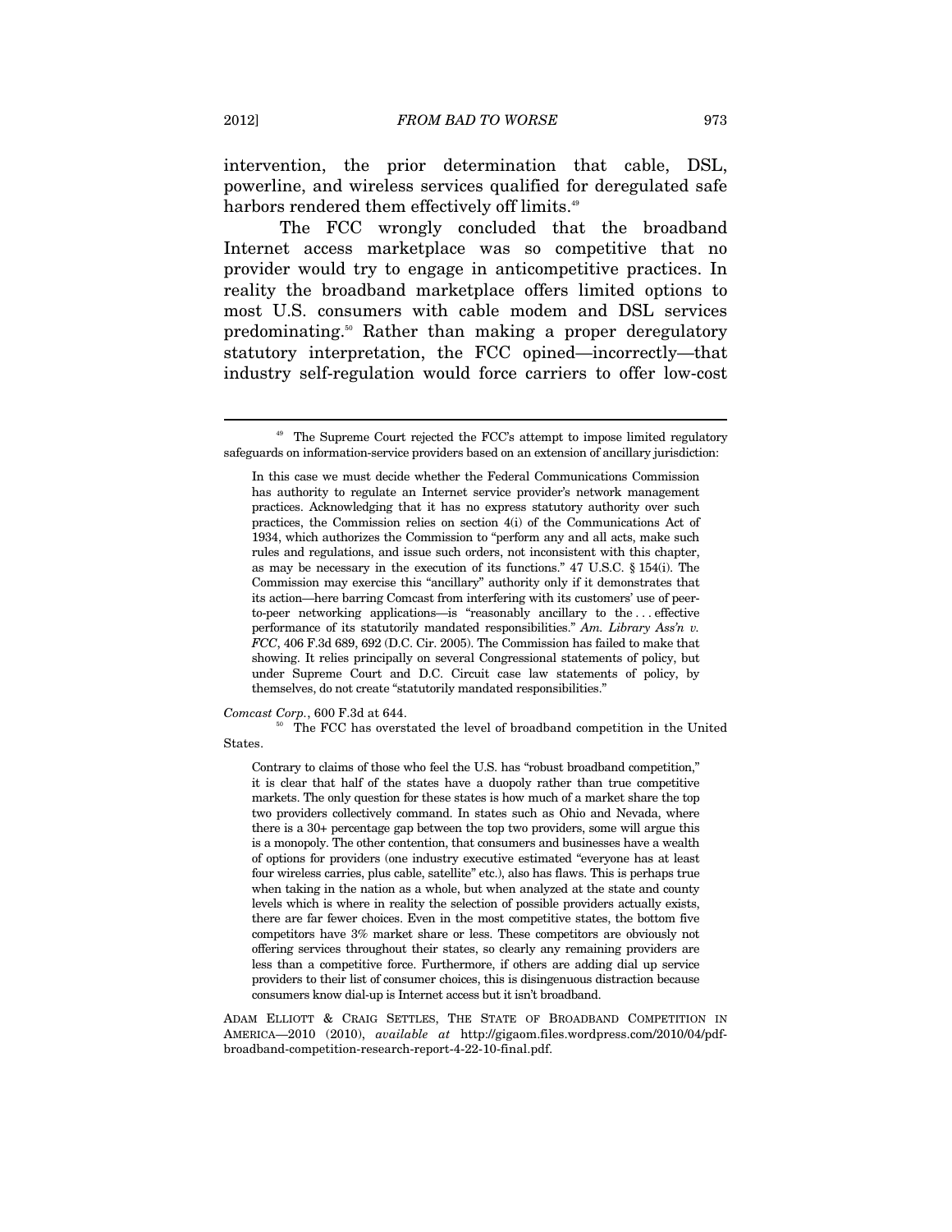intervention, the prior determination that cable, DSL, powerline, and wireless services qualified for deregulated safe harbors rendered them effectively off limits.[49]

The FCC wrongly concluded that the broadband Internet access marketplace was so competitive that no provider would try to engage in anticompetitive practices. In reality the broadband marketplace offers limited options to most U.S. consumers with cable modem and DSL services predominating.[50] Rather than making a proper deregulatory statutory interpretation, the FCC opined—incorrectly—that industry self-regulation would force carriers to offer low-cost

---

[49] The Supreme Court rejected the FCC's attempt to impose limited regulatory safeguards on information-service providers based on an extension of ancillary jurisdiction:

> In this case we must decide whether the Federal Communications Commission has authority to regulate an Internet service provider's network management practices. Acknowledging that it has no express statutory authority over such practices, the Commission relies on section 4(i) of the Communications Act of 1934, which authorizes the Commission to "perform any and all acts, make such rules and regulations, and issue such orders, not inconsistent with this chapter, as may be necessary in the execution of its functions." 47 U.S.C. § 154(i). The Commission may exercise this "ancillary" authority only if it demonstrates that its action—here barring Comcast from interfering with its customers' use of peer-to-peer networking applications—is "reasonably ancillary to the . . . effective performance of its statutorily mandated responsibilities." *Am. Library Ass'n v. FCC*, 406 F.3d 689, 692 (D.C. Cir. 2005). The Commission has failed to make that showing. It relies principally on several Congressional statements of policy, but under Supreme Court and D.C. Circuit case law statements of policy, by themselves, do not create "statutorily mandated responsibilities."

*Comcast Corp.*, 600 F.3d at 644.

[50] The FCC has overstated the level of broadband competition in the United States.

> Contrary to claims of those who feel the U.S. has "robust broadband competition," it is clear that half of the states have a duopoly rather than true competitive markets. The only question for these states is how much of a market share the top two providers collectively command. In states such as Ohio and Nevada, where there is a 30+ percentage gap between the top two providers, some will argue this is a monopoly. The other contention, that consumers and businesses have a wealth of options for providers (one industry executive estimated "everyone has at least four wireless carries, plus cable, satellite" etc.), also has flaws. This is perhaps true when taking in the nation as a whole, but when analyzed at the state and county levels which is where in reality the selection of possible providers actually exists, there are far fewer choices. Even in the most competitive states, the bottom five competitors have 3% market share or less. These competitors are obviously not offering services throughout their states, so clearly any remaining providers are less than a competitive force. Furthermore, if others are adding dial up service providers to their list of consumer choices, this is disingenuous distraction because consumers know dial-up is Internet access but it isn't broadband.

ADAM ELLIOTT & CRAIG SETTLES, THE STATE OF BROADBAND COMPETITION IN AMERICA—2010 (2010), *available at* http://gigaom.files.wordpress.com/2010/04/pdf-broadband-competition-research-report-4-22-10-final.pdf.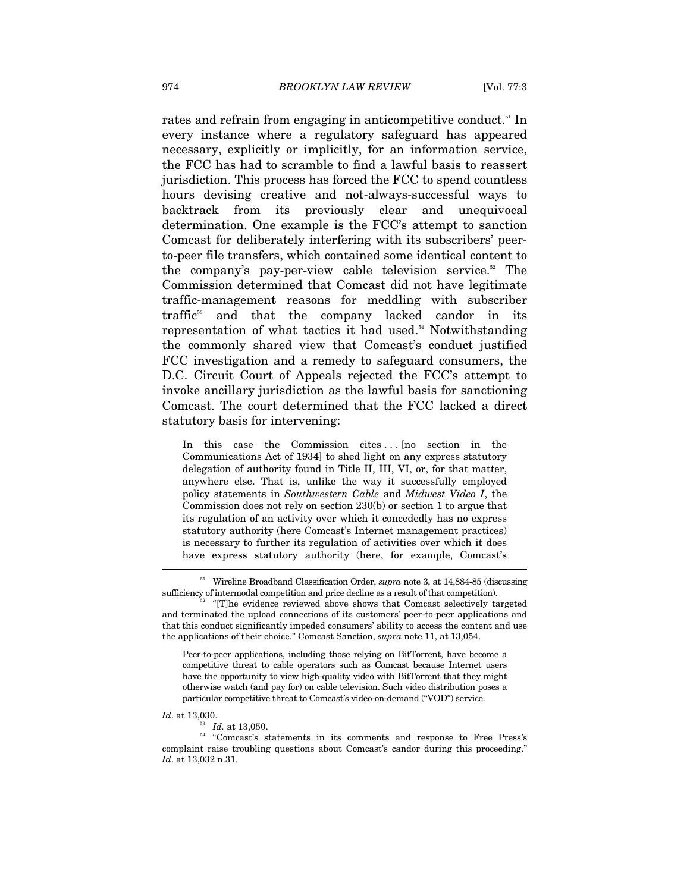rates and refrain from engaging in anticompetitive conduct.[51] In every instance where a regulatory safeguard has appeared necessary, explicitly or implicitly, for an information service, the FCC has had to scramble to find a lawful basis to reassert jurisdiction. This process has forced the FCC to spend countless hours devising creative and not-always-successful ways to backtrack from its previously clear and unequivocal determination. One example is the FCC's attempt to sanction Comcast for deliberately interfering with its subscribers' peer-to-peer file transfers, which contained some identical content to the company's pay-per-view cable television service.[52] The Commission determined that Comcast did not have legitimate traffic-management reasons for meddling with subscriber traffic[53] and that the company lacked candor in its representation of what tactics it had used.[54] Notwithstanding the commonly shared view that Comcast's conduct justified FCC investigation and a remedy to safeguard consumers, the D.C. Circuit Court of Appeals rejected the FCC's attempt to invoke ancillary jurisdiction as the lawful basis for sanctioning Comcast. The court determined that the FCC lacked a direct statutory basis for intervening:

> In this case the Commission cites . . . [no section in the Communications Act of 1934] to shed light on any express statutory delegation of authority found in Title II, III, VI, or, for that matter, anywhere else. That is, unlike the way it successfully employed policy statements in *Southwestern Cable* and *Midwest Video I*, the Commission does not rely on section 230(b) or section 1 to argue that its regulation of an activity over which it concededly has no express statutory authority (here Comcast's Internet management practices) is necessary to further its regulation of activities over which it does have express statutory authority (here, for example, Comcast's

---

[51] Wireline Broadband Classification Order, *supra* note 3, at 14,884-85 (discussing sufficiency of intermodal competition and price decline as a result of that competition).

[52] "[T]he evidence reviewed above shows that Comcast selectively targeted and terminated the upload connections of its customers' peer-to-peer applications and that this conduct significantly impeded consumers' ability to access the content and use the applications of their choice." Comcast Sanction, *supra* note 11, at 13,054.

> Peer-to-peer applications, including those relying on BitTorrent, have become a competitive threat to cable operators such as Comcast because Internet users have the opportunity to view high-quality video with BitTorrent that they might otherwise watch (and pay for) on cable television. Such video distribution poses a particular competitive threat to Comcast's video-on-demand ("VOD") service.

*Id*. at 13,030.

[53] *Id.* at 13,050.

[54] "Comcast's statements in its comments and response to Free Press's complaint raise troubling questions about Comcast's candor during this proceeding." *Id*. at 13,032 n.31.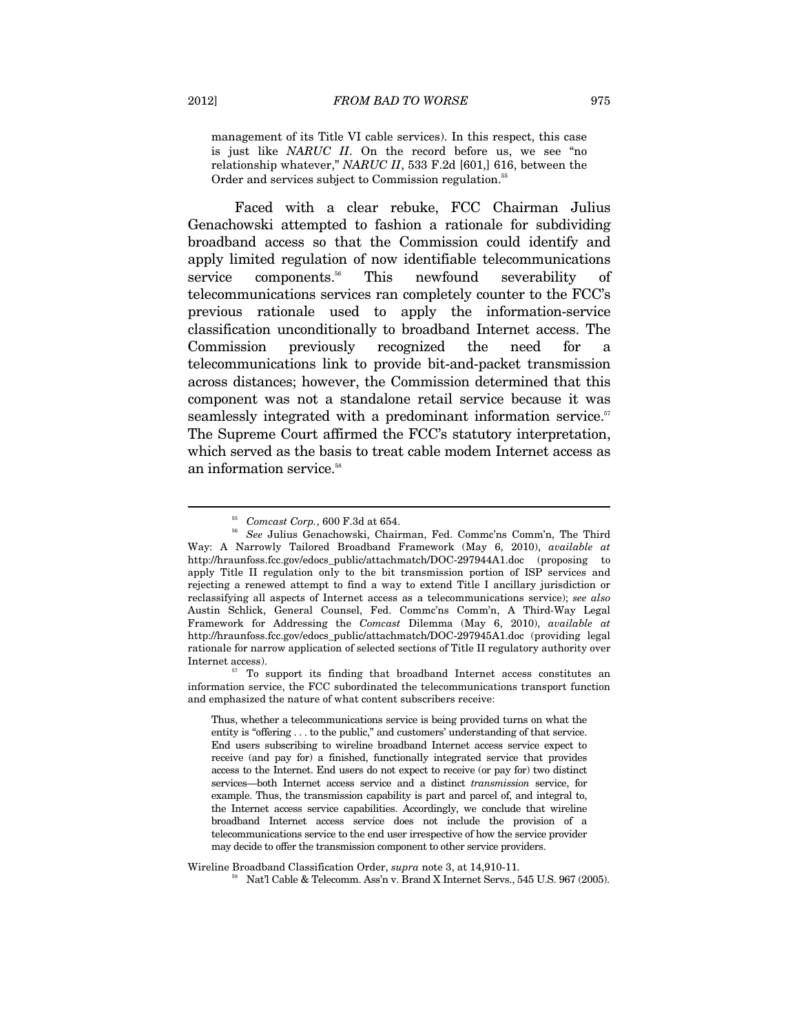> management of its Title VI cable services). In this respect, this case is just like *NARUC II*. On the record before us, we see "no relationship whatever," *NARUC II*, 533 F.2d [601,] 616, between the Order and services subject to Commission regulation.[55]

Faced with a clear rebuke, FCC Chairman Julius Genachowski attempted to fashion a rationale for subdividing broadband access so that the Commission could identify and apply limited regulation of now identifiable telecommunications service components.[56] This newfound severability of telecommunications services ran completely counter to the FCC's previous rationale used to apply the information-service classification unconditionally to broadband Internet access. The Commission previously recognized the need for a telecommunications link to provide bit-and-packet transmission across distances; however, the Commission determined that this component was not a standalone retail service because it was seamlessly integrated with a predominant information service.[57] The Supreme Court affirmed the FCC's statutory interpretation, which served as the basis to treat cable modem Internet access as an information service.[58]

---

[55] *Comcast Corp.*, 600 F.3d at 654.

[56] *See* Julius Genachowski, Chairman, Fed. Commc'ns Comm'n, The Third Way: A Narrowly Tailored Broadband Framework (May 6, 2010), *available at* http://hraunfoss.fcc.gov/edocs_public/attachmatch/DOC-297944A1.doc (proposing to apply Title II regulation only to the bit transmission portion of ISP services and rejecting a renewed attempt to find a way to extend Title I ancillary jurisdiction or reclassifying all aspects of Internet access as a telecommunications service); *see also* Austin Schlick, General Counsel, Fed. Commc'ns Comm'n, A Third-Way Legal Framework for Addressing the *Comcast* Dilemma (May 6, 2010), *available at* http://hraunfoss.fcc.gov/edocs_public/attachmatch/DOC-297945A1.doc (providing legal rationale for narrow application of selected sections of Title II regulatory authority over Internet access).

[57] To support its finding that broadband Internet access constitutes an information service, the FCC subordinated the telecommunications transport function and emphasized the nature of what content subscribers receive:

> Thus, whether a telecommunications service is being provided turns on what the entity is "offering . . . to the public," and customers' understanding of that service. End users subscribing to wireline broadband Internet access service expect to receive (and pay for) a finished, functionally integrated service that provides access to the Internet. End users do not expect to receive (or pay for) two distinct services—both Internet access service and a distinct *transmission* service, for example. Thus, the transmission capability is part and parcel of, and integral to, the Internet access service capabilities. Accordingly, we conclude that wireline broadband Internet access service does not include the provision of a telecommunications service to the end user irrespective of how the service provider may decide to offer the transmission component to other service providers.

Wireline Broadband Classification Order, *supra* note 3, at 14,910-11.

[58] Nat'l Cable & Telecomm. Ass'n v. Brand X Internet Servs., 545 U.S. 967 (2005).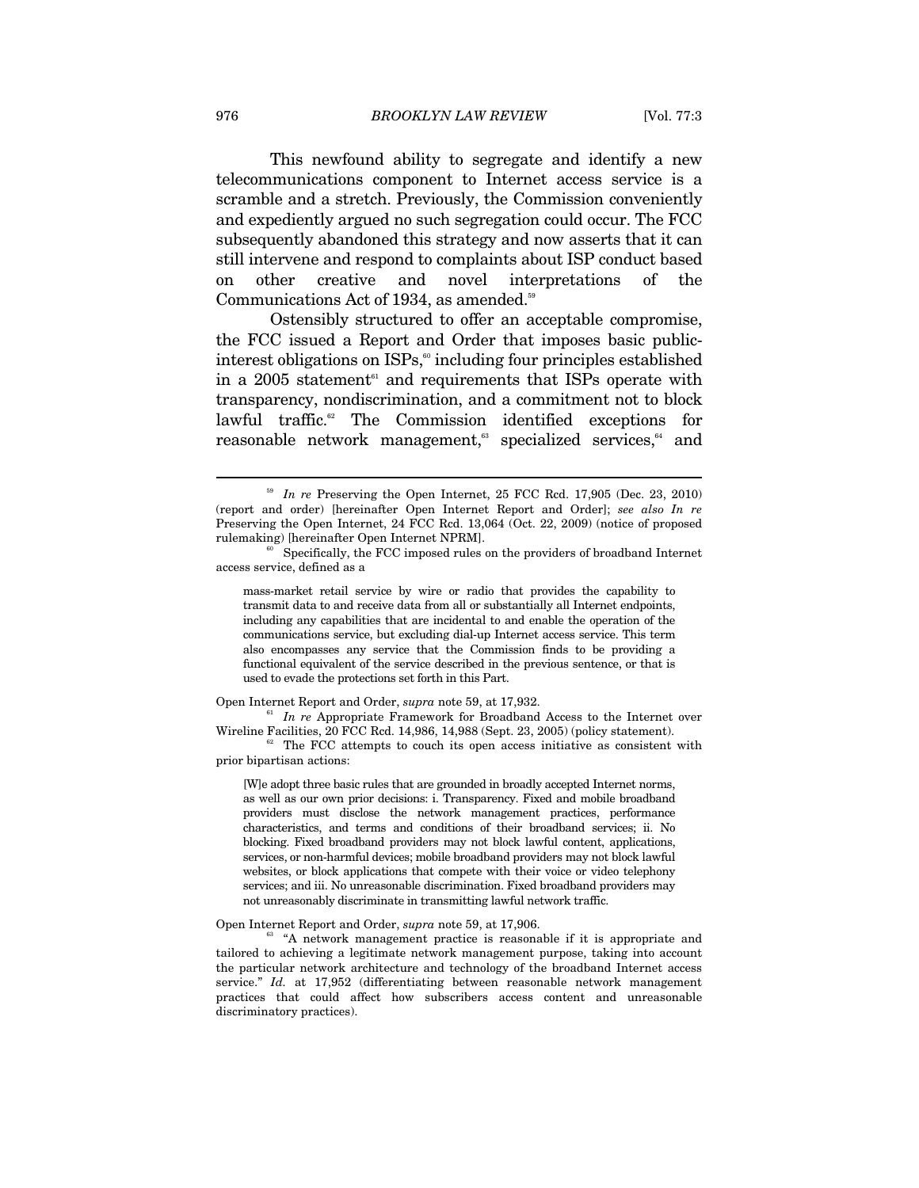This newfound ability to segregate and identify a new telecommunications component to Internet access service is a scramble and a stretch. Previously, the Commission conveniently and expediently argued no such segregation could occur. The FCC subsequently abandoned this strategy and now asserts that it can still intervene and respond to complaints about ISP conduct based on other creative and novel interpretations of the Communications Act of 1934, as amended.[59]

Ostensibly structured to offer an acceptable compromise, the FCC issued a Report and Order that imposes basic public-interest obligations on ISPs,[60] including four principles established in a 2005 statement[61] and requirements that ISPs operate with transparency, nondiscrimination, and a commitment not to block lawful traffic.[62] The Commission identified exceptions for reasonable network management,[63] specialized services,[64] and

---

[59] *In re* Preserving the Open Internet, 25 FCC Rcd. 17,905 (Dec. 23, 2010) (report and order) [hereinafter Open Internet Report and Order]; *see also In re* Preserving the Open Internet, 24 FCC Rcd. 13,064 (Oct. 22, 2009) (notice of proposed rulemaking) [hereinafter Open Internet NPRM].

[60] Specifically, the FCC imposed rules on the providers of broadband Internet access service, defined as a

> mass-market retail service by wire or radio that provides the capability to transmit data to and receive data from all or substantially all Internet endpoints, including any capabilities that are incidental to and enable the operation of the communications service, but excluding dial-up Internet access service. This term also encompasses any service that the Commission finds to be providing a functional equivalent of the service described in the previous sentence, or that is used to evade the protections set forth in this Part.

Open Internet Report and Order, *supra* note 59, at 17,932.

[61] *In re* Appropriate Framework for Broadband Access to the Internet over Wireline Facilities, 20 FCC Rcd. 14,986, 14,988 (Sept. 23, 2005) (policy statement).

[62] The FCC attempts to couch its open access initiative as consistent with prior bipartisan actions:

> [W]e adopt three basic rules that are grounded in broadly accepted Internet norms, as well as our own prior decisions: i. Transparency. Fixed and mobile broadband providers must disclose the network management practices, performance characteristics, and terms and conditions of their broadband services; ii. No blocking. Fixed broadband providers may not block lawful content, applications, services, or non-harmful devices; mobile broadband providers may not block lawful websites, or block applications that compete with their voice or video telephony services; and iii. No unreasonable discrimination. Fixed broadband providers may not unreasonably discriminate in transmitting lawful network traffic.

Open Internet Report and Order, *supra* note 59, at 17,906.

[63] "A network management practice is reasonable if it is appropriate and tailored to achieving a legitimate network management purpose, taking into account the particular network architecture and technology of the broadband Internet access service." *Id.* at 17,952 (differentiating between reasonable network management practices that could affect how subscribers access content and unreasonable discriminatory practices).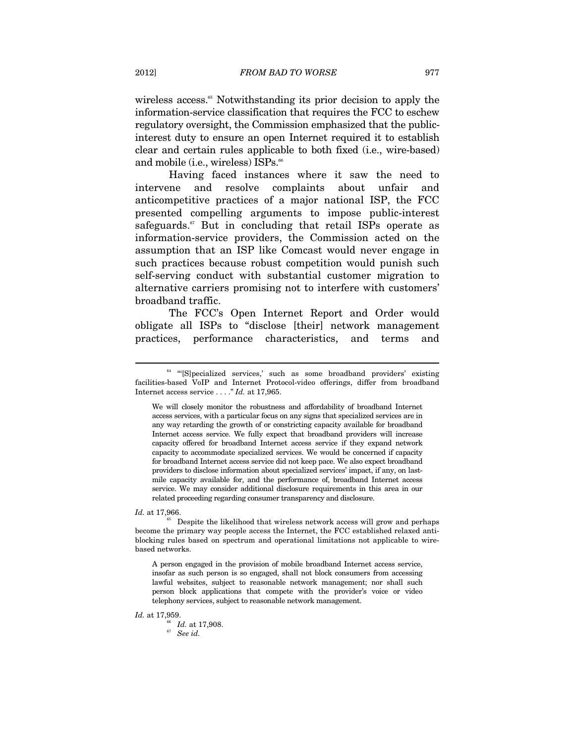wireless access.[65] Notwithstanding its prior decision to apply the information-service classification that requires the FCC to eschew regulatory oversight, the Commission emphasized that the public-interest duty to ensure an open Internet required it to establish clear and certain rules applicable to both fixed (i.e., wire-based) and mobile (i.e., wireless) ISPs.[66]

Having faced instances where it saw the need to intervene and resolve complaints about unfair and anticompetitive practices of a major national ISP, the FCC presented compelling arguments to impose public-interest safeguards.[67] But in concluding that retail ISPs operate as information-service providers, the Commission acted on the assumption that an ISP like Comcast would never engage in such practices because robust competition would punish such self-serving conduct with substantial customer migration to alternative carriers promising not to interfere with customers' broadband traffic.

The FCC's Open Internet Report and Order would obligate all ISPs to "disclose [their] network management practices, performance characteristics, and terms and

---

[64] "'[S]pecialized services,' such as some broadband providers' existing facilities-based VoIP and Internet Protocol-video offerings, differ from broadband Internet access service . . . ." *Id.* at 17,965.

> We will closely monitor the robustness and affordability of broadband Internet access services, with a particular focus on any signs that specialized services are in any way retarding the growth of or constricting capacity available for broadband Internet access service. We fully expect that broadband providers will increase capacity offered for broadband Internet access service if they expand network capacity to accommodate specialized services. We would be concerned if capacity for broadband Internet access service did not keep pace. We also expect broadband providers to disclose information about specialized services' impact, if any, on last-mile capacity available for, and the performance of, broadband Internet access service. We may consider additional disclosure requirements in this area in our related proceeding regarding consumer transparency and disclosure.

*Id.* at 17,966.

[65] Despite the likelihood that wireless network access will grow and perhaps become the primary way people access the Internet, the FCC established relaxed anti-blocking rules based on spectrum and operational limitations not applicable to wire-based networks.

> A person engaged in the provision of mobile broadband Internet access service, insofar as such person is so engaged, shall not block consumers from accessing lawful websites, subject to reasonable network management; nor shall such person block applications that compete with the provider's voice or video telephony services, subject to reasonable network management.

*Id.* at 17,959.

[66] *Id.* at 17,908.

[67] *See id.*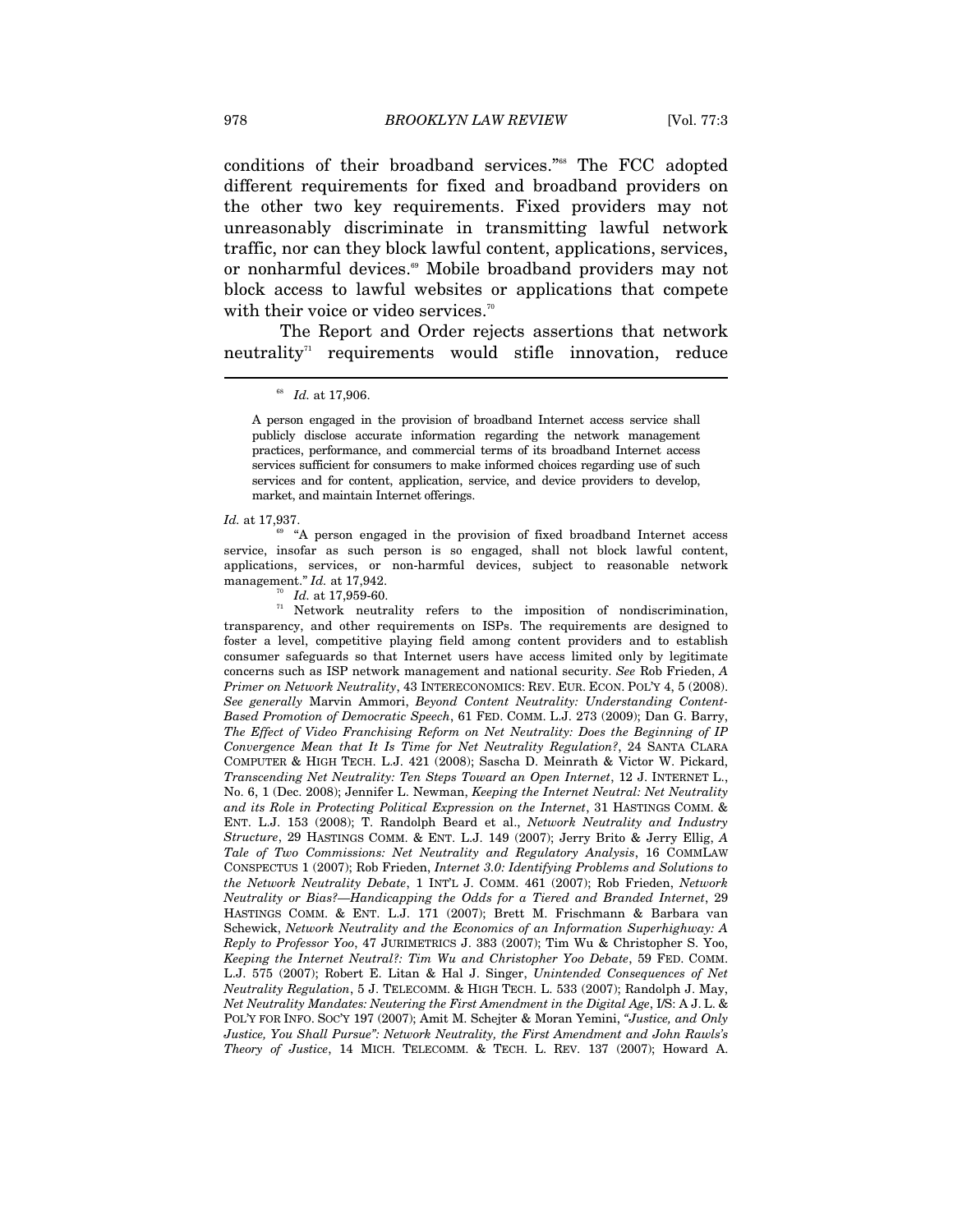conditions of their broadband services."[68] The FCC adopted different requirements for fixed and broadband providers on the other two key requirements. Fixed providers may not unreasonably discriminate in transmitting lawful network traffic, nor can they block lawful content, applications, services, or nonharmful devices.[69] Mobile broadband providers may not block access to lawful websites or applications that compete with their voice or video services.[70]

The Report and Order rejects assertions that network neutrality[71] requirements would stifle innovation, reduce

---

[68] *Id.* at 17,906.

> A person engaged in the provision of broadband Internet access service shall publicly disclose accurate information regarding the network management practices, performance, and commercial terms of its broadband Internet access services sufficient for consumers to make informed choices regarding use of such services and for content, application, service, and device providers to develop, market, and maintain Internet offerings.

*Id.* at 17,937.

[69] "A person engaged in the provision of fixed broadband Internet access service, insofar as such person is so engaged, shall not block lawful content, applications, services, or non-harmful devices, subject to reasonable network management." *Id.* at 17,942.

[70] *Id.* at 17,959-60.

[71] Network neutrality refers to the imposition of nondiscrimination, transparency, and other requirements on ISPs. The requirements are designed to foster a level, competitive playing field among content providers and to establish consumer safeguards so that Internet users have access limited only by legitimate concerns such as ISP network management and national security. *See* Rob Frieden, *A Primer on Network Neutrality*, 43 INTERECONOMICS: REV. EUR. ECON. POL'Y 4, 5 (2008). *See generally* Marvin Ammori, *Beyond Content Neutrality: Understanding Content-Based Promotion of Democratic Speech*, 61 FED. COMM. L.J. 273 (2009); Dan G. Barry, *The Effect of Video Franchising Reform on Net Neutrality: Does the Beginning of IP Convergence Mean that It Is Time for Net Neutrality Regulation?*, 24 SANTA CLARA COMPUTER & HIGH TECH. L.J. 421 (2008); Sascha D. Meinrath & Victor W. Pickard, *Transcending Net Neutrality: Ten Steps Toward an Open Internet*, 12 J. INTERNET L., No. 6, 1 (Dec. 2008); Jennifer L. Newman, *Keeping the Internet Neutral: Net Neutrality and its Role in Protecting Political Expression on the Internet*, 31 HASTINGS COMM. & ENT. L.J. 153 (2008); T. Randolph Beard et al., *Network Neutrality and Industry Structure*, 29 HASTINGS COMM. & ENT. L.J. 149 (2007); Jerry Brito & Jerry Ellig, *A Tale of Two Commissions: Net Neutrality and Regulatory Analysis*, 16 COMMLAW CONSPECTUS 1 (2007); Rob Frieden, *Internet 3.0: Identifying Problems and Solutions to the Network Neutrality Debate*, 1 INT'L J. COMM. 461 (2007); Rob Frieden, *Network Neutrality or Bias?—Handicapping the Odds for a Tiered and Branded Internet*, 29 HASTINGS COMM. & ENT. L.J. 171 (2007); Brett M. Frischmann & Barbara van Schewick, *Network Neutrality and the Economics of an Information Superhighway: A Reply to Professor Yoo*, 47 JURIMETRICS J. 383 (2007); Tim Wu & Christopher S. Yoo, *Keeping the Internet Neutral?: Tim Wu and Christopher Yoo Debate*, 59 FED. COMM. L.J. 575 (2007); Robert E. Litan & Hal J. Singer, *Unintended Consequences of Net Neutrality Regulation*, 5 J. TELECOMM. & HIGH TECH. L. 533 (2007); Randolph J. May, *Net Neutrality Mandates: Neutering the First Amendment in the Digital Age*, I/S: A J. L. & POL'Y FOR INFO. SOC'Y 197 (2007); Amit M. Schejter & Moran Yemini, *"Justice, and Only Justice, You Shall Pursue": Network Neutrality, the First Amendment and John Rawls's Theory of Justice*, 14 MICH. TELECOMM. & TECH. L. REV. 137 (2007); Howard A.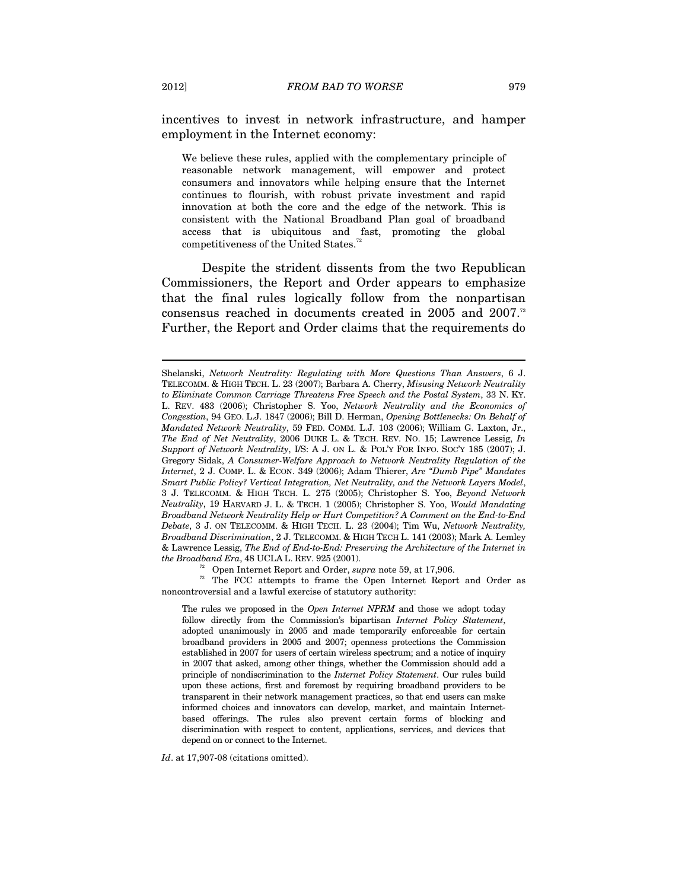incentives to invest in network infrastructure, and hamper employment in the Internet economy:

> We believe these rules, applied with the complementary principle of reasonable network management, will empower and protect consumers and innovators while helping ensure that the Internet continues to flourish, with robust private investment and rapid innovation at both the core and the edge of the network. This is consistent with the National Broadband Plan goal of broadband access that is ubiquitous and fast, promoting the global competitiveness of the United States.[72]

Despite the strident dissents from the two Republican Commissioners, the Report and Order appears to emphasize that the final rules logically follow from the nonpartisan consensus reached in documents created in 2005 and 2007.[73] Further, the Report and Order claims that the requirements do

---

Shelanski, *Network Neutrality: Regulating with More Questions Than Answers*, 6 J. TELECOMM. & HIGH TECH. L. 23 (2007); Barbara A. Cherry, *Misusing Network Neutrality to Eliminate Common Carriage Threatens Free Speech and the Postal System*, 33 N. KY. L. REV. 483 (2006); Christopher S. Yoo, *Network Neutrality and the Economics of Congestion*, 94 GEO. L.J. 1847 (2006); Bill D. Herman, *Opening Bottlenecks: On Behalf of Mandated Network Neutrality*, 59 FED. COMM. L.J. 103 (2006); William G. Laxton, Jr., *The End of Net Neutrality*, 2006 DUKE L. & TECH. REV. NO. 15; Lawrence Lessig, *In Support of Network Neutrality*, I/S: A J. ON L. & POL'Y FOR INFO. SOC'Y 185 (2007); J. Gregory Sidak, *A Consumer-Welfare Approach to Network Neutrality Regulation of the Internet*, 2 J. COMP. L. & ECON. 349 (2006); Adam Thierer, *Are "Dumb Pipe" Mandates Smart Public Policy? Vertical Integration, Net Neutrality, and the Network Layers Model*, 3 J. TELECOMM. & HIGH TECH. L. 275 (2005); Christopher S. Yoo, *Beyond Network Neutrality*, 19 HARVARD J. L. & TECH. 1 (2005); Christopher S. Yoo, *Would Mandating Broadband Network Neutrality Help or Hurt Competition? A Comment on the End-to-End Debate*, 3 J. ON TELECOMM. & HIGH TECH. L. 23 (2004); Tim Wu, *Network Neutrality, Broadband Discrimination*, 2 J. TELECOMM. & HIGH TECH L. 141 (2003); Mark A. Lemley & Lawrence Lessig, *The End of End-to-End: Preserving the Architecture of the Internet in the Broadband Era*, 48 UCLA L. REV. 925 (2001).

[72] Open Internet Report and Order, *supra* note 59, at 17,906.

[73] The FCC attempts to frame the Open Internet Report and Order as noncontroversial and a lawful exercise of statutory authority:

> The rules we proposed in the *Open Internet NPRM* and those we adopt today follow directly from the Commission's bipartisan *Internet Policy Statement*, adopted unanimously in 2005 and made temporarily enforceable for certain broadband providers in 2005 and 2007; openness protections the Commission established in 2007 for users of certain wireless spectrum; and a notice of inquiry in 2007 that asked, among other things, whether the Commission should add a principle of nondiscrimination to the *Internet Policy Statement*. Our rules build upon these actions, first and foremost by requiring broadband providers to be transparent in their network management practices, so that end users can make informed choices and innovators can develop, market, and maintain Internet-based offerings. The rules also prevent certain forms of blocking and discrimination with respect to content, applications, services, and devices that depend on or connect to the Internet.

*Id*. at 17,907-08 (citations omitted).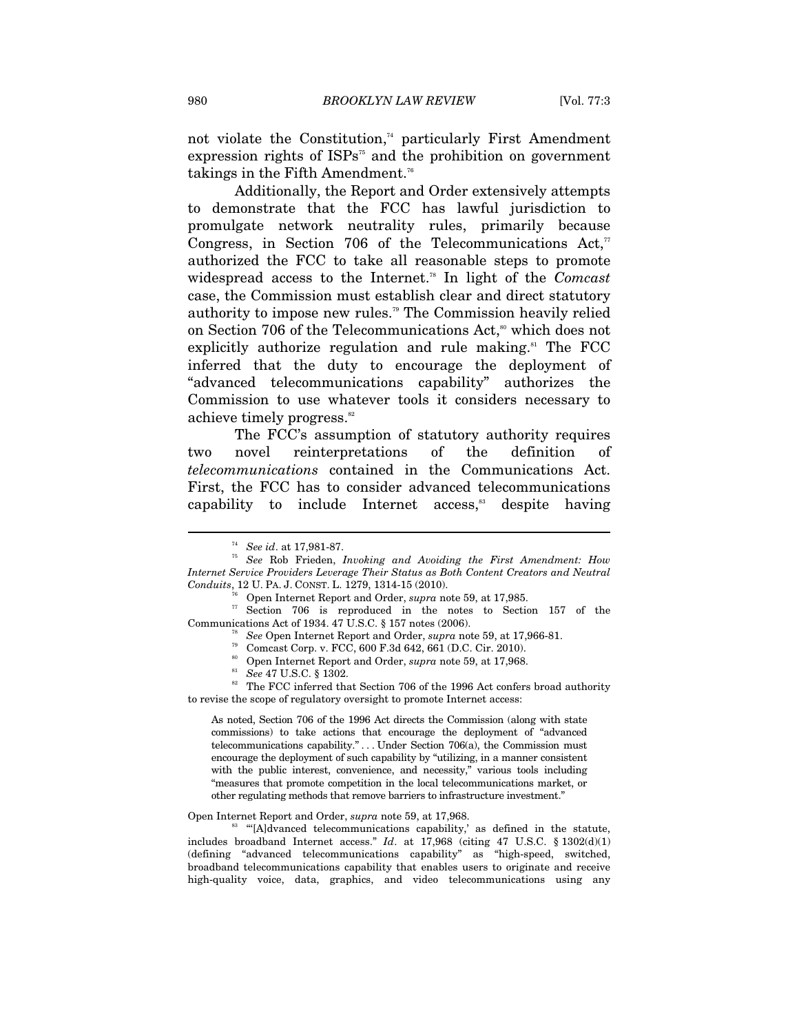not violate the Constitution,[74] particularly First Amendment expression rights of ISPs[75] and the prohibition on government takings in the Fifth Amendment.[76]

Additionally, the Report and Order extensively attempts to demonstrate that the FCC has lawful jurisdiction to promulgate network neutrality rules, primarily because Congress, in Section 706 of the Telecommunications Act,[77] authorized the FCC to take all reasonable steps to promote widespread access to the Internet.[78] In light of the *Comcast* case, the Commission must establish clear and direct statutory authority to impose new rules.[79] The Commission heavily relied on Section 706 of the Telecommunications Act,[80] which does not explicitly authorize regulation and rule making.[81] The FCC inferred that the duty to encourage the deployment of "advanced telecommunications capability" authorizes the Commission to use whatever tools it considers necessary to achieve timely progress.[82]

The FCC's assumption of statutory authority requires two novel reinterpretations of the definition of *telecommunications* contained in the Communications Act. First, the FCC has to consider advanced telecommunications capability to include Internet access,[83] despite having

---

[74] *See id*. at 17,981-87.

[75] *See* Rob Frieden, *Invoking and Avoiding the First Amendment: How Internet Service Providers Leverage Their Status as Both Content Creators and Neutral Conduits*, 12 U. PA. J. CONST. L. 1279, 1314-15 (2010).

[76] Open Internet Report and Order, *supra* note 59, at 17,985.

[77] Section 706 is reproduced in the notes to Section 157 of the Communications Act of 1934. 47 U.S.C. § 157 notes (2006).

[78] *See* Open Internet Report and Order, *supra* note 59, at 17,966-81.

[79] Comcast Corp. v. FCC, 600 F.3d 642, 661 (D.C. Cir. 2010).

[80] Open Internet Report and Order, *supra* note 59, at 17,968.

[81] *See* 47 U.S.C. § 1302.

[82] The FCC inferred that Section 706 of the 1996 Act confers broad authority to revise the scope of regulatory oversight to promote Internet access:

> As noted, Section 706 of the 1996 Act directs the Commission (along with state commissions) to take actions that encourage the deployment of "advanced telecommunications capability." . . . Under Section 706(a), the Commission must encourage the deployment of such capability by "utilizing, in a manner consistent with the public interest, convenience, and necessity," various tools including "measures that promote competition in the local telecommunications market, or other regulating methods that remove barriers to infrastructure investment."

Open Internet Report and Order, *supra* note 59, at 17,968.

[83] "'[A]dvanced telecommunications capability,' as defined in the statute, includes broadband Internet access." *Id*. at 17,968 (citing 47 U.S.C. § 1302(d)(1) (defining "advanced telecommunications capability" as "high-speed, switched, broadband telecommunications capability that enables users to originate and receive high-quality voice, data, graphics, and video telecommunications using any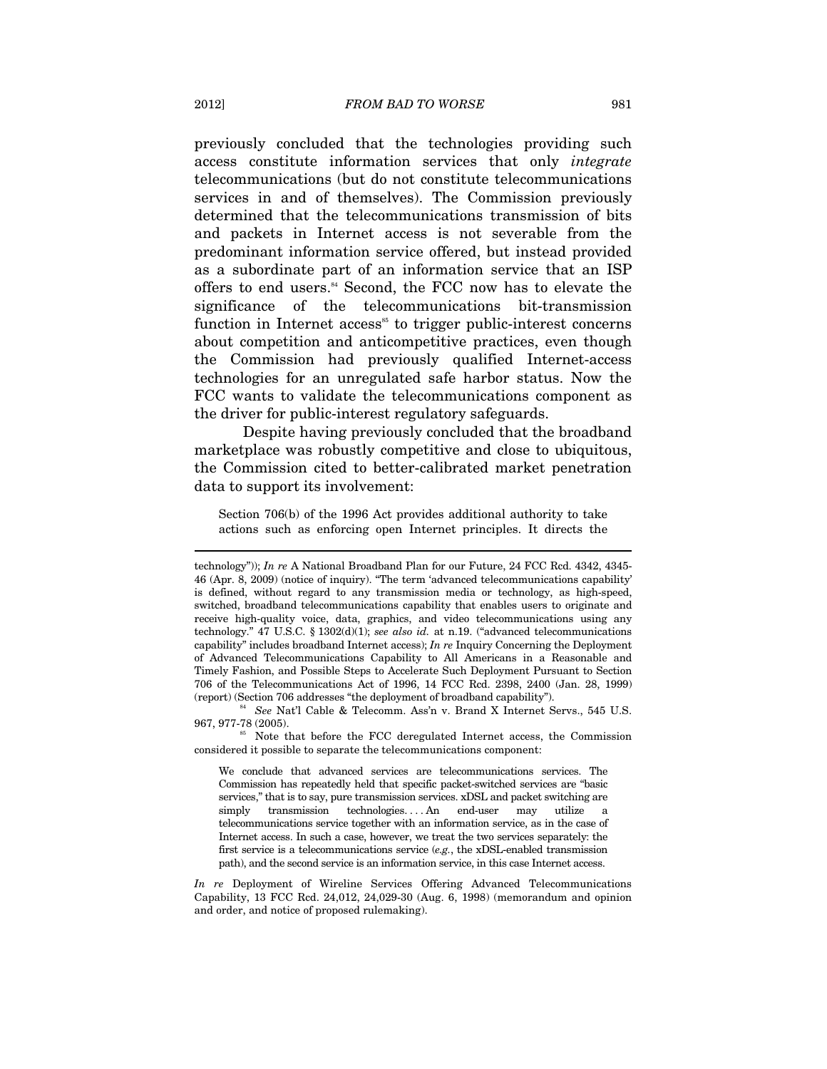previously concluded that the technologies providing such access constitute information services that only *integrate* telecommunications (but do not constitute telecommunications services in and of themselves). The Commission previously determined that the telecommunications transmission of bits and packets in Internet access is not severable from the predominant information service offered, but instead provided as a subordinate part of an information service that an ISP offers to end users.[84] Second, the FCC now has to elevate the significance of the telecommunications bit-transmission function in Internet access[85] to trigger public-interest concerns about competition and anticompetitive practices, even though the Commission had previously qualified Internet-access technologies for an unregulated safe harbor status. Now the FCC wants to validate the telecommunications component as the driver for public-interest regulatory safeguards.

Despite having previously concluded that the broadband marketplace was robustly competitive and close to ubiquitous, the Commission cited to better-calibrated market penetration data to support its involvement:

> Section 706(b) of the 1996 Act provides additional authority to take actions such as enforcing open Internet principles. It directs the

---

technology")); *In re* A National Broadband Plan for our Future, 24 FCC Rcd. 4342, 4345-46 (Apr. 8, 2009) (notice of inquiry). "The term 'advanced telecommunications capability' is defined, without regard to any transmission media or technology, as high-speed, switched, broadband telecommunications capability that enables users to originate and receive high-quality voice, data, graphics, and video telecommunications using any technology." 47 U.S.C. § 1302(d)(1); *see also id.* at n.19. ("advanced telecommunications capability" includes broadband Internet access); *In re* Inquiry Concerning the Deployment of Advanced Telecommunications Capability to All Americans in a Reasonable and Timely Fashion, and Possible Steps to Accelerate Such Deployment Pursuant to Section 706 of the Telecommunications Act of 1996, 14 FCC Rcd. 2398, 2400 (Jan. 28, 1999) (report) (Section 706 addresses "the deployment of broadband capability").

[84] *See* Nat'l Cable & Telecomm. Ass'n v. Brand X Internet Servs., 545 U.S. 967, 977-78 (2005).

[85] Note that before the FCC deregulated Internet access, the Commission considered it possible to separate the telecommunications component:

> We conclude that advanced services are telecommunications services. The Commission has repeatedly held that specific packet-switched services are "basic services," that is to say, pure transmission services. xDSL and packet switching are simply transmission technologies. . . . An end-user may utilize a telecommunications service together with an information service, as in the case of Internet access. In such a case, however, we treat the two services separately: the first service is a telecommunications service (*e.g.*, the xDSL-enabled transmission path), and the second service is an information service, in this case Internet access.

*In re* Deployment of Wireline Services Offering Advanced Telecommunications Capability, 13 FCC Rcd. 24,012, 24,029-30 (Aug. 6, 1998) (memorandum and opinion and order, and notice of proposed rulemaking).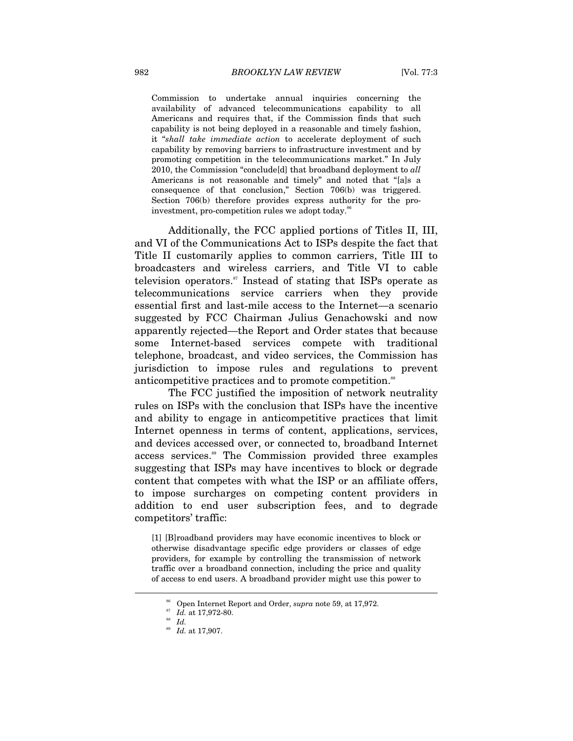Commission to undertake annual inquiries concerning the availability of advanced telecommunications capability to all Americans and requires that, if the Commission finds that such capability is not being deployed in a reasonable and timely fashion, it "*shall take immediate action* to accelerate deployment of such capability by removing barriers to infrastructure investment and by promoting competition in the telecommunications market." In July 2010, the Commission "conclude[d] that broadband deployment to *all* Americans is not reasonable and timely" and noted that "[a]s a consequence of that conclusion," Section 706(b) was triggered. Section 706(b) therefore provides express authority for the pro-investment, pro-competition rules we adopt today.[86]

Additionally, the FCC applied portions of Titles II, III, and VI of the Communications Act to ISPs despite the fact that Title II customarily applies to common carriers, Title III to broadcasters and wireless carriers, and Title VI to cable television operators.[87] Instead of stating that ISPs operate as telecommunications service carriers when they provide essential first and last-mile access to the Internet—a scenario suggested by FCC Chairman Julius Genachowski and now apparently rejected—the Report and Order states that because some Internet-based services compete with traditional telephone, broadcast, and video services, the Commission has jurisdiction to impose rules and regulations to prevent anticompetitive practices and to promote competition.[88]

The FCC justified the imposition of network neutrality rules on ISPs with the conclusion that ISPs have the incentive and ability to engage in anticompetitive practices that limit Internet openness in terms of content, applications, services, and devices accessed over, or connected to, broadband Internet access services.[89] The Commission provided three examples suggesting that ISPs may have incentives to block or degrade content that competes with what the ISP or an affiliate offers, to impose surcharges on competing content providers in addition to end user subscription fees, and to degrade competitors' traffic:

> [1] [B]roadband providers may have economic incentives to block or otherwise disadvantage specific edge providers or classes of edge providers, for example by controlling the transmission of network traffic over a broadband connection, including the price and quality of access to end users. A broadband provider might use this power to

---

[86] Open Internet Report and Order, *supra* note 59, at 17,972.

[87] *Id.* at 17,972-80.

[88] *Id.*

[89] *Id.* at 17,907.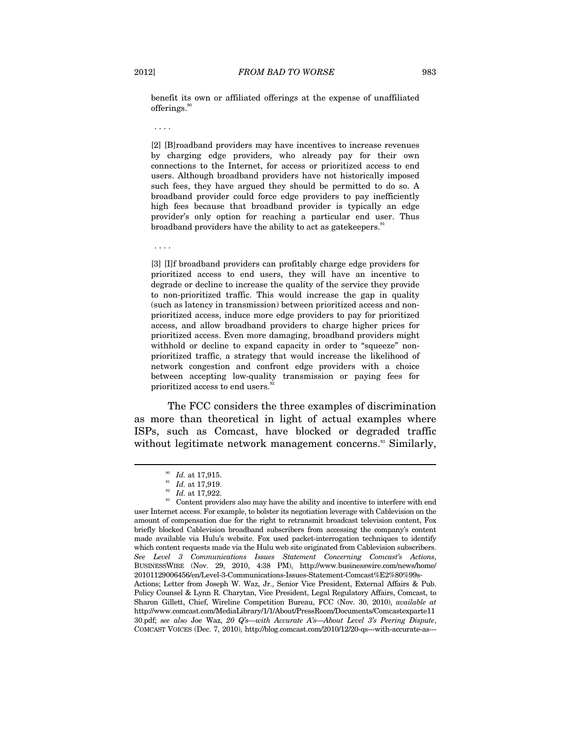> benefit its own or affiliated offerings at the expense of unaffiliated offerings.[90]
>
> . . . .
>
> [2] [B]roadband providers may have incentives to increase revenues by charging edge providers, who already pay for their own connections to the Internet, for access or prioritized access to end users. Although broadband providers have not historically imposed such fees, they have argued they should be permitted to do so. A broadband provider could force edge providers to pay inefficiently high fees because that broadband provider is typically an edge provider's only option for reaching a particular end user. Thus broadband providers have the ability to act as gatekeepers.[91]
>
> . . . .
>
> [3] [I]f broadband providers can profitably charge edge providers for prioritized access to end users, they will have an incentive to degrade or decline to increase the quality of the service they provide to non-prioritized traffic. This would increase the gap in quality (such as latency in transmission) between prioritized access and non-prioritized access, induce more edge providers to pay for prioritized access, and allow broadband providers to charge higher prices for prioritized access. Even more damaging, broadband providers might withhold or decline to expand capacity in order to "squeeze" non-prioritized traffic, a strategy that would increase the likelihood of network congestion and confront edge providers with a choice between accepting low-quality transmission or paying fees for prioritized access to end users.[92]

The FCC considers the three examples of discrimination as more than theoretical in light of actual examples where ISPs, such as Comcast, have blocked or degraded traffic without legitimate network management concerns.[93] Similarly,

---

[90] *Id.* at 17,915.

[91] *Id.* at 17,919.

[92] *Id.* at 17,922.

[93] Content providers also may have the ability and incentive to interfere with end user Internet access. For example, to bolster its negotiation leverage with Cablevision on the amount of compensation due for the right to retransmit broadcast television content, Fox briefly blocked Cablevision broadband subscribers from accessing the company's content made available via Hulu's website. Fox used packet-interrogation techniques to identify which content requests made via the Hulu web site originated from Cablevision subscribers. *See Level 3 Communications Issues Statement Concerning Comcast's Actions*, BUSINESSWIRE (Nov. 29, 2010, 4:38 PM), http://www.businesswire.com/news/home/20101129006456/en/Level-3-Communications-Issues-Statement-Comcast%E2%80%99s-Actions; Letter from Joseph W. Waz, Jr., Senior Vice President, External Affairs & Pub. Policy Counsel & Lynn R. Charytan, Vice President, Legal Regulatory Affairs, Comcast, to Sharon Gillett, Chief, Wireline Competition Bureau, FCC (Nov. 30, 2010), *available at* http://www.comcast.com/MediaLibrary/1/1/About/PressRoom/Documents/Comcastexparte1130.pdf; *see also* Joe Waz, *20 Q's—with Accurate A's—About Level 3's Peering Dispute*, COMCAST VOICES (Dec. 7, 2010), http://blog.comcast.com/2010/12/20-qs---with-accurate-as---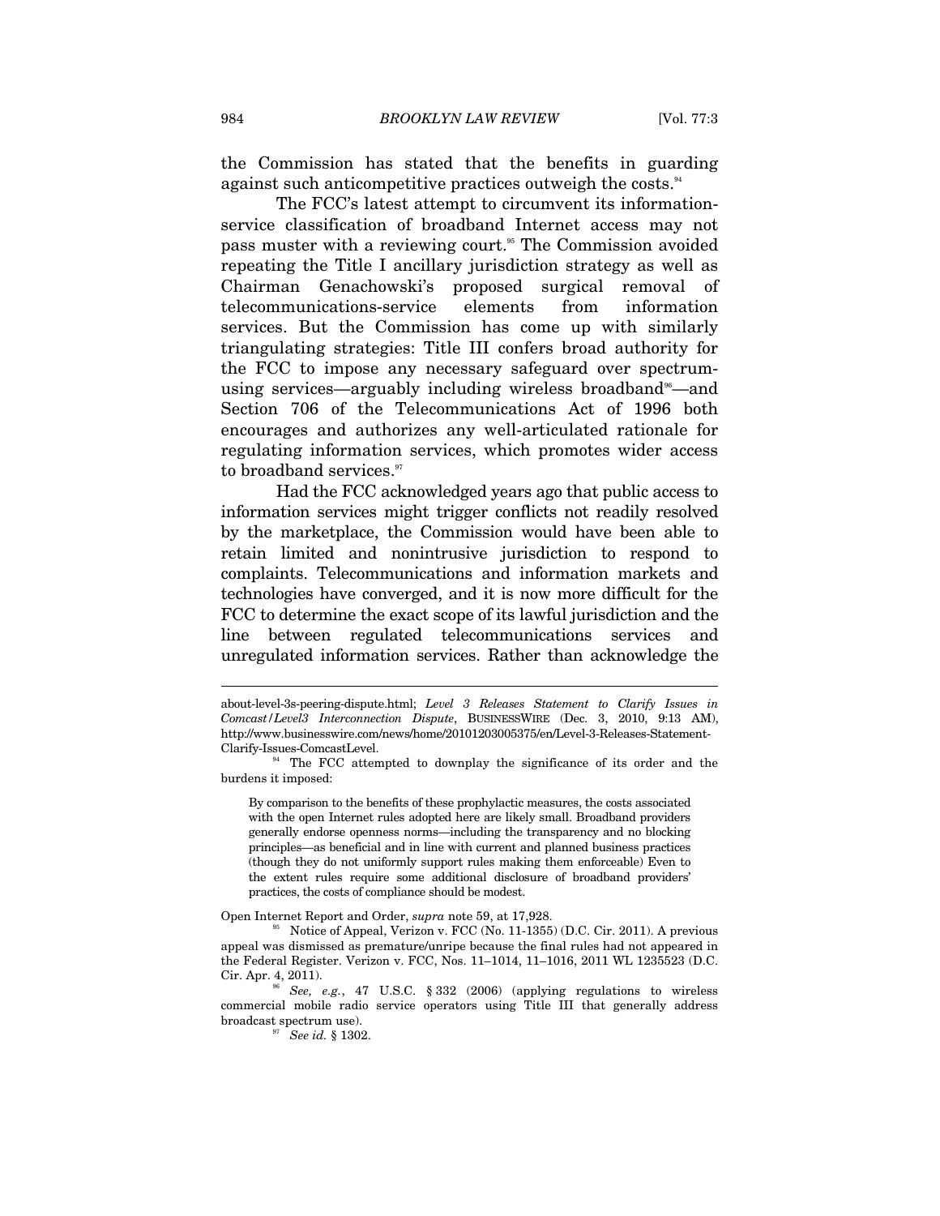the Commission has stated that the benefits in guarding against such anticompetitive practices outweigh the costs.[94]

The FCC's latest attempt to circumvent its information-service classification of broadband Internet access may not pass muster with a reviewing court.[95] The Commission avoided repeating the Title I ancillary jurisdiction strategy as well as Chairman Genachowski's proposed surgical removal of telecommunications-service elements from information services. But the Commission has come up with similarly triangulating strategies: Title III confers broad authority for the FCC to impose any necessary safeguard over spectrum-using services—arguably including wireless broadband[96]—and Section 706 of the Telecommunications Act of 1996 both encourages and authorizes any well-articulated rationale for regulating information services, which promotes wider access to broadband services.[97]

Had the FCC acknowledged years ago that public access to information services might trigger conflicts not readily resolved by the marketplace, the Commission would have been able to retain limited and nonintrusive jurisdiction to respond to complaints. Telecommunications and information markets and technologies have converged, and it is now more difficult for the FCC to determine the exact scope of its lawful jurisdiction and the line between regulated telecommunications services and unregulated information services. Rather than acknowledge the

---

about-level-3s-peering-dispute.html; *Level 3 Releases Statement to Clarify Issues in Comcast/Level3 Interconnection Dispute*, BUSINESSWIRE (Dec. 3, 2010, 9:13 AM), http://www.businesswire.com/news/home/20101203005375/en/Level-3-Releases-Statement-Clarify-Issues-ComcastLevel.

[94] The FCC attempted to downplay the significance of its order and the burdens it imposed:

> By comparison to the benefits of these prophylactic measures, the costs associated with the open Internet rules adopted here are likely small. Broadband providers generally endorse openness norms—including the transparency and no blocking principles—as beneficial and in line with current and planned business practices (though they do not uniformly support rules making them enforceable) Even to the extent rules require some additional disclosure of broadband providers' practices, the costs of compliance should be modest.

Open Internet Report and Order, *supra* note 59, at 17,928.

[95] Notice of Appeal, Verizon v. FCC (No. 11-1355) (D.C. Cir. 2011). A previous appeal was dismissed as premature/unripe because the final rules had not appeared in the Federal Register. Verizon v. FCC, Nos. 11–1014, 11–1016, 2011 WL 1235523 (D.C. Cir. Apr. 4, 2011).

[96] *See, e.g.*, 47 U.S.C. § 332 (2006) (applying regulations to wireless commercial mobile radio service operators using Title III that generally address broadcast spectrum use).

[97] *See id.* § 1302.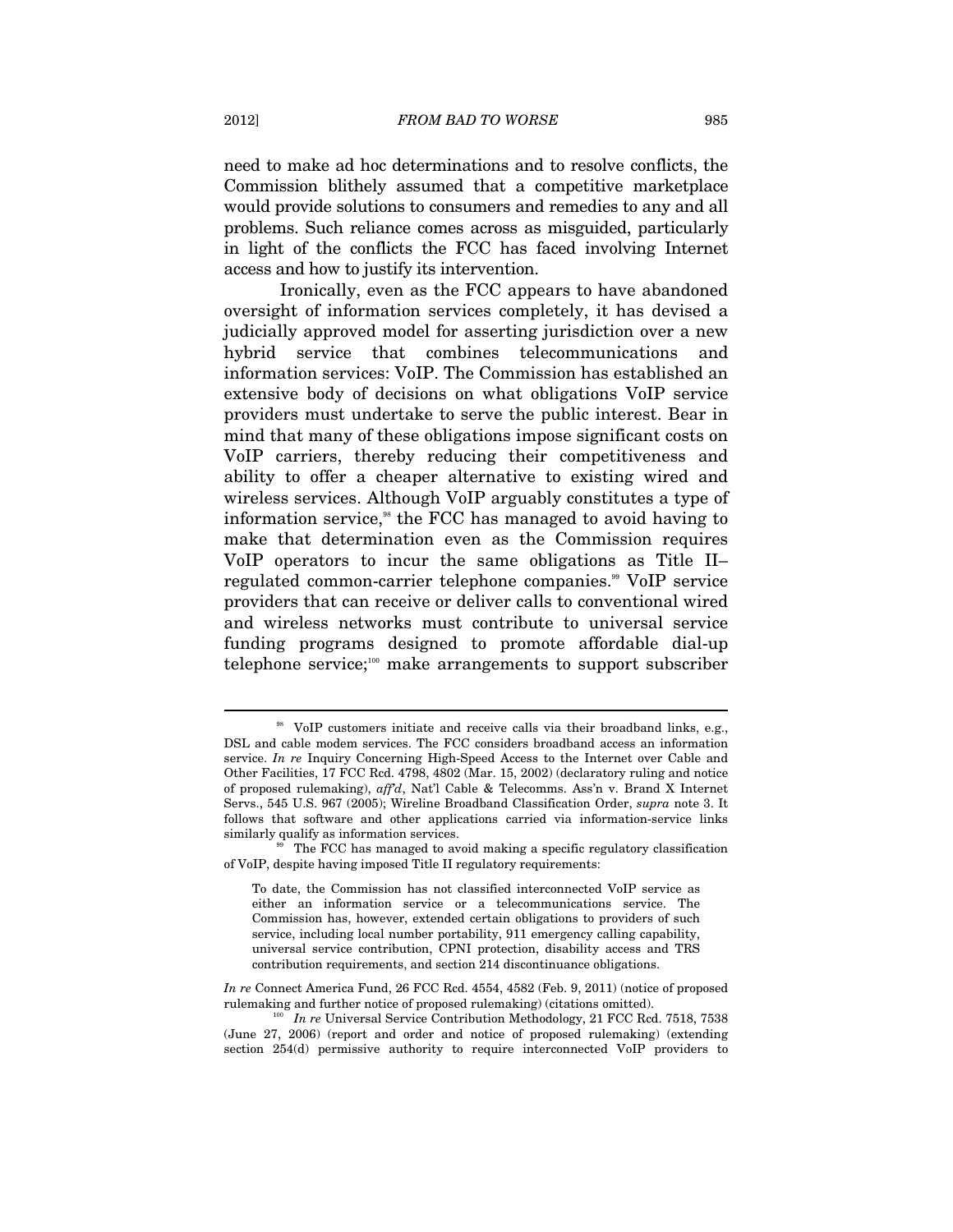need to make ad hoc determinations and to resolve conflicts, the Commission blithely assumed that a competitive marketplace would provide solutions to consumers and remedies to any and all problems. Such reliance comes across as misguided, particularly in light of the conflicts the FCC has faced involving Internet access and how to justify its intervention.

Ironically, even as the FCC appears to have abandoned oversight of information services completely, it has devised a judicially approved model for asserting jurisdiction over a new hybrid service that combines telecommunications and information services: VoIP. The Commission has established an extensive body of decisions on what obligations VoIP service providers must undertake to serve the public interest. Bear in mind that many of these obligations impose significant costs on VoIP carriers, thereby reducing their competitiveness and ability to offer a cheaper alternative to existing wired and wireless services. Although VoIP arguably constitutes a type of information service,[98] the FCC has managed to avoid having to make that determination even as the Commission requires VoIP operators to incur the same obligations as Title II–regulated common-carrier telephone companies.[99] VoIP service providers that can receive or deliver calls to conventional wired and wireless networks must contribute to universal service funding programs designed to promote affordable dial-up telephone service;[100] make arrangements to support subscriber

---

[98] VoIP customers initiate and receive calls via their broadband links, e.g., DSL and cable modem services. The FCC considers broadband access an information service. *In re* Inquiry Concerning High-Speed Access to the Internet over Cable and Other Facilities, 17 FCC Rcd. 4798, 4802 (Mar. 15, 2002) (declaratory ruling and notice of proposed rulemaking), *aff'd*, Nat'l Cable & Telecomms. Ass'n v. Brand X Internet Servs., 545 U.S. 967 (2005); Wireline Broadband Classification Order, *supra* note 3. It follows that software and other applications carried via information-service links similarly qualify as information services.

[99] The FCC has managed to avoid making a specific regulatory classification of VoIP, despite having imposed Title II regulatory requirements:

> To date, the Commission has not classified interconnected VoIP service as either an information service or a telecommunications service. The Commission has, however, extended certain obligations to providers of such service, including local number portability, 911 emergency calling capability, universal service contribution, CPNI protection, disability access and TRS contribution requirements, and section 214 discontinuance obligations.

*In re* Connect America Fund, 26 FCC Rcd. 4554, 4582 (Feb. 9, 2011) (notice of proposed rulemaking and further notice of proposed rulemaking) (citations omitted).

[100] *In re* Universal Service Contribution Methodology, 21 FCC Rcd. 7518, 7538 (June 27, 2006) (report and order and notice of proposed rulemaking) (extending section 254(d) permissive authority to require interconnected VoIP providers to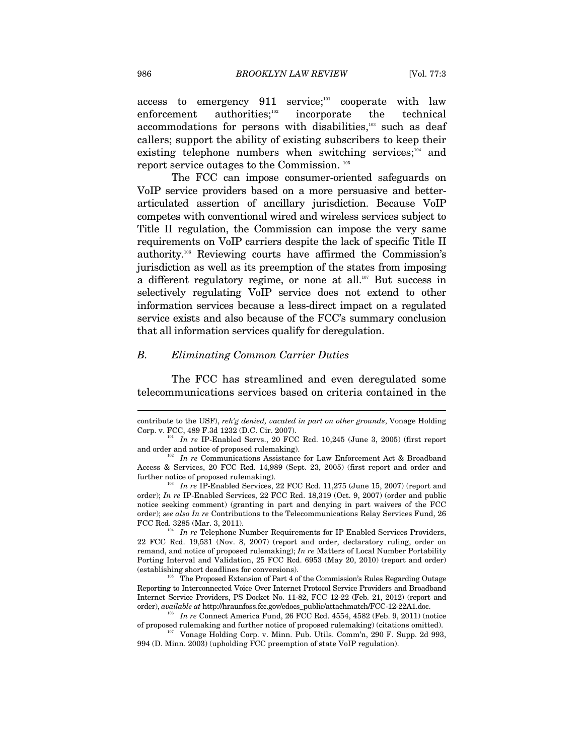access to emergency 911 service;[101] cooperate with law enforcement authorities;[102] incorporate the technical accommodations for persons with disabilities,[103] such as deaf callers; support the ability of existing subscribers to keep their existing telephone numbers when switching services;[104] and report service outages to the Commission. [105]

The FCC can impose consumer-oriented safeguards on VoIP service providers based on a more persuasive and better-articulated assertion of ancillary jurisdiction. Because VoIP competes with conventional wired and wireless services subject to Title II regulation, the Commission can impose the very same requirements on VoIP carriers despite the lack of specific Title II authority.[106] Reviewing courts have affirmed the Commission's jurisdiction as well as its preemption of the states from imposing a different regulatory regime, or none at all.[107] But success in selectively regulating VoIP service does not extend to other information services because a less-direct impact on a regulated service exists and also because of the FCC's summary conclusion that all information services qualify for deregulation.

### *B. Eliminating Common Carrier Duties*

The FCC has streamlined and even deregulated some telecommunications services based on criteria contained in the

---

contribute to the USF), *reh'g denied, vacated in part on other grounds*, Vonage Holding Corp. v. FCC, 489 F.3d 1232 (D.C. Cir. 2007).

[101] *In re* IP-Enabled Servs., 20 FCC Rcd. 10,245 (June 3, 2005) (first report and order and notice of proposed rulemaking).

[102] *In re* Communications Assistance for Law Enforcement Act & Broadband Access & Services, 20 FCC Rcd. 14,989 (Sept. 23, 2005) (first report and order and further notice of proposed rulemaking).

[103] *In re* IP-Enabled Services, 22 FCC Rcd. 11,275 (June 15, 2007) (report and order); *In re* IP-Enabled Services, 22 FCC Rcd. 18,319 (Oct. 9, 2007) (order and public notice seeking comment) (granting in part and denying in part waivers of the FCC order); *see also In re* Contributions to the Telecommunications Relay Services Fund, 26 FCC Rcd. 3285 (Mar. 3, 2011).

[104] *In re* Telephone Number Requirements for IP Enabled Services Providers, 22 FCC Rcd. 19,531 (Nov. 8, 2007) (report and order, declaratory ruling, order on remand, and notice of proposed rulemaking); *In re* Matters of Local Number Portability Porting Interval and Validation, 25 FCC Rcd. 6953 (May 20, 2010) (report and order) (establishing short deadlines for conversions).

[105] The Proposed Extension of Part 4 of the Commission's Rules Regarding Outage Reporting to Interconnected Voice Over Internet Protocol Service Providers and Broadband Internet Service Providers, PS Docket No. 11-82, FCC 12-22 (Feb. 21, 2012) (report and order), *available at* http://hraunfoss.fcc.gov/edocs_public/attachmatch/FCC-12-22A1.doc.

[106] *In re* Connect America Fund, 26 FCC Rcd. 4554, 4582 (Feb. 9, 2011) (notice of proposed rulemaking and further notice of proposed rulemaking) (citations omitted).

[107] Vonage Holding Corp. v. Minn. Pub. Utils. Comm'n, 290 F. Supp. 2d 993, 994 (D. Minn. 2003) (upholding FCC preemption of state VoIP regulation).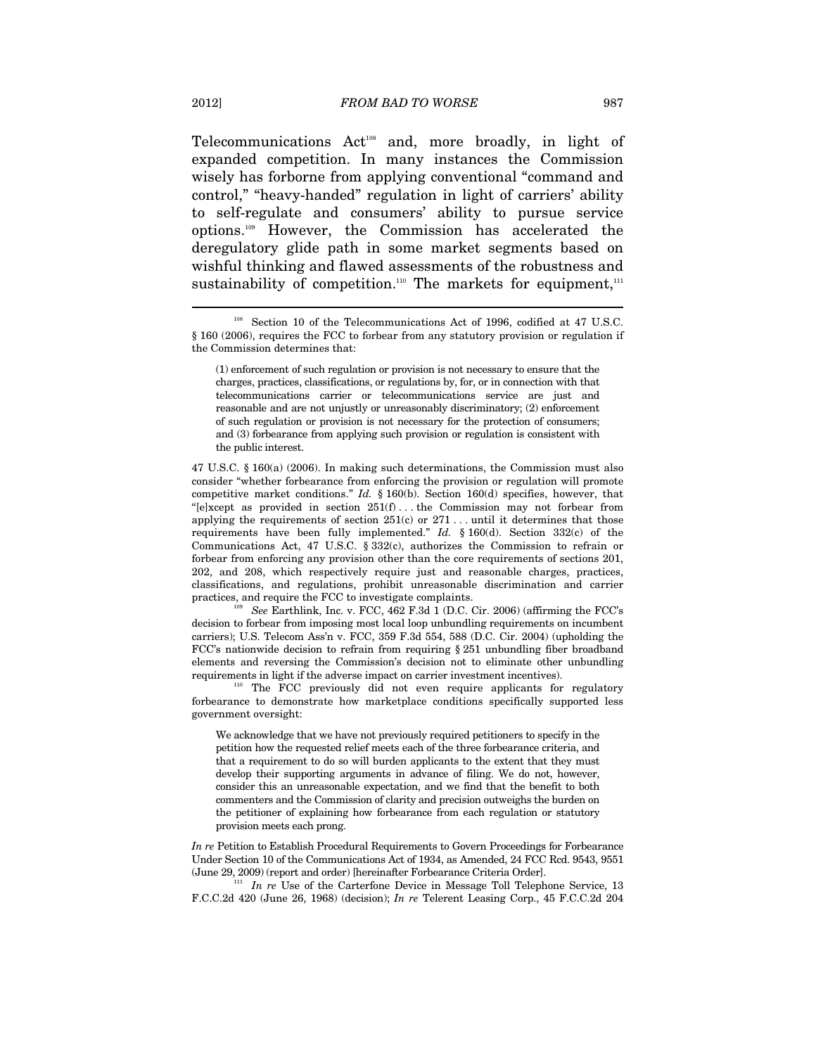Telecommunications Act[108] and, more broadly, in light of expanded competition. In many instances the Commission wisely has forborne from applying conventional "command and control," "heavy-handed" regulation in light of carriers' ability to self-regulate and consumers' ability to pursue service options.[109] However, the Commission has accelerated the deregulatory glide path in some market segments based on wishful thinking and flawed assessments of the robustness and sustainability of competition.[110] The markets for equipment,[111]

---

[108] Section 10 of the Telecommunications Act of 1996, codified at 47 U.S.C. § 160 (2006), requires the FCC to forbear from any statutory provision or regulation if the Commission determines that:

> (1) enforcement of such regulation or provision is not necessary to ensure that the charges, practices, classifications, or regulations by, for, or in connection with that telecommunications carrier or telecommunications service are just and reasonable and are not unjustly or unreasonably discriminatory; (2) enforcement of such regulation or provision is not necessary for the protection of consumers; and (3) forbearance from applying such provision or regulation is consistent with the public interest.

47 U.S.C. § 160(a) (2006). In making such determinations, the Commission must also consider "whether forbearance from enforcing the provision or regulation will promote competitive market conditions." *Id.* § 160(b). Section 160(d) specifies, however, that "[e]xcept as provided in section 251(f) . . . the Commission may not forbear from applying the requirements of section 251(c) or 271 . . . until it determines that those requirements have been fully implemented." *Id.* § 160(d). Section 332(c) of the Communications Act, 47 U.S.C. § 332(c), authorizes the Commission to refrain or forbear from enforcing any provision other than the core requirements of sections 201, 202, and 208, which respectively require just and reasonable charges, practices, classifications, and regulations, prohibit unreasonable discrimination and carrier practices, and require the FCC to investigate complaints.

[109] *See* Earthlink, Inc. v. FCC, 462 F.3d 1 (D.C. Cir. 2006) (affirming the FCC's decision to forbear from imposing most local loop unbundling requirements on incumbent carriers); U.S. Telecom Ass'n v. FCC, 359 F.3d 554, 588 (D.C. Cir. 2004) (upholding the FCC's nationwide decision to refrain from requiring § 251 unbundling fiber broadband elements and reversing the Commission's decision not to eliminate other unbundling requirements in light if the adverse impact on carrier investment incentives).

[110] The FCC previously did not even require applicants for regulatory forbearance to demonstrate how marketplace conditions specifically supported less government oversight:

> We acknowledge that we have not previously required petitioners to specify in the petition how the requested relief meets each of the three forbearance criteria, and that a requirement to do so will burden applicants to the extent that they must develop their supporting arguments in advance of filing. We do not, however, consider this an unreasonable expectation, and we find that the benefit to both commenters and the Commission of clarity and precision outweighs the burden on the petitioner of explaining how forbearance from each regulation or statutory provision meets each prong.

*In re* Petition to Establish Procedural Requirements to Govern Proceedings for Forbearance Under Section 10 of the Communications Act of 1934, as Amended, 24 FCC Rcd. 9543, 9551 (June 29, 2009) (report and order) [hereinafter Forbearance Criteria Order].

[111] *In re* Use of the Carterfone Device in Message Toll Telephone Service, 13 F.C.C.2d 420 (June 26, 1968) (decision); *In re* Telerent Leasing Corp., 45 F.C.C.2d 204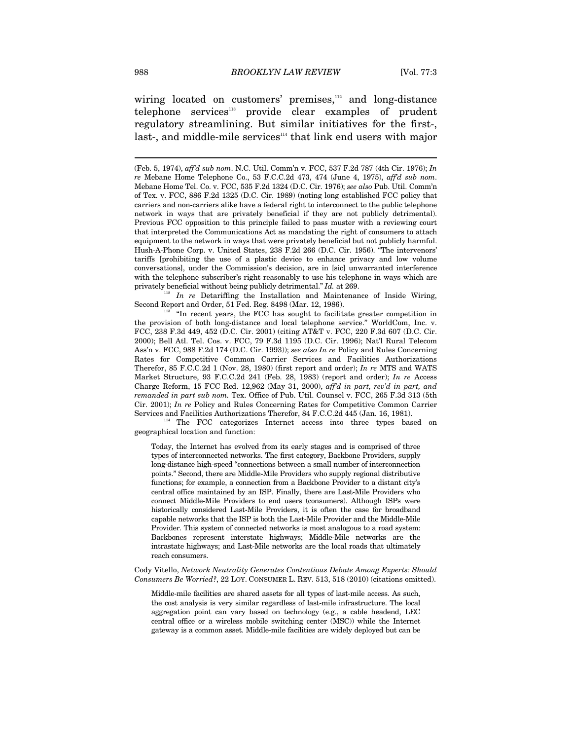wiring located on customers' premises,[112] and long-distance telephone services[113] provide clear examples of prudent regulatory streamlining. But similar initiatives for the first-, last-, and middle-mile services[114] that link end users with major

---

(Feb. 5, 1974), *aff'd sub nom*. N.C. Util. Comm'n v. FCC, 537 F.2d 787 (4th Cir. 1976); *In re* Mebane Home Telephone Co., 53 F.C.C.2d 473, 474 (June 4, 1975), *aff'd sub nom*. Mebane Home Tel. Co. v. FCC, 535 F.2d 1324 (D.C. Cir. 1976); *see also* Pub. Util. Comm'n of Tex. v. FCC, 886 F.2d 1325 (D.C. Cir. 1989) (noting long established FCC policy that carriers and non-carriers alike have a federal right to interconnect to the public telephone network in ways that are privately beneficial if they are not publicly detrimental). Previous FCC opposition to this principle failed to pass muster with a reviewing court that interpreted the Communications Act as mandating the right of consumers to attach equipment to the network in ways that were privately beneficial but not publicly harmful. Hush-A-Phone Corp. v. United States, 238 F.2d 266 (D.C. Cir. 1956). "The intervenors' tariffs [prohibiting the use of a plastic device to enhance privacy and low volume conversations], under the Commission's decision, are in [sic] unwarranted interference with the telephone subscriber's right reasonably to use his telephone in ways which are privately beneficial without being publicly detrimental." *Id.* at 269.

[112] *In re* Detariffing the Installation and Maintenance of Inside Wiring, Second Report and Order, 51 Fed. Reg. 8498 (Mar. 12, 1986).

[113] "In recent years, the FCC has sought to facilitate greater competition in the provision of both long-distance and local telephone service." WorldCom, Inc. v. FCC, 238 F.3d 449, 452 (D.C. Cir. 2001) (citing AT&T v. FCC, 220 F.3d 607 (D.C. Cir. 2000); Bell Atl. Tel. Cos. v. FCC, 79 F.3d 1195 (D.C. Cir. 1996); Nat'l Rural Telecom Ass'n v. FCC, 988 F.2d 174 (D.C. Cir. 1993)); *see also In re* Policy and Rules Concerning Rates for Competitive Common Carrier Services and Facilities Authorizations Therefor, 85 F.C.C.2d 1 (Nov. 28, 1980) (first report and order); *In re* MTS and WATS Market Structure, 93 F.C.C.2d 241 (Feb. 28, 1983) (report and order); *In re* Access Charge Reform, 15 FCC Rcd. 12,962 (May 31, 2000), *aff'd in part, rev'd in part, and remanded in part sub nom.* Tex. Office of Pub. Util. Counsel v. FCC, 265 F.3d 313 (5th Cir. 2001); *In re* Policy and Rules Concerning Rates for Competitive Common Carrier Services and Facilities Authorizations Therefor, 84 F.C.C.2d 445 (Jan. 16, 1981).

[114] The FCC categorizes Internet access into three types based on geographical location and function:

> Today, the Internet has evolved from its early stages and is comprised of three types of interconnected networks. The first category, Backbone Providers, supply long-distance high-speed "connections between a small number of interconnection points." Second, there are Middle-Mile Providers who supply regional distributive functions; for example, a connection from a Backbone Provider to a distant city's central office maintained by an ISP. Finally, there are Last-Mile Providers who connect Middle-Mile Providers to end users (consumers). Although ISPs were historically considered Last-Mile Providers, it is often the case for broadband capable networks that the ISP is both the Last-Mile Provider and the Middle-Mile Provider. This system of connected networks is most analogous to a road system: Backbones represent interstate highways; Middle-Mile networks are the intrastate highways; and Last-Mile networks are the local roads that ultimately reach consumers.

Cody Vitello, *Network Neutrality Generates Contentious Debate Among Experts: Should Consumers Be Worried?*, 22 LOY. CONSUMER L. REV. 513, 518 (2010) (citations omitted).

> Middle-mile facilities are shared assets for all types of last-mile access. As such, the cost analysis is very similar regardless of last-mile infrastructure. The local aggregation point can vary based on technology (e.g., a cable headend, LEC central office or a wireless mobile switching center (MSC)) while the Internet gateway is a common asset. Middle-mile facilities are widely deployed but can be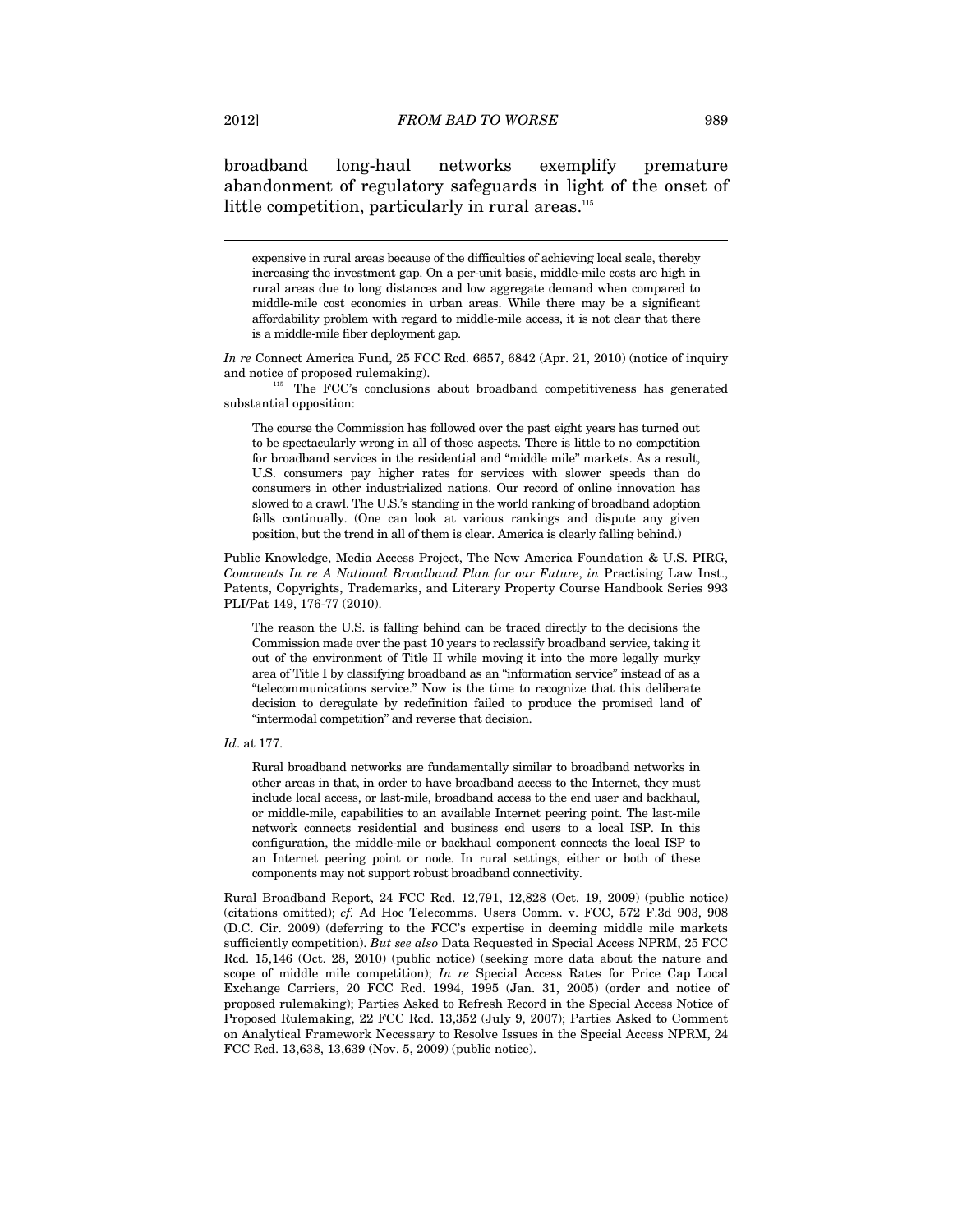broadband long-haul networks exemplify premature abandonment of regulatory safeguards in light of the onset of little competition, particularly in rural areas.[115]

---

> expensive in rural areas because of the difficulties of achieving local scale, thereby increasing the investment gap. On a per-unit basis, middle-mile costs are high in rural areas due to long distances and low aggregate demand when compared to middle-mile cost economics in urban areas. While there may be a significant affordability problem with regard to middle-mile access, it is not clear that there is a middle-mile fiber deployment gap.

*In re* Connect America Fund, 25 FCC Rcd. 6657, 6842 (Apr. 21, 2010) (notice of inquiry and notice of proposed rulemaking).

[115] The FCC's conclusions about broadband competitiveness has generated substantial opposition:

> The course the Commission has followed over the past eight years has turned out to be spectacularly wrong in all of those aspects. There is little to no competition for broadband services in the residential and "middle mile" markets. As a result, U.S. consumers pay higher rates for services with slower speeds than do consumers in other industrialized nations. Our record of online innovation has slowed to a crawl. The U.S.'s standing in the world ranking of broadband adoption falls continually. (One can look at various rankings and dispute any given position, but the trend in all of them is clear. America is clearly falling behind.)

Public Knowledge, Media Access Project, The New America Foundation & U.S. PIRG, *Comments In re A National Broadband Plan for our Future*, *in* Practising Law Inst., Patents, Copyrights, Trademarks, and Literary Property Course Handbook Series 993 PLI/Pat 149, 176-77 (2010).

> The reason the U.S. is falling behind can be traced directly to the decisions the Commission made over the past 10 years to reclassify broadband service, taking it out of the environment of Title II while moving it into the more legally murky area of Title I by classifying broadband as an "information service" instead of as a "telecommunications service." Now is the time to recognize that this deliberate decision to deregulate by redefinition failed to produce the promised land of "intermodal competition" and reverse that decision.

*Id*. at 177.

> Rural broadband networks are fundamentally similar to broadband networks in other areas in that, in order to have broadband access to the Internet, they must include local access, or last-mile, broadband access to the end user and backhaul, or middle-mile, capabilities to an available Internet peering point. The last-mile network connects residential and business end users to a local ISP. In this configuration, the middle-mile or backhaul component connects the local ISP to an Internet peering point or node. In rural settings, either or both of these components may not support robust broadband connectivity.

Rural Broadband Report, 24 FCC Rcd. 12,791, 12,828 (Oct. 19, 2009) (public notice) (citations omitted); *cf.* Ad Hoc Telecomms. Users Comm. v. FCC, 572 F.3d 903, 908 (D.C. Cir. 2009) (deferring to the FCC's expertise in deeming middle mile markets sufficiently competition). *But see also* Data Requested in Special Access NPRM, 25 FCC Rcd. 15,146 (Oct. 28, 2010) (public notice) (seeking more data about the nature and scope of middle mile competition); *In re* Special Access Rates for Price Cap Local Exchange Carriers, 20 FCC Rcd. 1994, 1995 (Jan. 31, 2005) (order and notice of proposed rulemaking); Parties Asked to Refresh Record in the Special Access Notice of Proposed Rulemaking, 22 FCC Rcd. 13,352 (July 9, 2007); Parties Asked to Comment on Analytical Framework Necessary to Resolve Issues in the Special Access NPRM, 24 FCC Rcd. 13,638, 13,639 (Nov. 5, 2009) (public notice).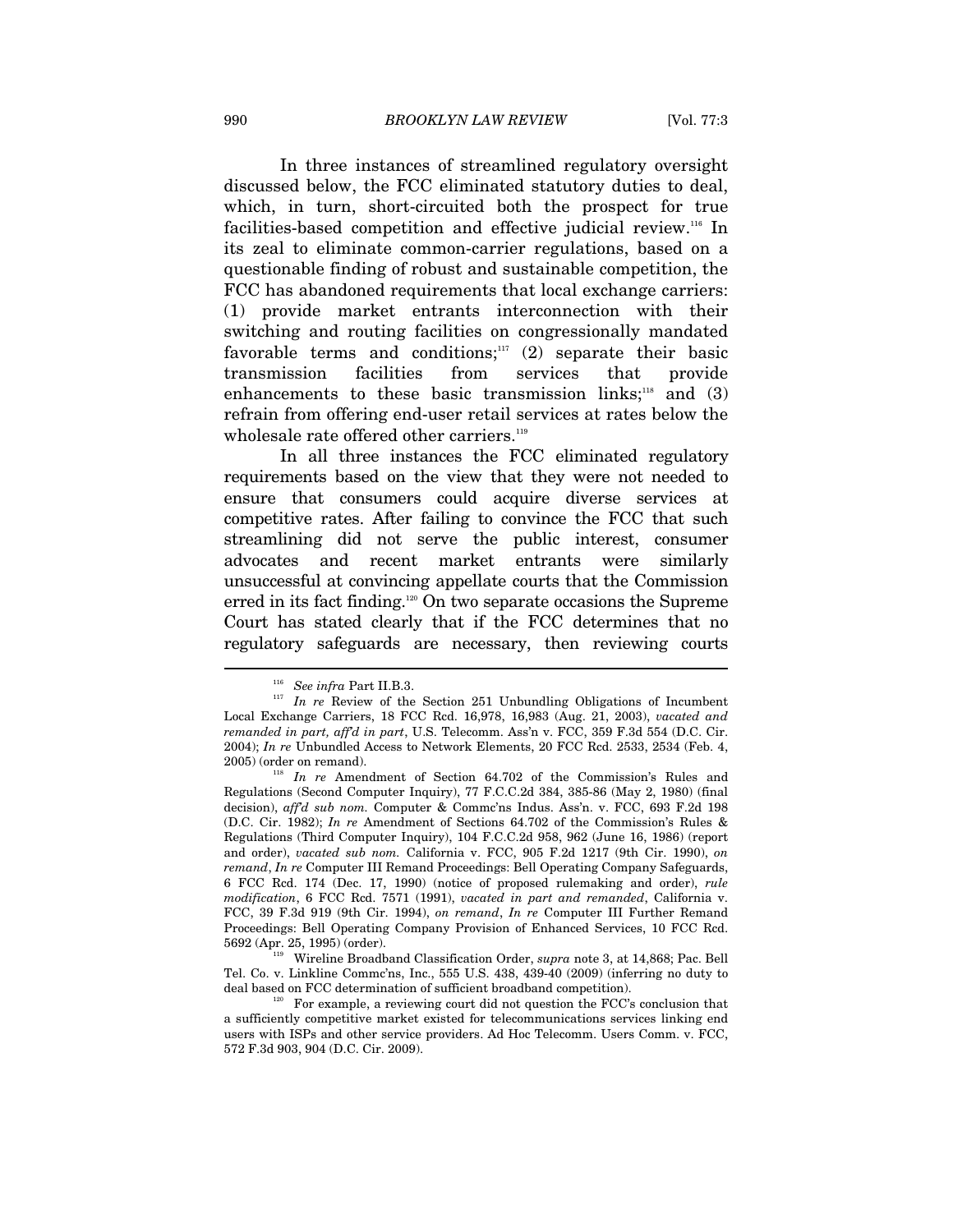In three instances of streamlined regulatory oversight discussed below, the FCC eliminated statutory duties to deal, which, in turn, short-circuited both the prospect for true facilities-based competition and effective judicial review.[116] In its zeal to eliminate common-carrier regulations, based on a questionable finding of robust and sustainable competition, the FCC has abandoned requirements that local exchange carriers: (1) provide market entrants interconnection with their switching and routing facilities on congressionally mandated favorable terms and conditions;[117] (2) separate their basic transmission facilities from services that provide enhancements to these basic transmission links;[118] and (3) refrain from offering end-user retail services at rates below the wholesale rate offered other carriers.[119]

In all three instances the FCC eliminated regulatory requirements based on the view that they were not needed to ensure that consumers could acquire diverse services at competitive rates. After failing to convince the FCC that such streamlining did not serve the public interest, consumer advocates and recent market entrants were similarly unsuccessful at convincing appellate courts that the Commission erred in its fact finding.[120] On two separate occasions the Supreme Court has stated clearly that if the FCC determines that no regulatory safeguards are necessary, then reviewing courts

---

[116] *See infra* Part II.B.3.

[117] *In re* Review of the Section 251 Unbundling Obligations of Incumbent Local Exchange Carriers, 18 FCC Rcd. 16,978, 16,983 (Aug. 21, 2003), *vacated and remanded in part, aff'd in part*, U.S. Telecomm. Ass'n v. FCC, 359 F.3d 554 (D.C. Cir. 2004); *In re* Unbundled Access to Network Elements, 20 FCC Rcd. 2533, 2534 (Feb. 4, 2005) (order on remand).

[118] *In re* Amendment of Section 64.702 of the Commission's Rules and Regulations (Second Computer Inquiry), 77 F.C.C.2d 384, 385-86 (May 2, 1980) (final decision), *aff'd sub nom.* Computer & Commc'ns Indus. Ass'n. v. FCC, 693 F.2d 198 (D.C. Cir. 1982); *In re* Amendment of Sections 64.702 of the Commission's Rules & Regulations (Third Computer Inquiry), 104 F.C.C.2d 958, 962 (June 16, 1986) (report and order), *vacated sub nom.* California v. FCC, 905 F.2d 1217 (9th Cir. 1990), *on remand*, *In re* Computer III Remand Proceedings: Bell Operating Company Safeguards, 6 FCC Rcd. 174 (Dec. 17, 1990) (notice of proposed rulemaking and order), *rule modification*, 6 FCC Rcd. 7571 (1991), *vacated in part and remanded*, California v. FCC, 39 F.3d 919 (9th Cir. 1994), *on remand*, *In re* Computer III Further Remand Proceedings: Bell Operating Company Provision of Enhanced Services, 10 FCC Rcd. 5692 (Apr. 25, 1995) (order).

[119] Wireline Broadband Classification Order, *supra* note 3, at 14,868; Pac. Bell Tel. Co. v. Linkline Commc'ns, Inc., 555 U.S. 438, 439-40 (2009) (inferring no duty to deal based on FCC determination of sufficient broadband competition).

[120] For example, a reviewing court did not question the FCC's conclusion that a sufficiently competitive market existed for telecommunications services linking end users with ISPs and other service providers. Ad Hoc Telecomm. Users Comm. v. FCC, 572 F.3d 903, 904 (D.C. Cir. 2009).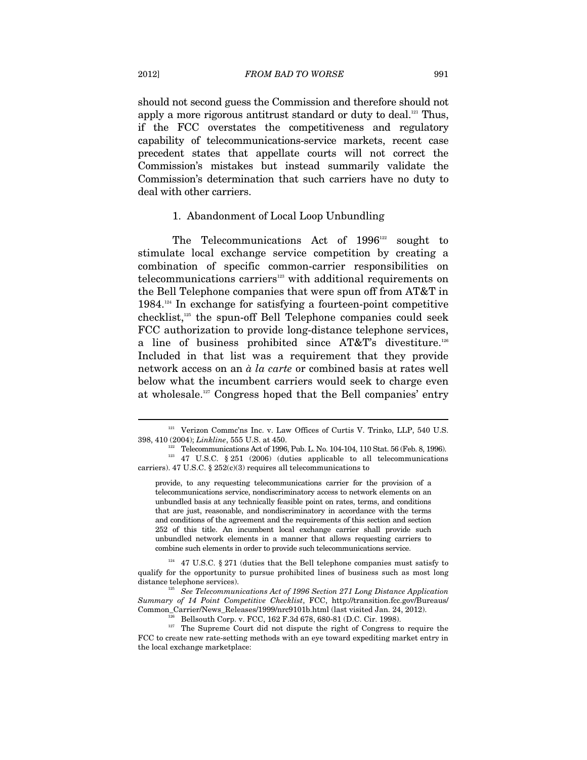should not second guess the Commission and therefore should not apply a more rigorous antitrust standard or duty to deal.[121] Thus, if the FCC overstates the competitiveness and regulatory capability of telecommunications-service markets, recent case precedent states that appellate courts will not correct the Commission's mistakes but instead summarily validate the Commission's determination that such carriers have no duty to deal with other carriers.

### 1. Abandonment of Local Loop Unbundling

The Telecommunications Act of 1996[122] sought to stimulate local exchange service competition by creating a combination of specific common-carrier responsibilities on telecommunications carriers[123] with additional requirements on the Bell Telephone companies that were spun off from AT&T in 1984.[124] In exchange for satisfying a fourteen-point competitive checklist,[125] the spun-off Bell Telephone companies could seek FCC authorization to provide long-distance telephone services, a line of business prohibited since AT&T's divestiture.[126] Included in that list was a requirement that they provide network access on an *à la carte* or combined basis at rates well below what the incumbent carriers would seek to charge even at wholesale.[127] Congress hoped that the Bell companies' entry

---

[121] Verizon Commc'ns Inc. v. Law Offices of Curtis V. Trinko, LLP, 540 U.S. 398, 410 (2004); *Linkline*, 555 U.S. at 450.

[122] Telecommunications Act of 1996, Pub. L. No. 104-104, 110 Stat. 56 (Feb. 8, 1996).

[123] 47 U.S.C. § 251 (2006) (duties applicable to all telecommunications carriers). 47 U.S.C. § 252(c)(3) requires all telecommunications to

> provide, to any requesting telecommunications carrier for the provision of a telecommunications service, nondiscriminatory access to network elements on an unbundled basis at any technically feasible point on rates, terms, and conditions that are just, reasonable, and nondiscriminatory in accordance with the terms and conditions of the agreement and the requirements of this section and section 252 of this title. An incumbent local exchange carrier shall provide such unbundled network elements in a manner that allows requesting carriers to combine such elements in order to provide such telecommunications service.

[124] 47 U.S.C. § 271 (duties that the Bell telephone companies must satisfy to qualify for the opportunity to pursue prohibited lines of business such as most long distance telephone services).

[125] *See Telecommunications Act of 1996 Section 271 Long Distance Application Summary of 14 Point Competitive Checklist*, FCC, http://transition.fcc.gov/Bureaus/Common_Carrier/News_Releases/1999/nrc9101b.html (last visited Jan. 24, 2012).

[126] Bellsouth Corp. v. FCC, 162 F.3d 678, 680-81 (D.C. Cir. 1998).

[127] The Supreme Court did not dispute the right of Congress to require the FCC to create new rate-setting methods with an eye toward expediting market entry in the local exchange marketplace: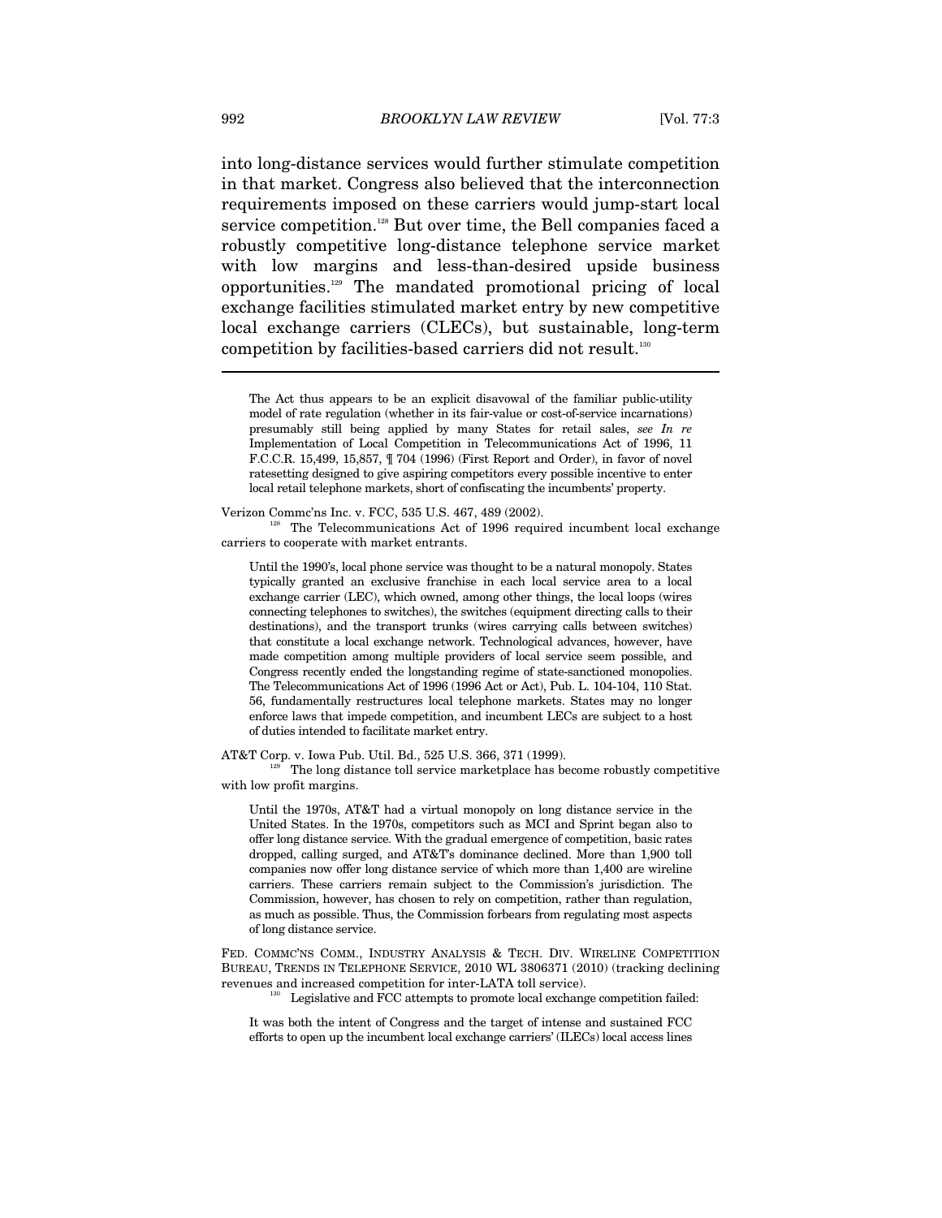into long-distance services would further stimulate competition in that market. Congress also believed that the interconnection requirements imposed on these carriers would jump-start local service competition.[128] But over time, the Bell companies faced a robustly competitive long-distance telephone service market with low margins and less-than-desired upside business opportunities.[129] The mandated promotional pricing of local exchange facilities stimulated market entry by new competitive local exchange carriers (CLECs), but sustainable, long-term competition by facilities-based carriers did not result.[130]

---

> The Act thus appears to be an explicit disavowal of the familiar public-utility model of rate regulation (whether in its fair-value or cost-of-service incarnations) presumably still being applied by many States for retail sales, *see In re* Implementation of Local Competition in Telecommunications Act of 1996, 11 F.C.C.R. 15,499, 15,857, ¶ 704 (1996) (First Report and Order), in favor of novel ratesetting designed to give aspiring competitors every possible incentive to enter local retail telephone markets, short of confiscating the incumbents' property.

Verizon Commc'ns Inc. v. FCC, 535 U.S. 467, 489 (2002).

[128] The Telecommunications Act of 1996 required incumbent local exchange carriers to cooperate with market entrants.

> Until the 1990's, local phone service was thought to be a natural monopoly. States typically granted an exclusive franchise in each local service area to a local exchange carrier (LEC), which owned, among other things, the local loops (wires connecting telephones to switches), the switches (equipment directing calls to their destinations), and the transport trunks (wires carrying calls between switches) that constitute a local exchange network. Technological advances, however, have made competition among multiple providers of local service seem possible, and Congress recently ended the longstanding regime of state-sanctioned monopolies. The Telecommunications Act of 1996 (1996 Act or Act), Pub. L. 104-104, 110 Stat. 56, fundamentally restructures local telephone markets. States may no longer enforce laws that impede competition, and incumbent LECs are subject to a host of duties intended to facilitate market entry.

AT&T Corp. v. Iowa Pub. Util. Bd., 525 U.S. 366, 371 (1999).

[129] The long distance toll service marketplace has become robustly competitive with low profit margins.

> Until the 1970s, AT&T had a virtual monopoly on long distance service in the United States. In the 1970s, competitors such as MCI and Sprint began also to offer long distance service. With the gradual emergence of competition, basic rates dropped, calling surged, and AT&T's dominance declined. More than 1,900 toll companies now offer long distance service of which more than 1,400 are wireline carriers. These carriers remain subject to the Commission's jurisdiction. The Commission, however, has chosen to rely on competition, rather than regulation, as much as possible. Thus, the Commission forbears from regulating most aspects of long distance service.

FED. COMMC'NS COMM., INDUSTRY ANALYSIS & TECH. DIV. WIRELINE COMPETITION BUREAU, TRENDS IN TELEPHONE SERVICE, 2010 WL 3806371 (2010) (tracking declining revenues and increased competition for inter-LATA toll service).

[130] Legislative and FCC attempts to promote local exchange competition failed:

> It was both the intent of Congress and the target of intense and sustained FCC efforts to open up the incumbent local exchange carriers' (ILECs) local access lines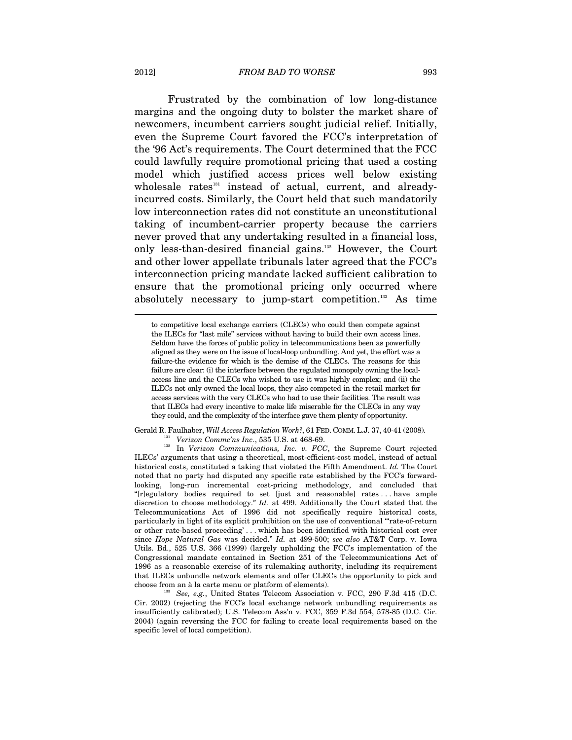Frustrated by the combination of low long-distance margins and the ongoing duty to bolster the market share of newcomers, incumbent carriers sought judicial relief. Initially, even the Supreme Court favored the FCC's interpretation of the '96 Act's requirements. The Court determined that the FCC could lawfully require promotional pricing that used a costing model which justified access prices well below existing wholesale rates[131] instead of actual, current, and already-incurred costs. Similarly, the Court held that such mandatorily low interconnection rates did not constitute an unconstitutional taking of incumbent-carrier property because the carriers never proved that any undertaking resulted in a financial loss, only less-than-desired financial gains.[132] However, the Court and other lower appellate tribunals later agreed that the FCC's interconnection pricing mandate lacked sufficient calibration to ensure that the promotional pricing only occurred where absolutely necessary to jump-start competition.[133] As time

---

to competitive local exchange carriers (CLECs) who could then compete against the ILECs for "last mile" services without having to build their own access lines. Seldom have the forces of public policy in telecommunications been as powerfully aligned as they were on the issue of local-loop unbundling. And yet, the effort was a failure-the evidence for which is the demise of the CLECs. The reasons for this failure are clear: (i) the interface between the regulated monopoly owning the local-access line and the CLECs who wished to use it was highly complex; and (ii) the ILECs not only owned the local loops, they also competed in the retail market for access services with the very CLECs who had to use their facilities. The result was that ILECs had every incentive to make life miserable for the CLECs in any way they could, and the complexity of the interface gave them plenty of opportunity.

Gerald R. Faulhaber, *Will Access Regulation Work?*, 61 FED. COMM. L.J. 37, 40-41 (2008).

[131] *Verizon Commc'ns Inc.*, 535 U.S. at 468-69.

[132] In *Verizon Communications, Inc. v. FCC*, the Supreme Court rejected ILECs' arguments that using a theoretical, most-efficient-cost model, instead of actual historical costs, constituted a taking that violated the Fifth Amendment. *Id.* The Court noted that no party had disputed any specific rate established by the FCC's forward-looking, long-run incremental cost-pricing methodology, and concluded that "[r]egulatory bodies required to set [just and reasonable] rates . . . have ample discretion to choose methodology." *Id.* at 499. Additionally the Court stated that the Telecommunications Act of 1996 did not specifically require historical costs, particularly in light of its explicit prohibition on the use of conventional "'rate-of-return or other rate-based proceeding' . . . which has been identified with historical cost ever since *Hope Natural Gas* was decided." *Id.* at 499-500; *see also* AT&T Corp. v. Iowa Utils. Bd., 525 U.S. 366 (1999) (largely upholding the FCC's implementation of the Congressional mandate contained in Section 251 of the Telecommunications Act of 1996 as a reasonable exercise of its rulemaking authority, including its requirement that ILECs unbundle network elements and offer CLECs the opportunity to pick and choose from an à la carte menu or platform of elements).

[133] *See, e.g.*, United States Telecom Association v. FCC, 290 F.3d 415 (D.C. Cir. 2002) (rejecting the FCC's local exchange network unbundling requirements as insufficiently calibrated); U.S. Telecom Ass'n v. FCC, 359 F.3d 554, 578-85 (D.C. Cir. 2004) (again reversing the FCC for failing to create local requirements based on the specific level of local competition).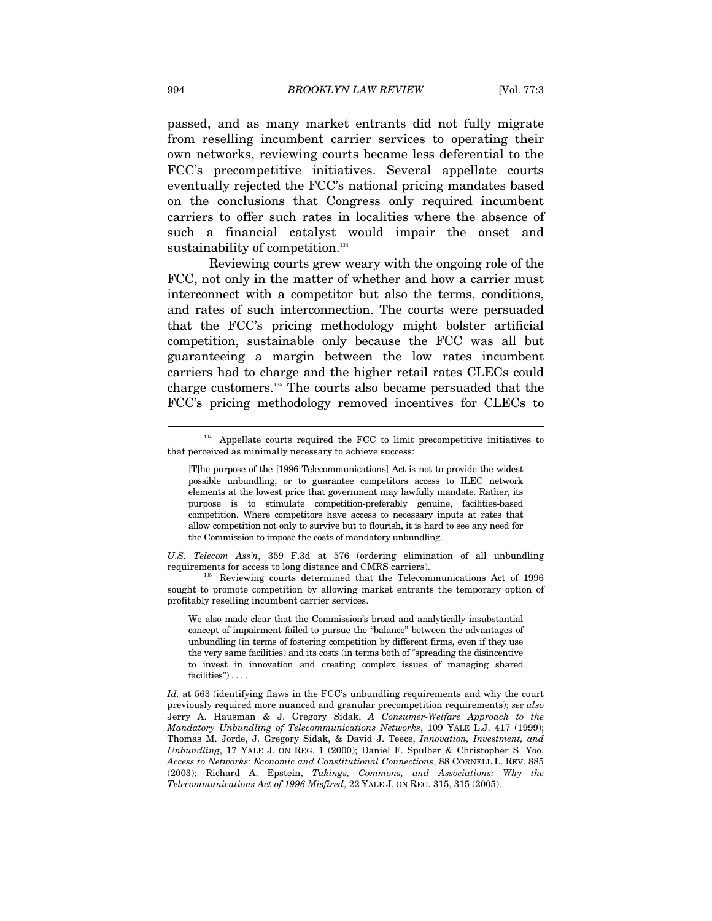passed, and as many market entrants did not fully migrate from reselling incumbent carrier services to operating their own networks, reviewing courts became less deferential to the FCC's precompetitive initiatives. Several appellate courts eventually rejected the FCC's national pricing mandates based on the conclusions that Congress only required incumbent carriers to offer such rates in localities where the absence of such a financial catalyst would impair the onset and sustainability of competition.[134]

Reviewing courts grew weary with the ongoing role of the FCC, not only in the matter of whether and how a carrier must interconnect with a competitor but also the terms, conditions, and rates of such interconnection. The courts were persuaded that the FCC's pricing methodology might bolster artificial competition, sustainable only because the FCC was all but guaranteeing a margin between the low rates incumbent carriers had to charge and the higher retail rates CLECs could charge customers.[135] The courts also became persuaded that the FCC's pricing methodology removed incentives for CLECs to

---

[134] Appellate courts required the FCC to limit precompetitive initiatives to that perceived as minimally necessary to achieve success:

> [T]he purpose of the [1996 Telecommunications] Act is not to provide the widest possible unbundling, or to guarantee competitors access to ILEC network elements at the lowest price that government may lawfully mandate. Rather, its purpose is to stimulate competition-preferably genuine, facilities-based competition. Where competitors have access to necessary inputs at rates that allow competition not only to survive but to flourish, it is hard to see any need for the Commission to impose the costs of mandatory unbundling.

*U.S. Telecom Ass'n*, 359 F.3d at 576 (ordering elimination of all unbundling requirements for access to long distance and CMRS carriers).

[135] Reviewing courts determined that the Telecommunications Act of 1996 sought to promote competition by allowing market entrants the temporary option of profitably reselling incumbent carrier services.

> We also made clear that the Commission's broad and analytically insubstantial concept of impairment failed to pursue the "balance" between the advantages of unbundling (in terms of fostering competition by different firms, even if they use the very same facilities) and its costs (in terms both of "spreading the disincentive to invest in innovation and creating complex issues of managing shared facilities") . . . .

*Id.* at 563 (identifying flaws in the FCC's unbundling requirements and why the court previously required more nuanced and granular precompetition requirements); *see also* Jerry A. Hausman & J. Gregory Sidak, *A Consumer-Welfare Approach to the Mandatory Unbundling of Telecommunications Networks*, 109 YALE L.J. 417 (1999); Thomas M. Jorde, J. Gregory Sidak, & David J. Teece, *Innovation, Investment, and Unbundling*, 17 YALE J. ON REG. 1 (2000); Daniel F. Spulber & Christopher S. Yoo, *Access to Networks: Economic and Constitutional Connections*, 88 CORNELL L. REV. 885 (2003); Richard A. Epstein, *Takings, Commons, and Associations: Why the Telecommunications Act of 1996 Misfired*, 22 YALE J. ON REG. 315, 315 (2005).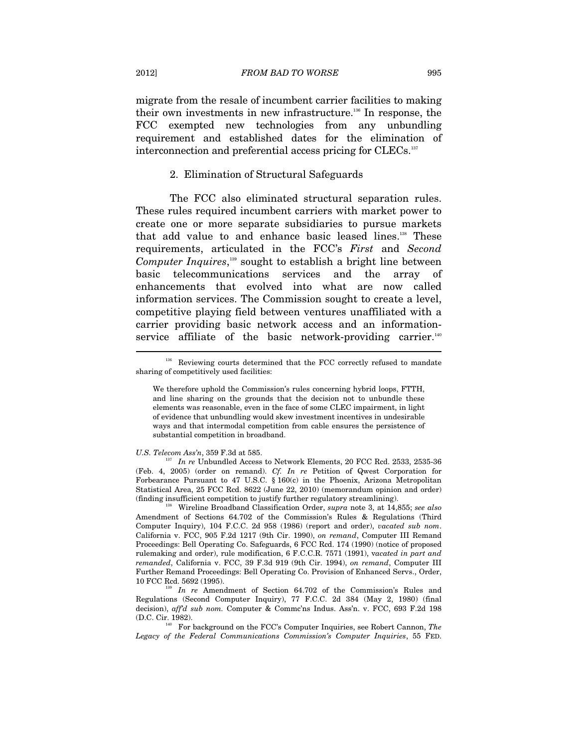migrate from the resale of incumbent carrier facilities to making their own investments in new infrastructure.[136] In response, the FCC exempted new technologies from any unbundling requirement and established dates for the elimination of interconnection and preferential access pricing for CLECs.[137]

### 2. Elimination of Structural Safeguards

The FCC also eliminated structural separation rules. These rules required incumbent carriers with market power to create one or more separate subsidiaries to pursue markets that add value to and enhance basic leased lines.[138] These requirements, articulated in the FCC's *First* and *Second Computer Inquires*,[139] sought to establish a bright line between basic telecommunications services and the array of enhancements that evolved into what are now called information services. The Commission sought to create a level, competitive playing field between ventures unaffiliated with a carrier providing basic network access and an information-service affiliate of the basic network-providing carrier.[140]

---

[136] Reviewing courts determined that the FCC correctly refused to mandate sharing of competitively used facilities:

> We therefore uphold the Commission's rules concerning hybrid loops, FTTH, and line sharing on the grounds that the decision not to unbundle these elements was reasonable, even in the face of some CLEC impairment, in light of evidence that unbundling would skew investment incentives in undesirable ways and that intermodal competition from cable ensures the persistence of substantial competition in broadband.

*U.S. Telecom Ass'n*, 359 F.3d at 585.

[137] *In re* Unbundled Access to Network Elements, 20 FCC Rcd. 2533, 2535-36 (Feb. 4, 2005) (order on remand). *Cf. In re* Petition of Qwest Corporation for Forbearance Pursuant to 47 U.S.C. § 160(c) in the Phoenix, Arizona Metropolitan Statistical Area, 25 FCC Rcd. 8622 (June 22, 2010) (memorandum opinion and order) (finding insufficient competition to justify further regulatory streamlining).

[138] Wireline Broadband Classification Order, *supra* note 3, at 14,855; *see also* Amendment of Sections 64.702 of the Commission's Rules & Regulations (Third Computer Inquiry), 104 F.C.C. 2d 958 (1986) (report and order), *vacated sub nom*. California v. FCC, 905 F.2d 1217 (9th Cir. 1990), *on remand*, Computer III Remand Proceedings: Bell Operating Co. Safeguards, 6 FCC Rcd. 174 (1990) (notice of proposed rulemaking and order), rule modification, 6 F.C.C.R. 7571 (1991), *vacated in part and remanded*, California v. FCC, 39 F.3d 919 (9th Cir. 1994), *on remand*, Computer III Further Remand Proceedings: Bell Operating Co. Provision of Enhanced Servs., Order, 10 FCC Rcd. 5692 (1995).

[139] *In re* Amendment of Section 64.702 of the Commission's Rules and Regulations (Second Computer Inquiry), 77 F.C.C. 2d 384 (May 2, 1980) (final decision), *aff'd sub nom.* Computer & Commc'ns Indus. Ass'n. v. FCC, 693 F.2d 198 (D.C. Cir. 1982).

[140] For background on the FCC's Computer Inquiries, see Robert Cannon, *The Legacy of the Federal Communications Commission's Computer Inquiries*, 55 FED.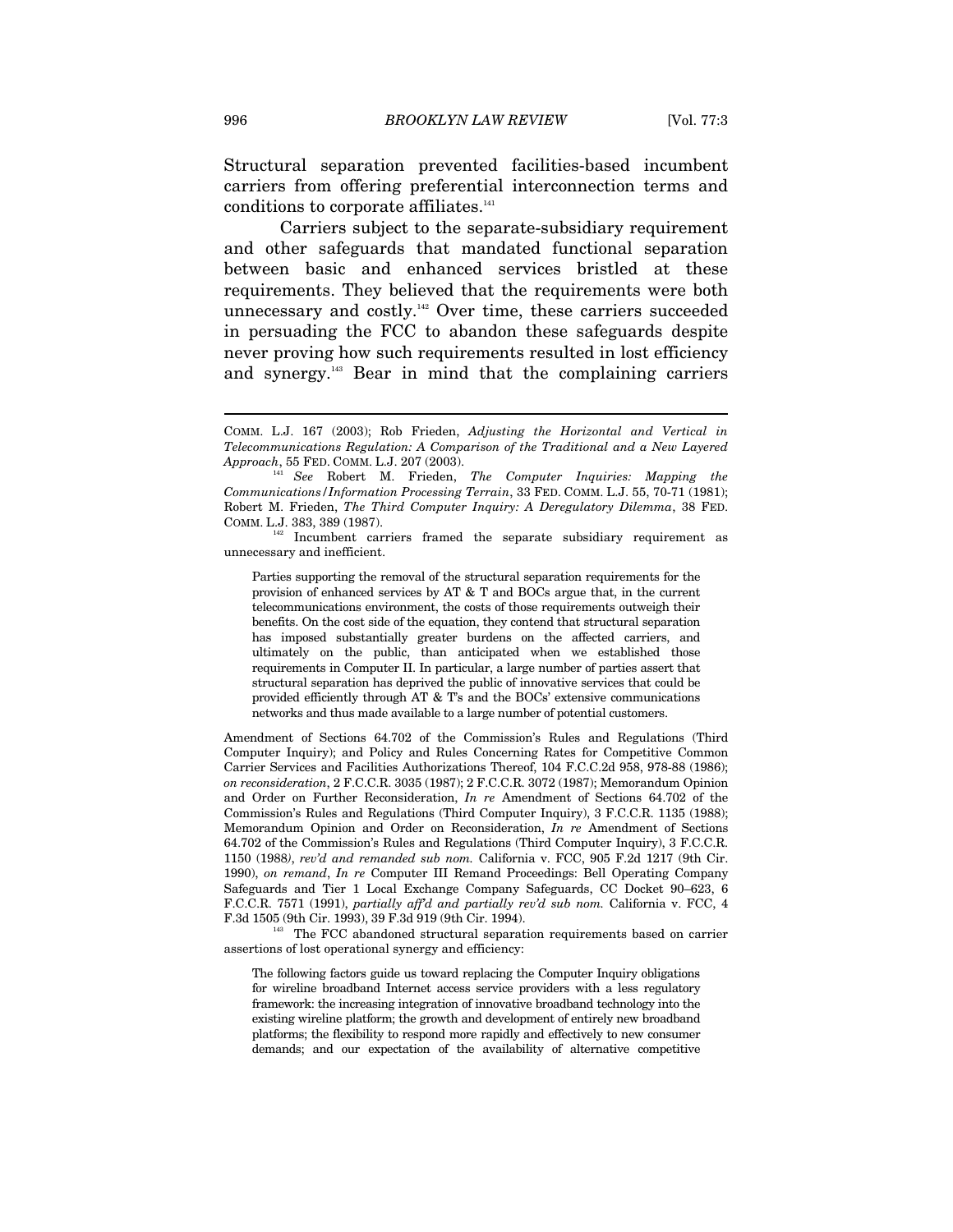Structural separation prevented facilities-based incumbent carriers from offering preferential interconnection terms and conditions to corporate affiliates.[141]

Carriers subject to the separate-subsidiary requirement and other safeguards that mandated functional separation between basic and enhanced services bristled at these requirements. They believed that the requirements were both unnecessary and costly.[142] Over time, these carriers succeeded in persuading the FCC to abandon these safeguards despite never proving how such requirements resulted in lost efficiency and synergy.[143] Bear in mind that the complaining carriers

---

COMM. L.J. 167 (2003); Rob Frieden, *Adjusting the Horizontal and Vertical in Telecommunications Regulation: A Comparison of the Traditional and a New Layered Approach*, 55 FED. COMM. L.J. 207 (2003).

[141] *See* Robert M. Frieden, *The Computer Inquiries: Mapping the Communications/Information Processing Terrain*, 33 FED. COMM. L.J. 55, 70-71 (1981); Robert M. Frieden, *The Third Computer Inquiry: A Deregulatory Dilemma*, 38 FED. COMM. L.J. 383, 389 (1987).

[142] Incumbent carriers framed the separate subsidiary requirement as unnecessary and inefficient.

> Parties supporting the removal of the structural separation requirements for the provision of enhanced services by AT & T and BOCs argue that, in the current telecommunications environment, the costs of those requirements outweigh their benefits. On the cost side of the equation, they contend that structural separation has imposed substantially greater burdens on the affected carriers, and ultimately on the public, than anticipated when we established those requirements in Computer II. In particular, a large number of parties assert that structural separation has deprived the public of innovative services that could be provided efficiently through AT & T's and the BOCs' extensive communications networks and thus made available to a large number of potential customers.

Amendment of Sections 64.702 of the Commission's Rules and Regulations (Third Computer Inquiry); and Policy and Rules Concerning Rates for Competitive Common Carrier Services and Facilities Authorizations Thereof, 104 F.C.C.2d 958, 978-88 (1986); *on reconsideration*, 2 F.C.C.R. 3035 (1987); 2 F.C.C.R. 3072 (1987); Memorandum Opinion and Order on Further Reconsideration, *In re* Amendment of Sections 64.702 of the Commission's Rules and Regulations (Third Computer Inquiry), 3 F.C.C.R. 1135 (1988); Memorandum Opinion and Order on Reconsideration, *In re* Amendment of Sections 64.702 of the Commission's Rules and Regulations (Third Computer Inquiry), 3 F.C.C.R. 1150 (1988), *rev'd and remanded sub nom.* California v. FCC, 905 F.2d 1217 (9th Cir. 1990), *on remand*, *In re* Computer III Remand Proceedings: Bell Operating Company Safeguards and Tier 1 Local Exchange Company Safeguards, CC Docket 90–623, 6 F.C.C.R. 7571 (1991), *partially aff'd and partially rev'd sub nom.* California v. FCC, 4 F.3d 1505 (9th Cir. 1993), 39 F.3d 919 (9th Cir. 1994).

[143] The FCC abandoned structural separation requirements based on carrier assertions of lost operational synergy and efficiency:

> The following factors guide us toward replacing the Computer Inquiry obligations for wireline broadband Internet access service providers with a less regulatory framework: the increasing integration of innovative broadband technology into the existing wireline platform; the growth and development of entirely new broadband platforms; the flexibility to respond more rapidly and effectively to new consumer demands; and our expectation of the availability of alternative competitive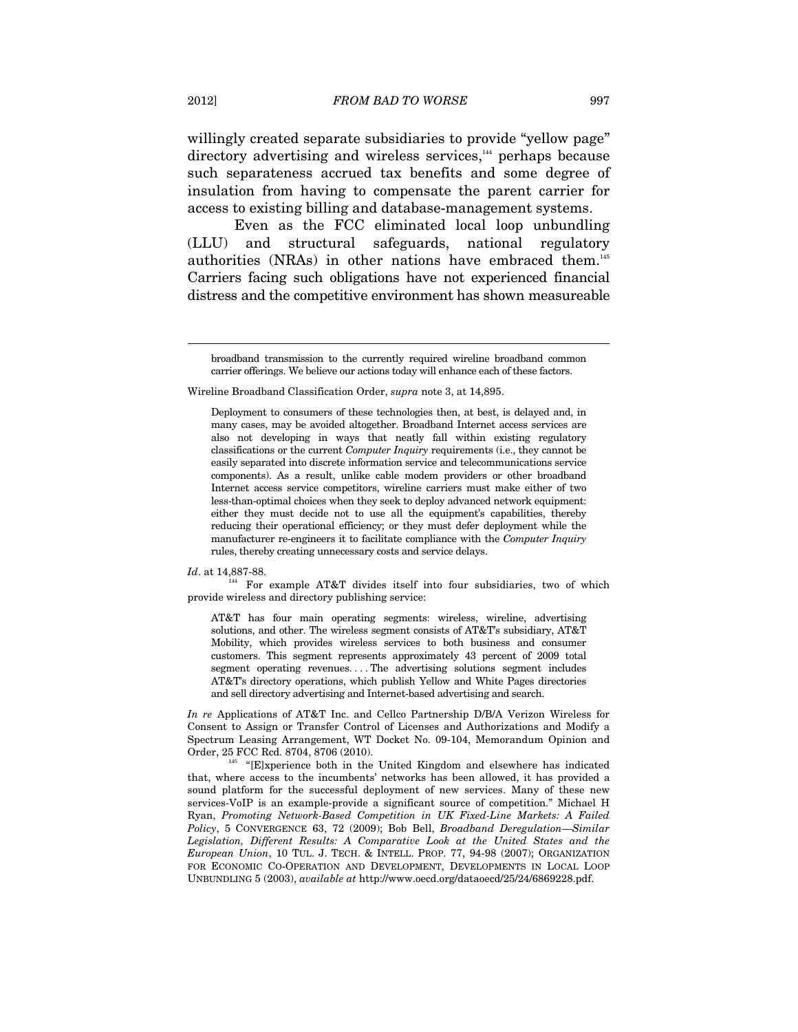willingly created separate subsidiaries to provide "yellow page" directory advertising and wireless services,[144] perhaps because such separateness accrued tax benefits and some degree of insulation from having to compensate the parent carrier for access to existing billing and database-management systems.

Even as the FCC eliminated local loop unbundling (LLU) and structural safeguards, national regulatory authorities (NRAs) in other nations have embraced them.[145] Carriers facing such obligations have not experienced financial distress and the competitive environment has shown measureable

---

> broadband transmission to the currently required wireline broadband common carrier offerings. We believe our actions today will enhance each of these factors.

Wireline Broadband Classification Order, *supra* note 3, at 14,895.

> Deployment to consumers of these technologies then, at best, is delayed and, in many cases, may be avoided altogether. Broadband Internet access services are also not developing in ways that neatly fall within existing regulatory classifications or the current *Computer Inquiry* requirements (i.e., they cannot be easily separated into discrete information service and telecommunications service components). As a result, unlike cable modem providers or other broadband Internet access service competitors, wireline carriers must make either of two less-than-optimal choices when they seek to deploy advanced network equipment: either they must decide not to use all the equipment's capabilities, thereby reducing their operational efficiency; or they must defer deployment while the manufacturer re-engineers it to facilitate compliance with the *Computer Inquiry* rules, thereby creating unnecessary costs and service delays.

*Id*. at 14,887-88.

[144] For example AT&T divides itself into four subsidiaries, two of which provide wireless and directory publishing service:

> AT&T has four main operating segments: wireless, wireline, advertising solutions, and other. The wireless segment consists of AT&T's subsidiary, AT&T Mobility, which provides wireless services to both business and consumer customers. This segment represents approximately 43 percent of 2009 total segment operating revenues. . . . The advertising solutions segment includes AT&T's directory operations, which publish Yellow and White Pages directories and sell directory advertising and Internet-based advertising and search.

*In re* Applications of AT&T Inc. and Cellco Partnership D/B/A Verizon Wireless for Consent to Assign or Transfer Control of Licenses and Authorizations and Modify a Spectrum Leasing Arrangement, WT Docket No. 09-104, Memorandum Opinion and Order, 25 FCC Rcd. 8704, 8706 (2010).

[145] "[E]xperience both in the United Kingdom and elsewhere has indicated that, where access to the incumbents' networks has been allowed, it has provided a sound platform for the successful deployment of new services. Many of these new services-VoIP is an example-provide a significant source of competition." Michael H Ryan, *Promoting Network-Based Competition in UK Fixed-Line Markets: A Failed Policy*, 5 CONVERGENCE 63, 72 (2009); Bob Bell, *Broadband Deregulation—Similar Legislation, Different Results: A Comparative Look at the United States and the European Union*, 10 TUL. J. TECH. & INTELL. PROP. 77, 94-98 (2007); ORGANIZATION FOR ECONOMIC CO-OPERATION AND DEVELOPMENT, DEVELOPMENTS IN LOCAL LOOP UNBUNDLING 5 (2003), *available at* http://www.oecd.org/dataoecd/25/24/6869228.pdf.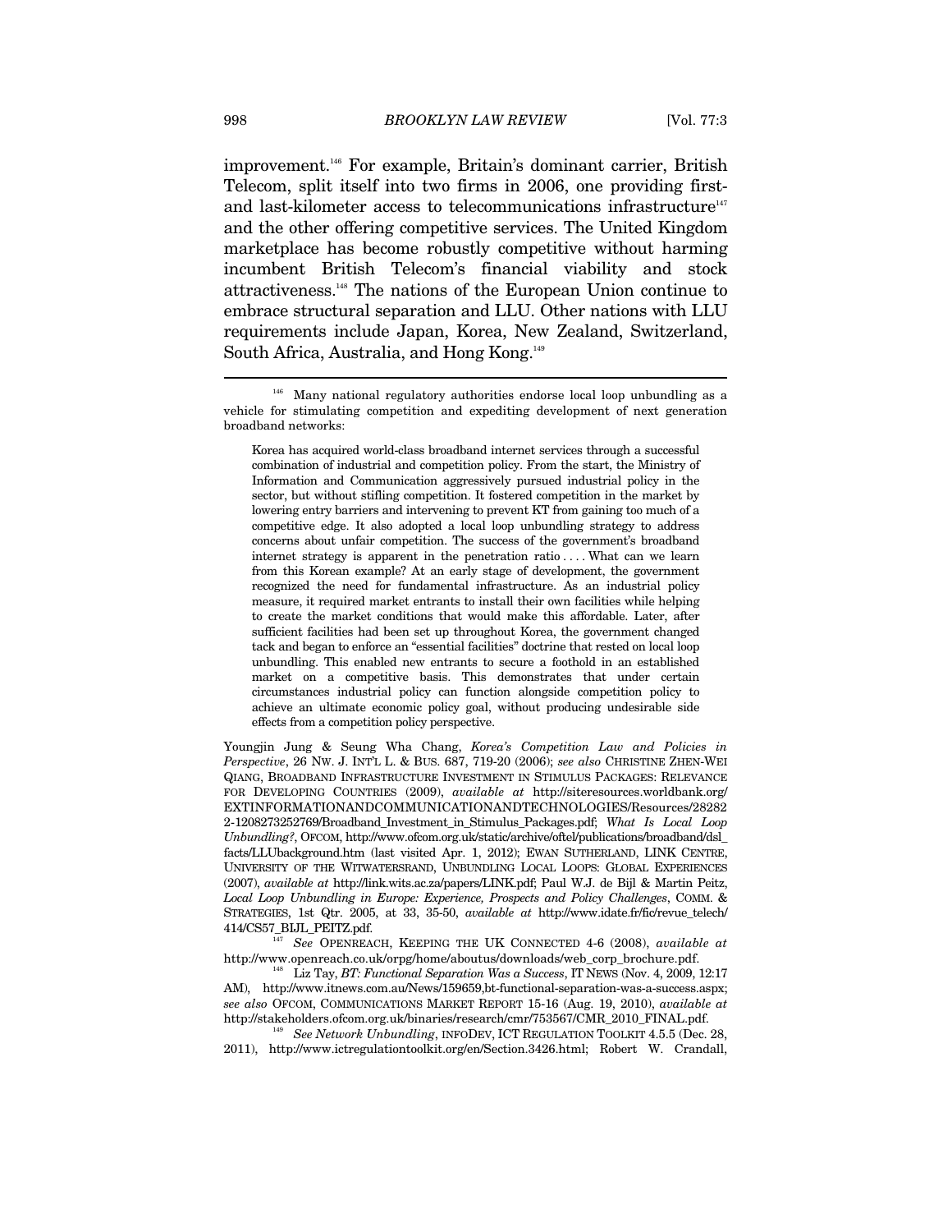improvement.[146] For example, Britain's dominant carrier, British Telecom, split itself into two firms in 2006, one providing first- and last-kilometer access to telecommunications infrastructure[147] and the other offering competitive services. The United Kingdom marketplace has become robustly competitive without harming incumbent British Telecom's financial viability and stock attractiveness.[148] The nations of the European Union continue to embrace structural separation and LLU. Other nations with LLU requirements include Japan, Korea, New Zealand, Switzerland, South Africa, Australia, and Hong Kong.[149]

---

[146] Many national regulatory authorities endorse local loop unbundling as a vehicle for stimulating competition and expediting development of next generation broadband networks:

> Korea has acquired world-class broadband internet services through a successful combination of industrial and competition policy. From the start, the Ministry of Information and Communication aggressively pursued industrial policy in the sector, but without stifling competition. It fostered competition in the market by lowering entry barriers and intervening to prevent KT from gaining too much of a competitive edge. It also adopted a local loop unbundling strategy to address concerns about unfair competition. The success of the government's broadband internet strategy is apparent in the penetration ratio . . . . What can we learn from this Korean example? At an early stage of development, the government recognized the need for fundamental infrastructure. As an industrial policy measure, it required market entrants to install their own facilities while helping to create the market conditions that would make this affordable. Later, after sufficient facilities had been set up throughout Korea, the government changed tack and began to enforce an "essential facilities" doctrine that rested on local loop unbundling. This enabled new entrants to secure a foothold in an established market on a competitive basis. This demonstrates that under certain circumstances industrial policy can function alongside competition policy to achieve an ultimate economic policy goal, without producing undesirable side effects from a competition policy perspective.

Youngjin Jung & Seung Wha Chang, *Korea's Competition Law and Policies in Perspective*, 26 NW. J. INT'L L. & BUS. 687, 719-20 (2006); *see also* CHRISTINE ZHEN-WEI QIANG, BROADBAND INFRASTRUCTURE INVESTMENT IN STIMULUS PACKAGES: RELEVANCE FOR DEVELOPING COUNTRIES (2009), *available at* http://siteresources.worldbank.org/EXTINFORMATIONANDCOMMUNICATIONANDTECHNOLOGIES/Resources/282822-1208273252769/Broadband_Investment_in_Stimulus_Packages.pdf; *What Is Local Loop Unbundling?*, OFCOM, http://www.ofcom.org.uk/static/archive/oftel/publications/broadband/dsl_facts/LLUbackground.htm (last visited Apr. 1, 2012); EWAN SUTHERLAND, LINK CENTRE, UNIVERSITY OF THE WITWATERSRAND, UNBUNDLING LOCAL LOOPS: GLOBAL EXPERIENCES (2007), *available at* http://link.wits.ac.za/papers/LINK.pdf; Paul W.J. de Bijl & Martin Peitz, *Local Loop Unbundling in Europe: Experience, Prospects and Policy Challenges*, COMM. & STRATEGIES, 1st Qtr. 2005, at 33, 35-50, *available at* http://www.idate.fr/fic/revue_telech/414/CS57_BIJL_PEITZ.pdf.

[147] *See* OPENREACH, KEEPING THE UK CONNECTED 4-6 (2008), *available at* http://www.openreach.co.uk/orpg/home/aboutus/downloads/web_corp_brochure.pdf.

[148] Liz Tay, *BT: Functional Separation Was a Success*, IT NEWS (Nov. 4, 2009, 12:17 AM), http://www.itnews.com.au/News/159659,bt-functional-separation-was-a-success.aspx; *see also* OFCOM, COMMUNICATIONS MARKET REPORT 15-16 (Aug. 19, 2010), *available at* http://stakeholders.ofcom.org.uk/binaries/research/cmr/753567/CMR_2010_FINAL.pdf.

[149] *See Network Unbundling*, INFODEV, ICT REGULATION TOOLKIT 4.5.5 (Dec. 28, 2011), http://www.ictregulationtoolkit.org/en/Section.3426.html; Robert W. Crandall,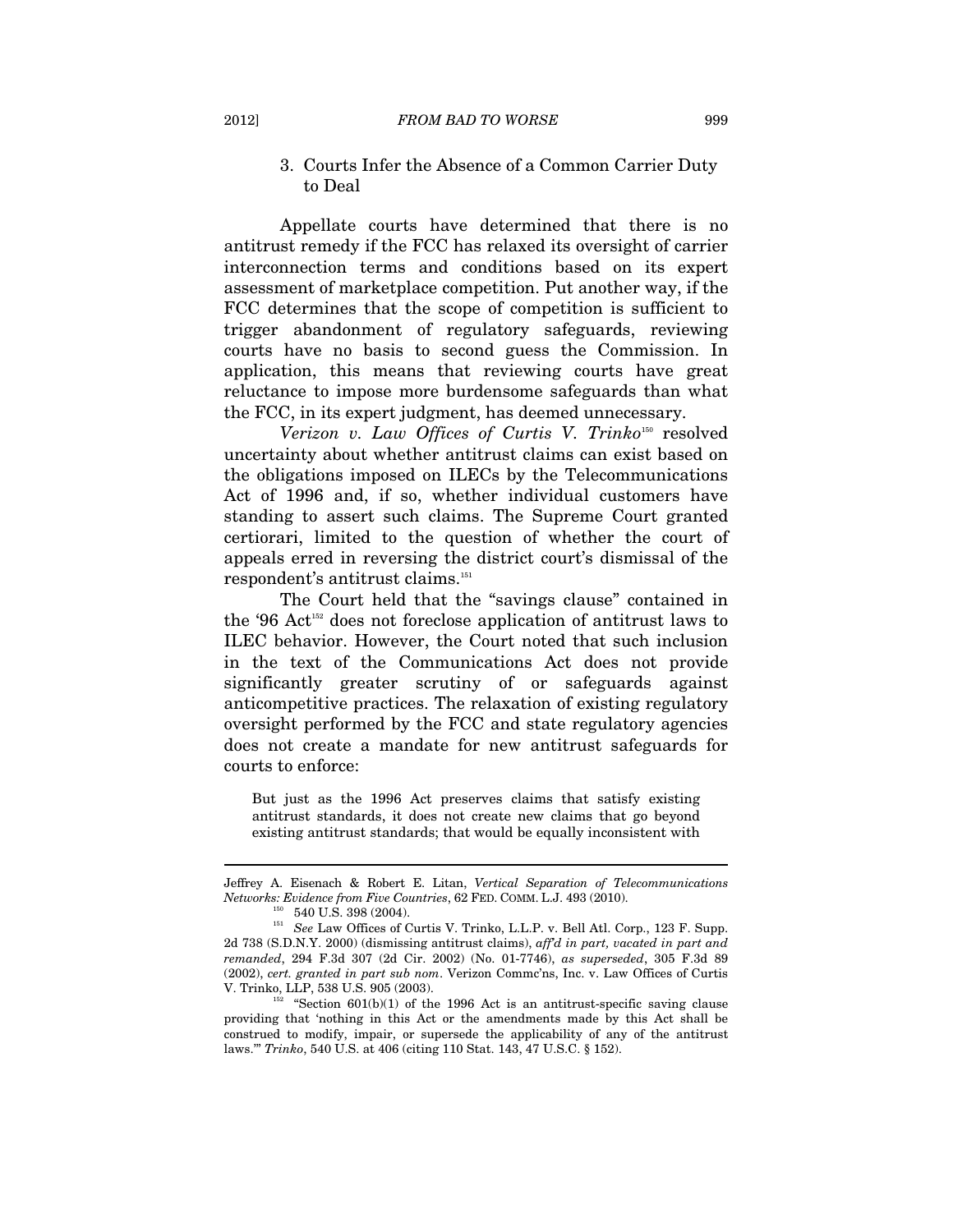### 3. Courts Infer the Absence of a Common Carrier Duty to Deal

Appellate courts have determined that there is no antitrust remedy if the FCC has relaxed its oversight of carrier interconnection terms and conditions based on its expert assessment of marketplace competition. Put another way, if the FCC determines that the scope of competition is sufficient to trigger abandonment of regulatory safeguards, reviewing courts have no basis to second guess the Commission. In application, this means that reviewing courts have great reluctance to impose more burdensome safeguards than what the FCC, in its expert judgment, has deemed unnecessary.

*Verizon v. Law Offices of Curtis V. Trinko*[150] resolved uncertainty about whether antitrust claims can exist based on the obligations imposed on ILECs by the Telecommunications Act of 1996 and, if so, whether individual customers have standing to assert such claims. The Supreme Court granted certiorari, limited to the question of whether the court of appeals erred in reversing the district court's dismissal of the respondent's antitrust claims.[151]

The Court held that the "savings clause" contained in the '96 Act[152] does not foreclose application of antitrust laws to ILEC behavior. However, the Court noted that such inclusion in the text of the Communications Act does not provide significantly greater scrutiny of or safeguards against anticompetitive practices. The relaxation of existing regulatory oversight performed by the FCC and state regulatory agencies does not create a mandate for new antitrust safeguards for courts to enforce:

> But just as the 1996 Act preserves claims that satisfy existing antitrust standards, it does not create new claims that go beyond existing antitrust standards; that would be equally inconsistent with

---

Jeffrey A. Eisenach & Robert E. Litan, *Vertical Separation of Telecommunications Networks: Evidence from Five Countries*, 62 FED. COMM. L.J. 493 (2010).

[150] 540 U.S. 398 (2004).

[151] *See* Law Offices of Curtis V. Trinko, L.L.P. v. Bell Atl. Corp., 123 F. Supp. 2d 738 (S.D.N.Y. 2000) (dismissing antitrust claims), *aff'd in part, vacated in part and remanded*, 294 F.3d 307 (2d Cir. 2002) (No. 01-7746), *as superseded*, 305 F.3d 89 (2002), *cert. granted in part sub nom*. Verizon Commc'ns, Inc. v. Law Offices of Curtis V. Trinko, LLP, 538 U.S. 905 (2003).

[152] "Section 601(b)(1) of the 1996 Act is an antitrust-specific saving clause providing that 'nothing in this Act or the amendments made by this Act shall be construed to modify, impair, or supersede the applicability of any of the antitrust laws.'" *Trinko*, 540 U.S. at 406 (citing 110 Stat. 143, 47 U.S.C. § 152).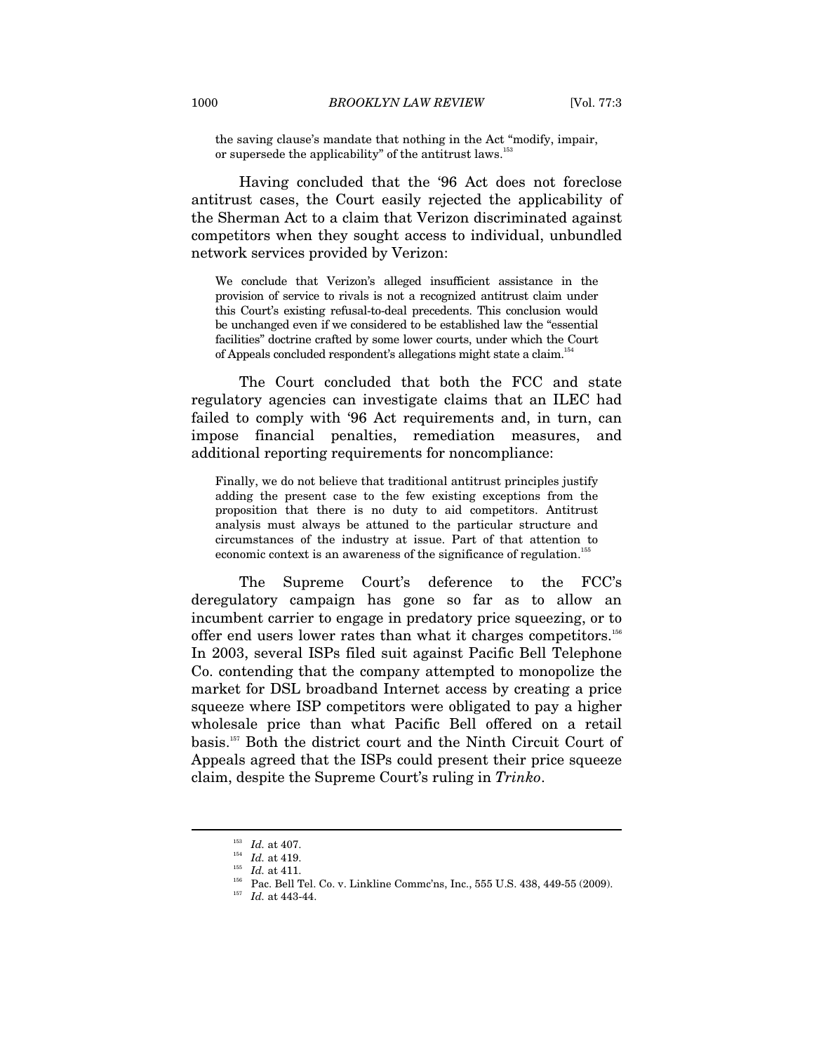the saving clause's mandate that nothing in the Act "modify, impair, or supersede the applicability" of the antitrust laws.[153]

Having concluded that the '96 Act does not foreclose antitrust cases, the Court easily rejected the applicability of the Sherman Act to a claim that Verizon discriminated against competitors when they sought access to individual, unbundled network services provided by Verizon:

> We conclude that Verizon's alleged insufficient assistance in the provision of service to rivals is not a recognized antitrust claim under this Court's existing refusal-to-deal precedents. This conclusion would be unchanged even if we considered to be established law the "essential facilities" doctrine crafted by some lower courts, under which the Court of Appeals concluded respondent's allegations might state a claim.[154]

The Court concluded that both the FCC and state regulatory agencies can investigate claims that an ILEC had failed to comply with '96 Act requirements and, in turn, can impose financial penalties, remediation measures, and additional reporting requirements for noncompliance:

> Finally, we do not believe that traditional antitrust principles justify adding the present case to the few existing exceptions from the proposition that there is no duty to aid competitors. Antitrust analysis must always be attuned to the particular structure and circumstances of the industry at issue. Part of that attention to economic context is an awareness of the significance of regulation.[155]

The Supreme Court's deference to the FCC's deregulatory campaign has gone so far as to allow an incumbent carrier to engage in predatory price squeezing, or to offer end users lower rates than what it charges competitors.[156] In 2003, several ISPs filed suit against Pacific Bell Telephone Co. contending that the company attempted to monopolize the market for DSL broadband Internet access by creating a price squeeze where ISP competitors were obligated to pay a higher wholesale price than what Pacific Bell offered on a retail basis.[157] Both the district court and the Ninth Circuit Court of Appeals agreed that the ISPs could present their price squeeze claim, despite the Supreme Court's ruling in *Trinko*.

---

[153] *Id.* at 407.

[154] *Id.* at 419.

[155] *Id.* at 411.

[156] Pac. Bell Tel. Co. v. Linkline Commc'ns, Inc., 555 U.S. 438, 449-55 (2009).

[157] *Id.* at 443-44.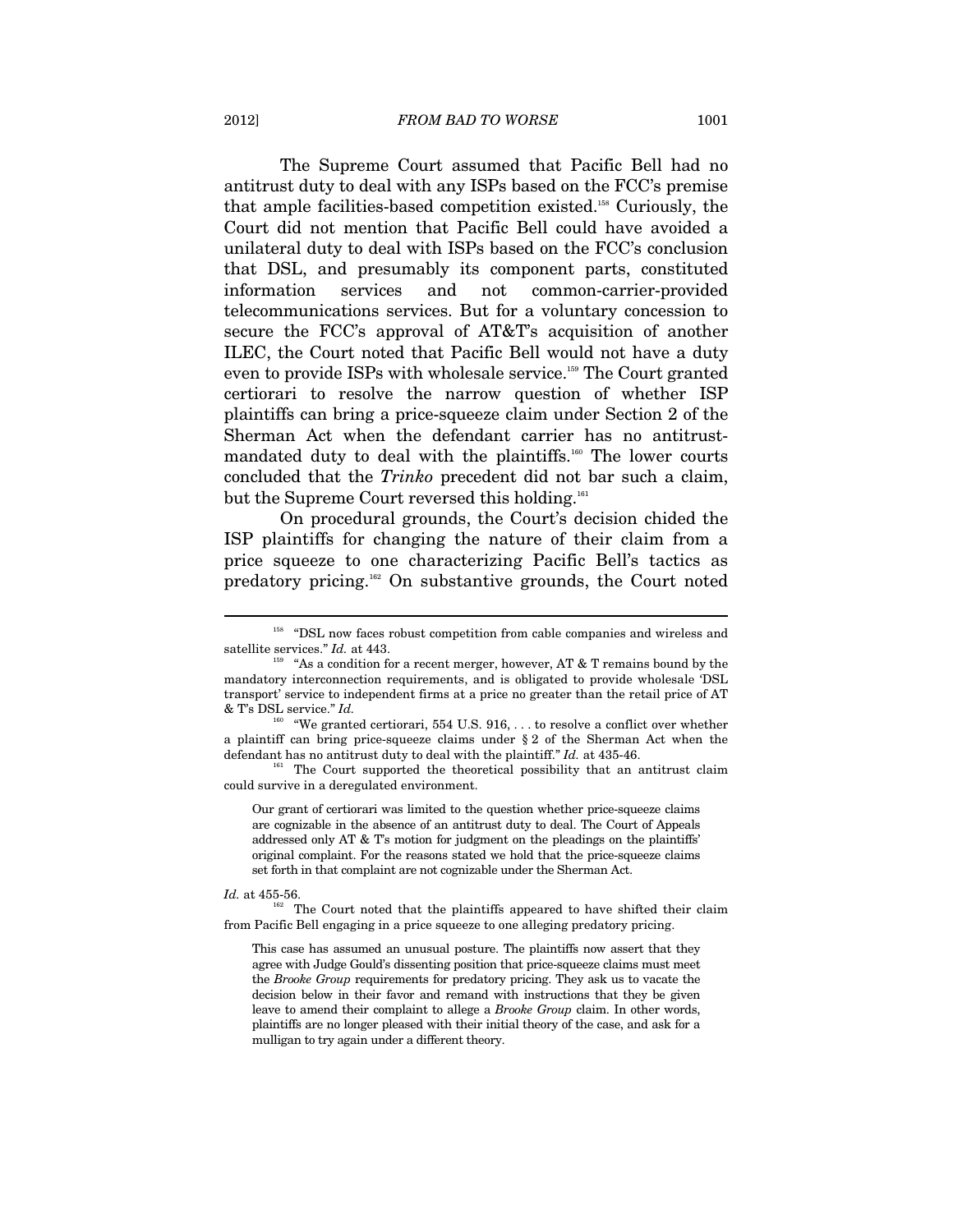The Supreme Court assumed that Pacific Bell had no antitrust duty to deal with any ISPs based on the FCC's premise that ample facilities-based competition existed.[158] Curiously, the Court did not mention that Pacific Bell could have avoided a unilateral duty to deal with ISPs based on the FCC's conclusion that DSL, and presumably its component parts, constituted information services and not common-carrier-provided telecommunications services. But for a voluntary concession to secure the FCC's approval of AT&T's acquisition of another ILEC, the Court noted that Pacific Bell would not have a duty even to provide ISPs with wholesale service.[159] The Court granted certiorari to resolve the narrow question of whether ISP plaintiffs can bring a price-squeeze claim under Section 2 of the Sherman Act when the defendant carrier has no antitrust-mandated duty to deal with the plaintiffs.[160] The lower courts concluded that the *Trinko* precedent did not bar such a claim, but the Supreme Court reversed this holding.[161]

On procedural grounds, the Court's decision chided the ISP plaintiffs for changing the nature of their claim from a price squeeze to one characterizing Pacific Bell's tactics as predatory pricing.[162] On substantive grounds, the Court noted

---

[158] "DSL now faces robust competition from cable companies and wireless and satellite services." *Id.* at 443.

[159] "As a condition for a recent merger, however, AT & T remains bound by the mandatory interconnection requirements, and is obligated to provide wholesale 'DSL transport' service to independent firms at a price no greater than the retail price of AT & T's DSL service." *Id.*

[160] "We granted certiorari, 554 U.S. 916, . . . to resolve a conflict over whether a plaintiff can bring price-squeeze claims under § 2 of the Sherman Act when the defendant has no antitrust duty to deal with the plaintiff." *Id.* at 435-46.

[161] The Court supported the theoretical possibility that an antitrust claim could survive in a deregulated environment.

> Our grant of certiorari was limited to the question whether price-squeeze claims are cognizable in the absence of an antitrust duty to deal. The Court of Appeals addressed only AT & T's motion for judgment on the pleadings on the plaintiffs' original complaint. For the reasons stated we hold that the price-squeeze claims set forth in that complaint are not cognizable under the Sherman Act.

*Id.* at 455-56.

[162] The Court noted that the plaintiffs appeared to have shifted their claim from Pacific Bell engaging in a price squeeze to one alleging predatory pricing.

> This case has assumed an unusual posture. The plaintiffs now assert that they agree with Judge Gould's dissenting position that price-squeeze claims must meet the *Brooke Group* requirements for predatory pricing. They ask us to vacate the decision below in their favor and remand with instructions that they be given leave to amend their complaint to allege a *Brooke Group* claim. In other words, plaintiffs are no longer pleased with their initial theory of the case, and ask for a mulligan to try again under a different theory.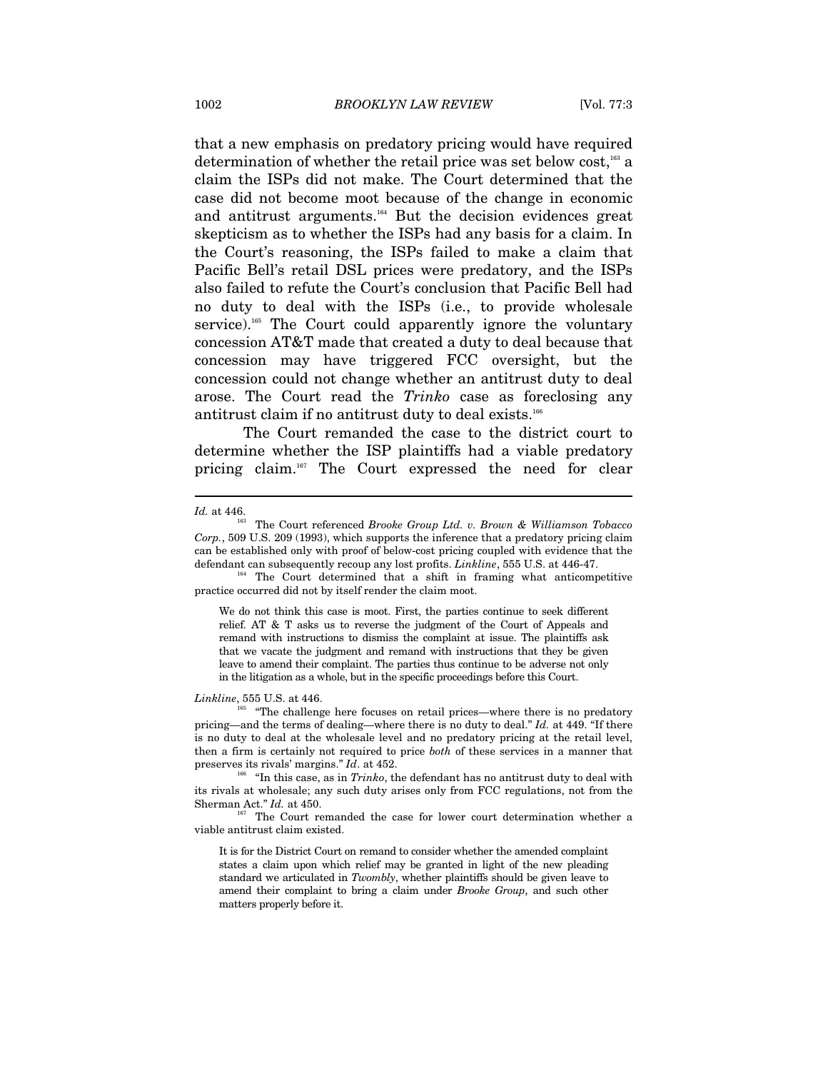that a new emphasis on predatory pricing would have required determination of whether the retail price was set below cost,[163] a claim the ISPs did not make. The Court determined that the case did not become moot because of the change in economic and antitrust arguments.[164] But the decision evidences great skepticism as to whether the ISPs had any basis for a claim. In the Court's reasoning, the ISPs failed to make a claim that Pacific Bell's retail DSL prices were predatory, and the ISPs also failed to refute the Court's conclusion that Pacific Bell had no duty to deal with the ISPs (i.e., to provide wholesale service).[165] The Court could apparently ignore the voluntary concession AT&T made that created a duty to deal because that concession may have triggered FCC oversight, but the concession could not change whether an antitrust duty to deal arose. The Court read the *Trinko* case as foreclosing any antitrust claim if no antitrust duty to deal exists.[166]

The Court remanded the case to the district court to determine whether the ISP plaintiffs had a viable predatory pricing claim.[167] The Court expressed the need for clear

---

*Id.* at 446.

[163] The Court referenced *Brooke Group Ltd. v. Brown & Williamson Tobacco Corp.*, 509 U.S. 209 (1993), which supports the inference that a predatory pricing claim can be established only with proof of below-cost pricing coupled with evidence that the defendant can subsequently recoup any lost profits. *Linkline*, 555 U.S. at 446-47.

[164] The Court determined that a shift in framing what anticompetitive practice occurred did not by itself render the claim moot.

> We do not think this case is moot. First, the parties continue to seek different relief. AT & T asks us to reverse the judgment of the Court of Appeals and remand with instructions to dismiss the complaint at issue. The plaintiffs ask that we vacate the judgment and remand with instructions that they be given leave to amend their complaint. The parties thus continue to be adverse not only in the litigation as a whole, but in the specific proceedings before this Court.

*Linkline*, 555 U.S. at 446.

[165] "The challenge here focuses on retail prices—where there is no predatory pricing—and the terms of dealing—where there is no duty to deal." *Id.* at 449. "If there is no duty to deal at the wholesale level and no predatory pricing at the retail level, then a firm is certainly not required to price *both* of these services in a manner that preserves its rivals' margins." *Id*. at 452.

[166] "In this case, as in *Trinko*, the defendant has no antitrust duty to deal with its rivals at wholesale; any such duty arises only from FCC regulations, not from the Sherman Act." *Id.* at 450.

[167] The Court remanded the case for lower court determination whether a viable antitrust claim existed.

> It is for the District Court on remand to consider whether the amended complaint states a claim upon which relief may be granted in light of the new pleading standard we articulated in *Twombly*, whether plaintiffs should be given leave to amend their complaint to bring a claim under *Brooke Group*, and such other matters properly before it.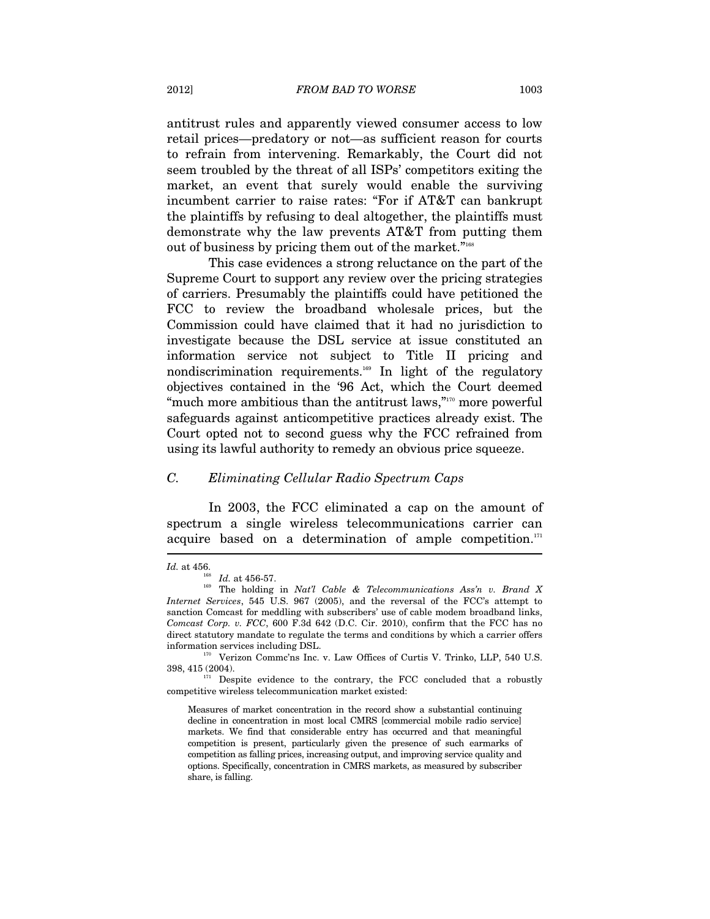antitrust rules and apparently viewed consumer access to low retail prices—predatory or not—as sufficient reason for courts to refrain from intervening. Remarkably, the Court did not seem troubled by the threat of all ISPs' competitors exiting the market, an event that surely would enable the surviving incumbent carrier to raise rates: "For if AT&T can bankrupt the plaintiffs by refusing to deal altogether, the plaintiffs must demonstrate why the law prevents AT&T from putting them out of business by pricing them out of the market."[168]

This case evidences a strong reluctance on the part of the Supreme Court to support any review over the pricing strategies of carriers. Presumably the plaintiffs could have petitioned the FCC to review the broadband wholesale prices, but the Commission could have claimed that it had no jurisdiction to investigate because the DSL service at issue constituted an information service not subject to Title II pricing and nondiscrimination requirements.[169] In light of the regulatory objectives contained in the '96 Act, which the Court deemed "much more ambitious than the antitrust laws,"[170] more powerful safeguards against anticompetitive practices already exist. The Court opted not to second guess why the FCC refrained from using its lawful authority to remedy an obvious price squeeze.

### *C. Eliminating Cellular Radio Spectrum Caps*

In 2003, the FCC eliminated a cap on the amount of spectrum a single wireless telecommunications carrier can acquire based on a determination of ample competition.[171]

---

*Id.* at 456.

[168] *Id.* at 456-57.

[169] The holding in *Nat'l Cable & Telecommunications Ass'n v. Brand X Internet Services*, 545 U.S. 967 (2005), and the reversal of the FCC's attempt to sanction Comcast for meddling with subscribers' use of cable modem broadband links, *Comcast Corp. v. FCC*, 600 F.3d 642 (D.C. Cir. 2010), confirm that the FCC has no direct statutory mandate to regulate the terms and conditions by which a carrier offers information services including DSL.

[170] Verizon Commc'ns Inc. v. Law Offices of Curtis V. Trinko, LLP, 540 U.S. 398, 415 (2004).

[171] Despite evidence to the contrary, the FCC concluded that a robustly competitive wireless telecommunication market existed:

> Measures of market concentration in the record show a substantial continuing decline in concentration in most local CMRS [commercial mobile radio service] markets. We find that considerable entry has occurred and that meaningful competition is present, particularly given the presence of such earmarks of competition as falling prices, increasing output, and improving service quality and options. Specifically, concentration in CMRS markets, as measured by subscriber share, is falling.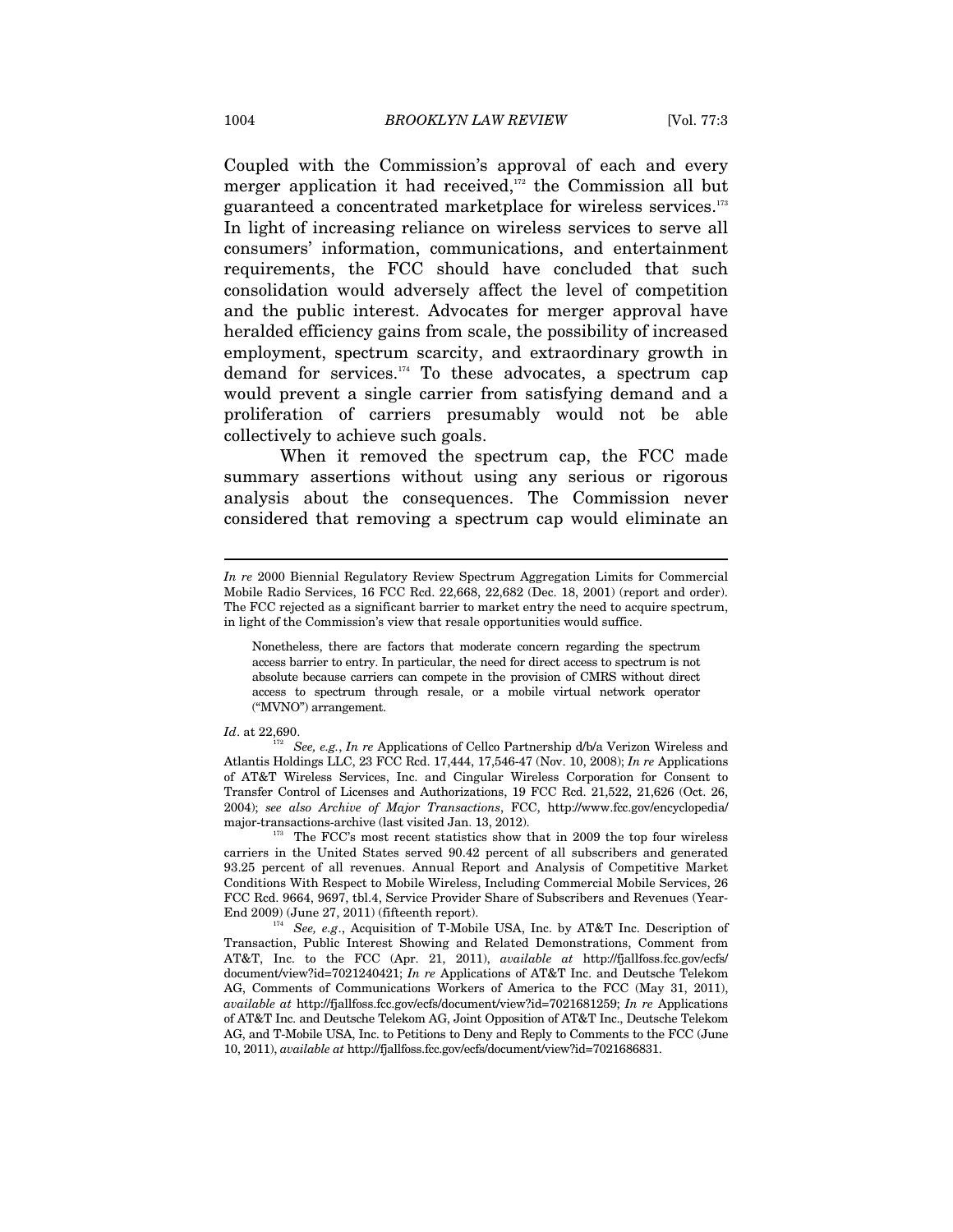Coupled with the Commission's approval of each and every merger application it had received,[172] the Commission all but guaranteed a concentrated marketplace for wireless services.[173] In light of increasing reliance on wireless services to serve all consumers' information, communications, and entertainment requirements, the FCC should have concluded that such consolidation would adversely affect the level of competition and the public interest. Advocates for merger approval have heralded efficiency gains from scale, the possibility of increased employment, spectrum scarcity, and extraordinary growth in demand for services.[174] To these advocates, a spectrum cap would prevent a single carrier from satisfying demand and a proliferation of carriers presumably would not be able collectively to achieve such goals.

When it removed the spectrum cap, the FCC made summary assertions without using any serious or rigorous analysis about the consequences. The Commission never considered that removing a spectrum cap would eliminate an

---

*In re* 2000 Biennial Regulatory Review Spectrum Aggregation Limits for Commercial Mobile Radio Services, 16 FCC Rcd. 22,668, 22,682 (Dec. 18, 2001) (report and order). The FCC rejected as a significant barrier to market entry the need to acquire spectrum, in light of the Commission's view that resale opportunities would suffice.

> Nonetheless, there are factors that moderate concern regarding the spectrum access barrier to entry. In particular, the need for direct access to spectrum is not absolute because carriers can compete in the provision of CMRS without direct access to spectrum through resale, or a mobile virtual network operator ("MVNO") arrangement.

*Id*. at 22,690.

[172] *See, e.g.*, *In re* Applications of Cellco Partnership d/b/a Verizon Wireless and Atlantis Holdings LLC, 23 FCC Rcd. 17,444, 17,546-47 (Nov. 10, 2008); *In re* Applications of AT&T Wireless Services, Inc. and Cingular Wireless Corporation for Consent to Transfer Control of Licenses and Authorizations, 19 FCC Rcd. 21,522, 21,626 (Oct. 26, 2004); *see also Archive of Major Transactions*, FCC, http://www.fcc.gov/encyclopedia/major-transactions-archive (last visited Jan. 13, 2012).

[173] The FCC's most recent statistics show that in 2009 the top four wireless carriers in the United States served 90.42 percent of all subscribers and generated 93.25 percent of all revenues. Annual Report and Analysis of Competitive Market Conditions With Respect to Mobile Wireless, Including Commercial Mobile Services, 26 FCC Rcd. 9664, 9697, tbl.4, Service Provider Share of Subscribers and Revenues (Year-End 2009) (June 27, 2011) (fifteenth report).

[174] *See, e.g*., Acquisition of T-Mobile USA, Inc. by AT&T Inc. Description of Transaction, Public Interest Showing and Related Demonstrations, Comment from AT&T, Inc. to the FCC (Apr. 21, 2011), *available at* http://fjallfoss.fcc.gov/ecfs/document/view?id=7021240421; *In re* Applications of AT&T Inc. and Deutsche Telekom AG, Comments of Communications Workers of America to the FCC (May 31, 2011), *available at* http://fjallfoss.fcc.gov/ecfs/document/view?id=7021681259; *In re* Applications of AT&T Inc. and Deutsche Telekom AG, Joint Opposition of AT&T Inc., Deutsche Telekom AG, and T-Mobile USA, Inc. to Petitions to Deny and Reply to Comments to the FCC (June 10, 2011), *available at* http://fjallfoss.fcc.gov/ecfs/document/view?id=7021686831.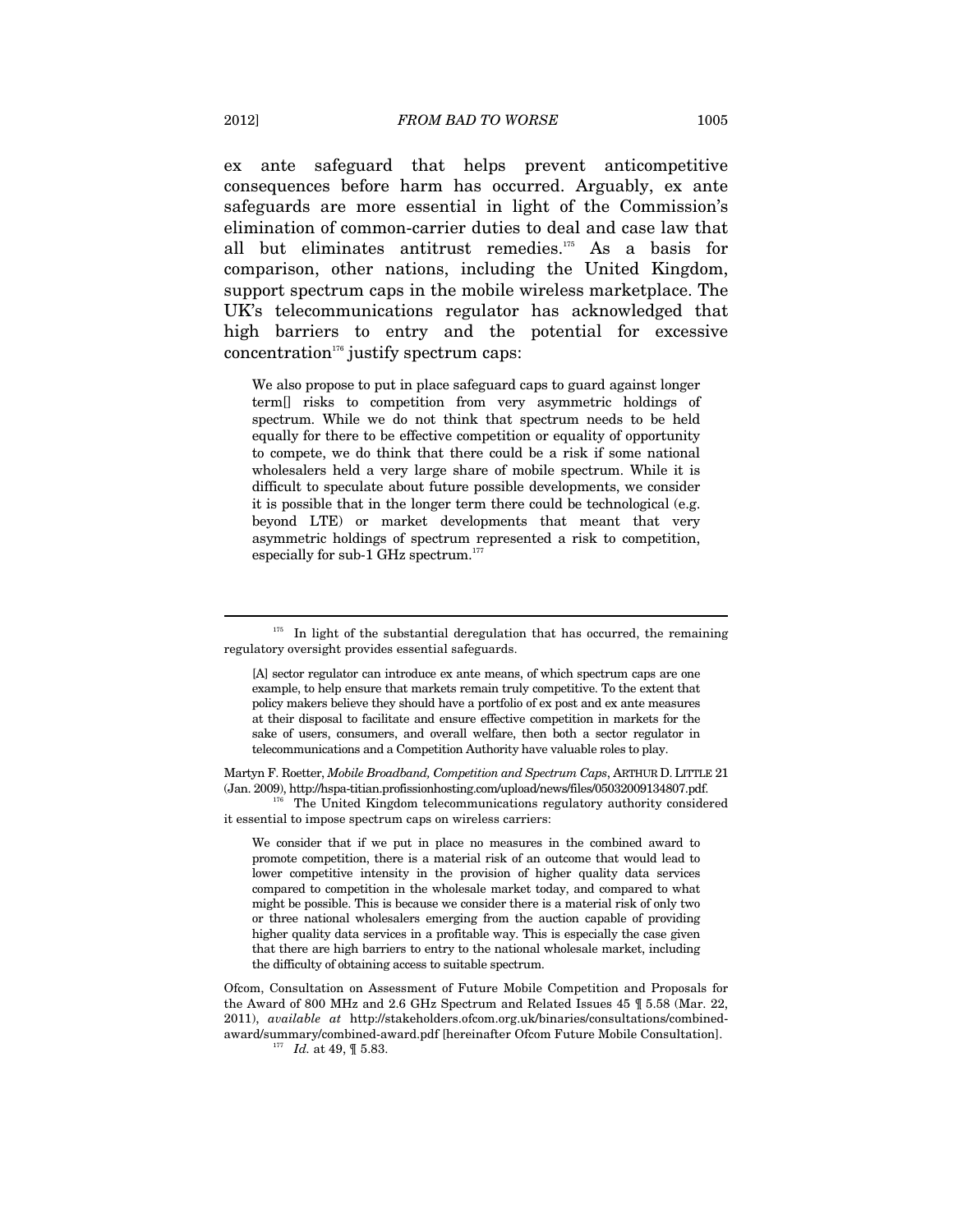ex ante safeguard that helps prevent anticompetitive consequences before harm has occurred. Arguably, ex ante safeguards are more essential in light of the Commission's elimination of common-carrier duties to deal and case law that all but eliminates antitrust remedies.[175] As a basis for comparison, other nations, including the United Kingdom, support spectrum caps in the mobile wireless marketplace. The UK's telecommunications regulator has acknowledged that high barriers to entry and the potential for excessive concentration[176] justify spectrum caps:

> We also propose to put in place safeguard caps to guard against longer term[] risks to competition from very asymmetric holdings of spectrum. While we do not think that spectrum needs to be held equally for there to be effective competition or equality of opportunity to compete, we do think that there could be a risk if some national wholesalers held a very large share of mobile spectrum. While it is difficult to speculate about future possible developments, we consider it is possible that in the longer term there could be technological (e.g. beyond LTE) or market developments that meant that very asymmetric holdings of spectrum represented a risk to competition, especially for sub-1 GHz spectrum.[177]

---

[175] In light of the substantial deregulation that has occurred, the remaining regulatory oversight provides essential safeguards.

> [A] sector regulator can introduce ex ante means, of which spectrum caps are one example, to help ensure that markets remain truly competitive. To the extent that policy makers believe they should have a portfolio of ex post and ex ante measures at their disposal to facilitate and ensure effective competition in markets for the sake of users, consumers, and overall welfare, then both a sector regulator in telecommunications and a Competition Authority have valuable roles to play.

Martyn F. Roetter, *Mobile Broadband, Competition and Spectrum Caps*, ARTHUR D. LITTLE 21 (Jan. 2009), http://hspa-titian.profissionhosting.com/upload/news/files/05032009134807.pdf.

[176] The United Kingdom telecommunications regulatory authority considered it essential to impose spectrum caps on wireless carriers:

> We consider that if we put in place no measures in the combined award to promote competition, there is a material risk of an outcome that would lead to lower competitive intensity in the provision of higher quality data services compared to competition in the wholesale market today, and compared to what might be possible. This is because we consider there is a material risk of only two or three national wholesalers emerging from the auction capable of providing higher quality data services in a profitable way. This is especially the case given that there are high barriers to entry to the national wholesale market, including the difficulty of obtaining access to suitable spectrum.

Ofcom, Consultation on Assessment of Future Mobile Competition and Proposals for the Award of 800 MHz and 2.6 GHz Spectrum and Related Issues 45 ¶ 5.58 (Mar. 22, 2011), *available at* http://stakeholders.ofcom.org.uk/binaries/consultations/combined-award/summary/combined-award.pdf [hereinafter Ofcom Future Mobile Consultation].

[177] *Id.* at 49, ¶ 5.83.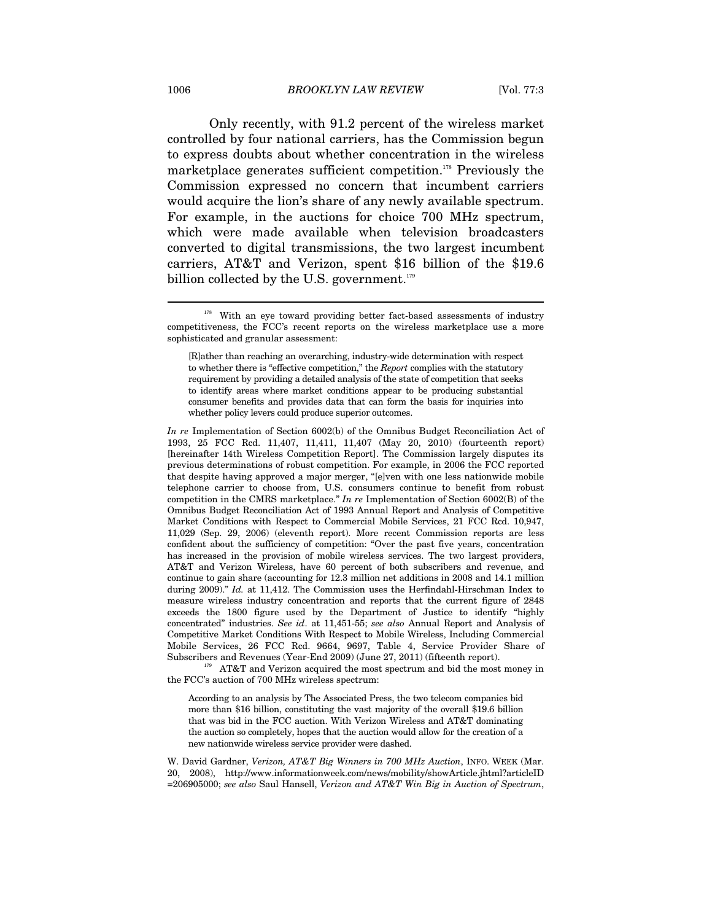Only recently, with 91.2 percent of the wireless market controlled by four national carriers, has the Commission begun to express doubts about whether concentration in the wireless marketplace generates sufficient competition.[178] Previously the Commission expressed no concern that incumbent carriers would acquire the lion's share of any newly available spectrum. For example, in the auctions for choice 700 MHz spectrum, which were made available when television broadcasters converted to digital transmissions, the two largest incumbent carriers, AT&T and Verizon, spent $16 billion of the $19.6 billion collected by the U.S. government.[179]

---

[178] With an eye toward providing better fact-based assessments of industry competitiveness, the FCC's recent reports on the wireless marketplace use a more sophisticated and granular assessment:

> [R]ather than reaching an overarching, industry-wide determination with respect to whether there is "effective competition," the *Report* complies with the statutory requirement by providing a detailed analysis of the state of competition that seeks to identify areas where market conditions appear to be producing substantial consumer benefits and provides data that can form the basis for inquiries into whether policy levers could produce superior outcomes.

*In re* Implementation of Section 6002(b) of the Omnibus Budget Reconciliation Act of 1993, 25 FCC Rcd. 11,407, 11,411, 11,407 (May 20, 2010) (fourteenth report) [hereinafter 14th Wireless Competition Report]. The Commission largely disputes its previous determinations of robust competition. For example, in 2006 the FCC reported that despite having approved a major merger, "[e]ven with one less nationwide mobile telephone carrier to choose from, U.S. consumers continue to benefit from robust competition in the CMRS marketplace." *In re* Implementation of Section 6002(B) of the Omnibus Budget Reconciliation Act of 1993 Annual Report and Analysis of Competitive Market Conditions with Respect to Commercial Mobile Services, 21 FCC Rcd. 10,947, 11,029 (Sep. 29, 2006) (eleventh report). More recent Commission reports are less confident about the sufficiency of competition: "Over the past five years, concentration has increased in the provision of mobile wireless services. The two largest providers, AT&T and Verizon Wireless, have 60 percent of both subscribers and revenue, and continue to gain share (accounting for 12.3 million net additions in 2008 and 14.1 million during 2009)." *Id.* at 11,412. The Commission uses the Herfindahl-Hirschman Index to measure wireless industry concentration and reports that the current figure of 2848 exceeds the 1800 figure used by the Department of Justice to identify "highly concentrated" industries. *See id*. at 11,451-55; *see also* Annual Report and Analysis of Competitive Market Conditions With Respect to Mobile Wireless, Including Commercial Mobile Services, 26 FCC Rcd. 9664, 9697, Table 4, Service Provider Share of Subscribers and Revenues (Year-End 2009) (June 27, 2011) (fifteenth report).

[179] AT&T and Verizon acquired the most spectrum and bid the most money in the FCC's auction of 700 MHz wireless spectrum:

> According to an analysis by The Associated Press, the two telecom companies bid more than $16 billion, constituting the vast majority of the overall $19.6 billion that was bid in the FCC auction. With Verizon Wireless and AT&T dominating the auction so completely, hopes that the auction would allow for the creation of a new nationwide wireless service provider were dashed.

W. David Gardner, *Verizon, AT&T Big Winners in 700 MHz Auction*, INFO. WEEK (Mar. 20, 2008), http://www.informationweek.com/news/mobility/showArticle.jhtml?articleID=206905000; *see also* Saul Hansell, *Verizon and AT&T Win Big in Auction of Spectrum*,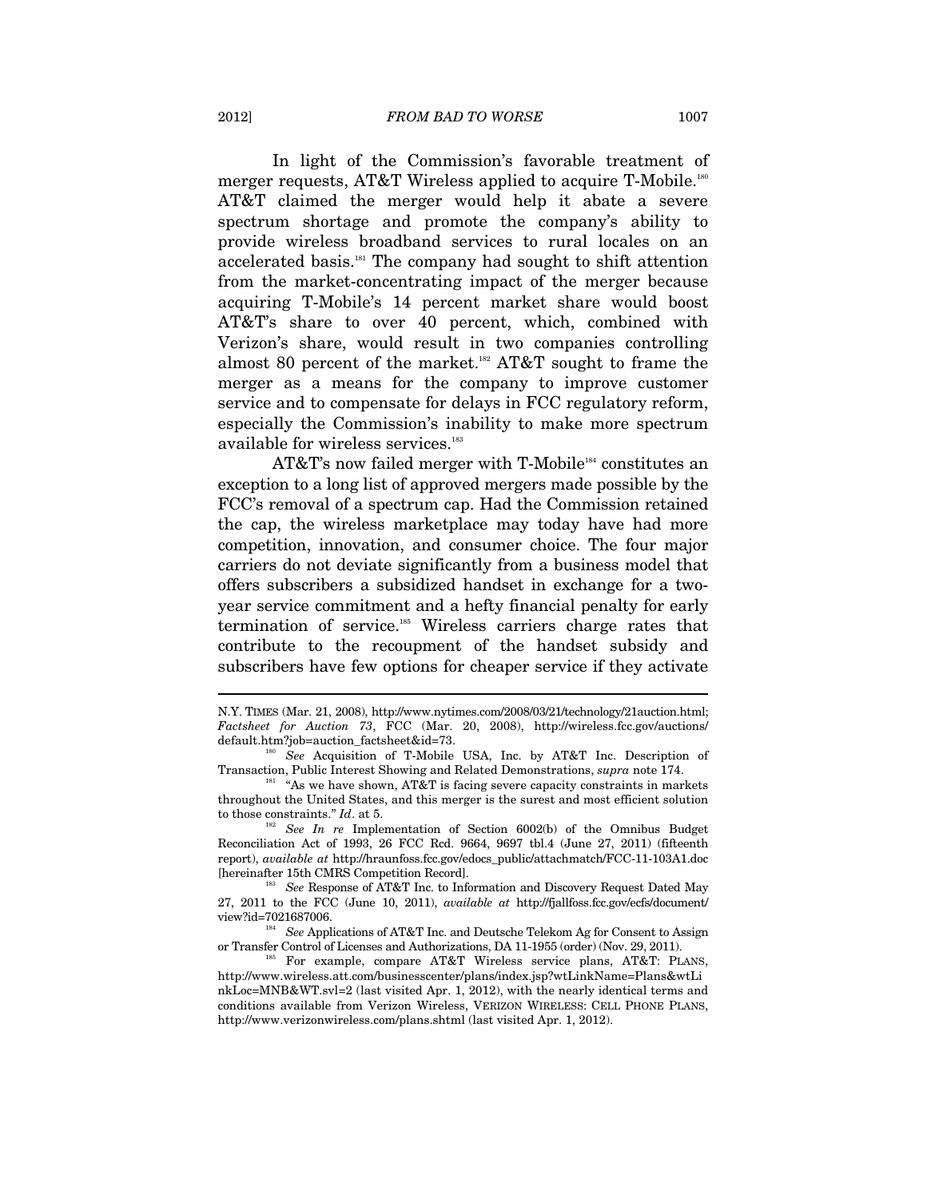In light of the Commission's favorable treatment of merger requests, AT&T Wireless applied to acquire T-Mobile.[180] AT&T claimed the merger would help it abate a severe spectrum shortage and promote the company's ability to provide wireless broadband services to rural locales on an accelerated basis.[181] The company had sought to shift attention from the market-concentrating impact of the merger because acquiring T-Mobile's 14 percent market share would boost AT&T's share to over 40 percent, which, combined with Verizon's share, would result in two companies controlling almost 80 percent of the market.[182] AT&T sought to frame the merger as a means for the company to improve customer service and to compensate for delays in FCC regulatory reform, especially the Commission's inability to make more spectrum available for wireless services.[183]

AT&T's now failed merger with T-Mobile[184] constitutes an exception to a long list of approved mergers made possible by the FCC's removal of a spectrum cap. Had the Commission retained the cap, the wireless marketplace may today have had more competition, innovation, and consumer choice. The four major carriers do not deviate significantly from a business model that offers subscribers a subsidized handset in exchange for a two-year service commitment and a hefty financial penalty for early termination of service.[185] Wireless carriers charge rates that contribute to the recoupment of the handset subsidy and subscribers have few options for cheaper service if they activate

---

N.Y. TIMES (Mar. 21, 2008), http://www.nytimes.com/2008/03/21/technology/21auction.html; *Factsheet for Auction 73*, FCC (Mar. 20, 2008), http://wireless.fcc.gov/auctions/default.htm?job=auction_factsheet&id=73.

[180] *See* Acquisition of T-Mobile USA, Inc. by AT&T Inc. Description of Transaction, Public Interest Showing and Related Demonstrations, *supra* note 174.

[181] "As we have shown, AT&T is facing severe capacity constraints in markets throughout the United States, and this merger is the surest and most efficient solution to those constraints." *Id*. at 5.

[182] *See In re* Implementation of Section 6002(b) of the Omnibus Budget Reconciliation Act of 1993, 26 FCC Rcd. 9664, 9697 tbl.4 (June 27, 2011) (fifteenth report), *available at* http://hraunfoss.fcc.gov/edocs_public/attachmatch/FCC-11-103A1.doc [hereinafter 15th CMRS Competition Record].

[183] *See* Response of AT&T Inc. to Information and Discovery Request Dated May 27, 2011 to the FCC (June 10, 2011), *available at* http://fjallfoss.fcc.gov/ecfs/document/view?id=7021687006.

[184] *See* Applications of AT&T Inc. and Deutsche Telekom Ag for Consent to Assign or Transfer Control of Licenses and Authorizations, DA 11-1955 (order) (Nov. 29, 2011).

[185] For example, compare AT&T Wireless service plans, AT&T: PLANS, http://www.wireless.att.com/businesscenter/plans/index.jsp?wtLinkName=Plans&wtLinkLoc=MNB&WT.svl=2 (last visited Apr. 1, 2012), with the nearly identical terms and conditions available from Verizon Wireless, VERIZON WIRELESS: CELL PHONE PLANS, http://www.verizonwireless.com/plans.shtml (last visited Apr. 1, 2012).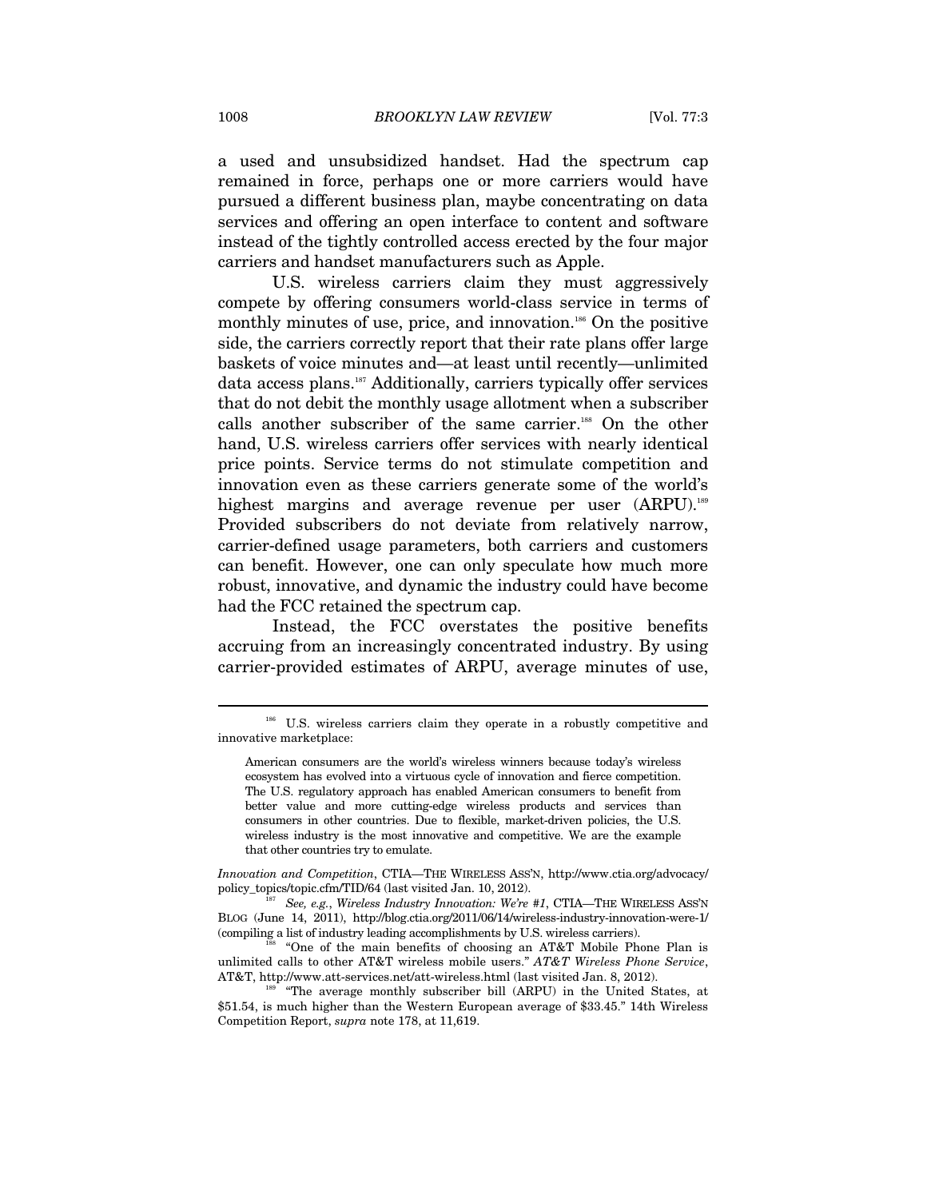a used and unsubsidized handset. Had the spectrum cap remained in force, perhaps one or more carriers would have pursued a different business plan, maybe concentrating on data services and offering an open interface to content and software instead of the tightly controlled access erected by the four major carriers and handset manufacturers such as Apple.

U.S. wireless carriers claim they must aggressively compete by offering consumers world-class service in terms of monthly minutes of use, price, and innovation.[186] On the positive side, the carriers correctly report that their rate plans offer large baskets of voice minutes and—at least until recently—unlimited data access plans.[187] Additionally, carriers typically offer services that do not debit the monthly usage allotment when a subscriber calls another subscriber of the same carrier.[188] On the other hand, U.S. wireless carriers offer services with nearly identical price points. Service terms do not stimulate competition and innovation even as these carriers generate some of the world's highest margins and average revenue per user (ARPU).[189] Provided subscribers do not deviate from relatively narrow, carrier-defined usage parameters, both carriers and customers can benefit. However, one can only speculate how much more robust, innovative, and dynamic the industry could have become had the FCC retained the spectrum cap.

Instead, the FCC overstates the positive benefits accruing from an increasingly concentrated industry. By using carrier-provided estimates of ARPU, average minutes of use,

---

[186] U.S. wireless carriers claim they operate in a robustly competitive and innovative marketplace:

> American consumers are the world's wireless winners because today's wireless ecosystem has evolved into a virtuous cycle of innovation and fierce competition. The U.S. regulatory approach has enabled American consumers to benefit from better value and more cutting-edge wireless products and services than consumers in other countries. Due to flexible, market-driven policies, the U.S. wireless industry is the most innovative and competitive. We are the example that other countries try to emulate.

*Innovation and Competition*, CTIA—THE WIRELESS ASS'N, http://www.ctia.org/advocacy/policy_topics/topic.cfm/TID/64 (last visited Jan. 10, 2012).

[187] *See, e.g.*, *Wireless Industry Innovation: We're #1*, CTIA—THE WIRELESS ASS'N BLOG (June 14, 2011), http://blog.ctia.org/2011/06/14/wireless-industry-innovation-were-1/ (compiling a list of industry leading accomplishments by U.S. wireless carriers).

[188] "One of the main benefits of choosing an AT&T Mobile Phone Plan is unlimited calls to other AT&T wireless mobile users." *AT&T Wireless Phone Service*, AT&T, http://www.att-services.net/att-wireless.html (last visited Jan. 8, 2012).

[189] "The average monthly subscriber bill (ARPU) in the United States, at $51.54, is much higher than the Western European average of $33.45." 14th Wireless Competition Report, *supra* note 178, at 11,619.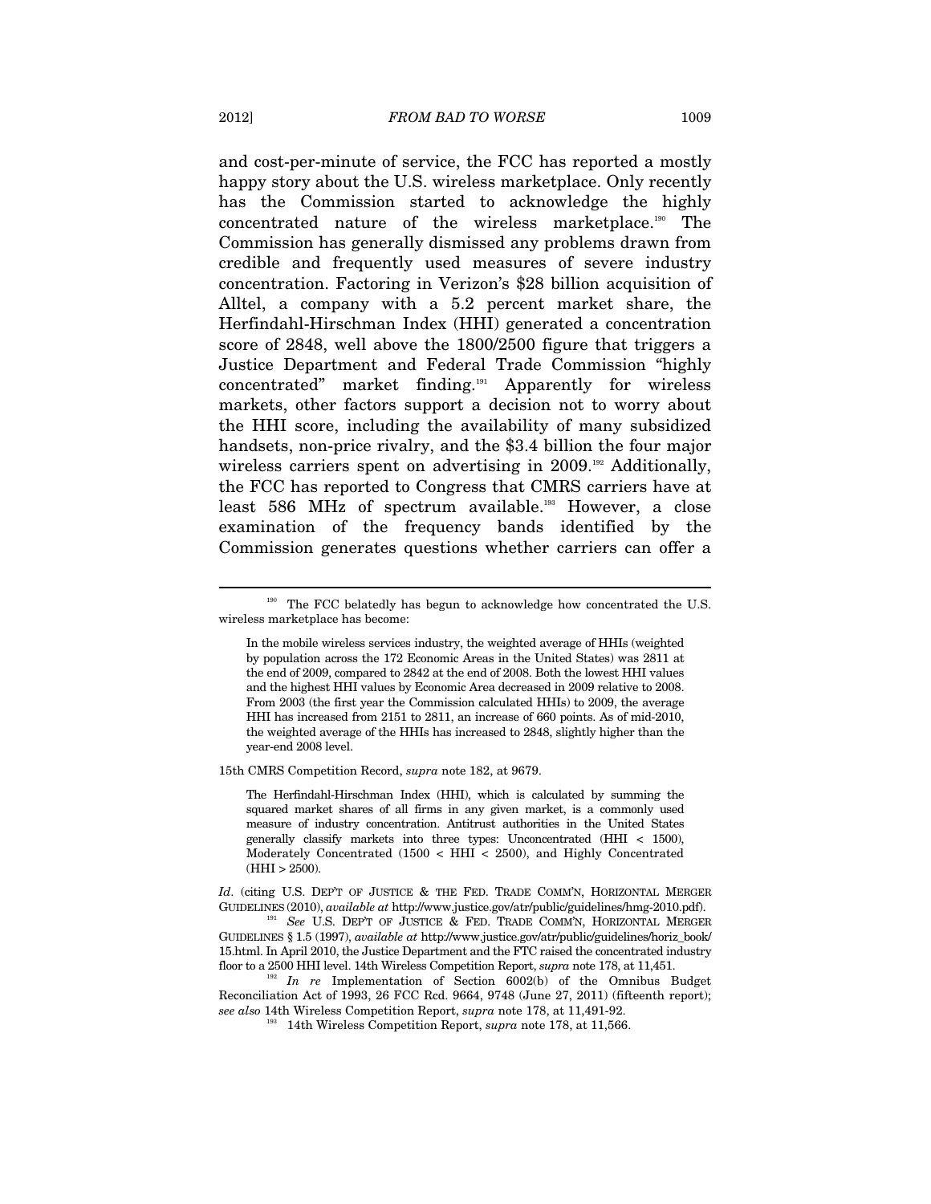and cost-per-minute of service, the FCC has reported a mostly happy story about the U.S. wireless marketplace. Only recently has the Commission started to acknowledge the highly concentrated nature of the wireless marketplace.[190] The Commission has generally dismissed any problems drawn from credible and frequently used measures of severe industry concentration. Factoring in Verizon's $28 billion acquisition of Alltel, a company with a 5.2 percent market share, the Herfindahl-Hirschman Index (HHI) generated a concentration score of 2848, well above the 1800/2500 figure that triggers a Justice Department and Federal Trade Commission "highly concentrated" market finding.[191] Apparently for wireless markets, other factors support a decision not to worry about the HHI score, including the availability of many subsidized handsets, non-price rivalry, and the $3.4 billion the four major wireless carriers spent on advertising in 2009.[192] Additionally, the FCC has reported to Congress that CMRS carriers have at least 586 MHz of spectrum available.[193] However, a close examination of the frequency bands identified by the Commission generates questions whether carriers can offer a

---

[190] The FCC belatedly has begun to acknowledge how concentrated the U.S. wireless marketplace has become:

> In the mobile wireless services industry, the weighted average of HHIs (weighted by population across the 172 Economic Areas in the United States) was 2811 at the end of 2009, compared to 2842 at the end of 2008. Both the lowest HHI values and the highest HHI values by Economic Area decreased in 2009 relative to 2008. From 2003 (the first year the Commission calculated HHIs) to 2009, the average HHI has increased from 2151 to 2811, an increase of 660 points. As of mid-2010, the weighted average of the HHIs has increased to 2848, slightly higher than the year-end 2008 level.

15th CMRS Competition Record, *supra* note 182, at 9679.

> The Herfindahl-Hirschman Index (HHI), which is calculated by summing the squared market shares of all firms in any given market, is a commonly used measure of industry concentration. Antitrust authorities in the United States generally classify markets into three types: Unconcentrated (HHI < 1500), Moderately Concentrated (1500 < HHI < 2500), and Highly Concentrated (HHI > 2500).

*Id*. (citing U.S. DEP'T OF JUSTICE & THE FED. TRADE COMM'N, HORIZONTAL MERGER GUIDELINES (2010), *available at* http://www.justice.gov/atr/public/guidelines/hmg-2010.pdf).

[191] *See* U.S. DEP'T OF JUSTICE & FED. TRADE COMM'N, HORIZONTAL MERGER GUIDELINES § 1.5 (1997), *available at* http://www.justice.gov/atr/public/guidelines/horiz_book/15.html. In April 2010, the Justice Department and the FTC raised the concentrated industry floor to a 2500 HHI level. 14th Wireless Competition Report, *supra* note 178, at 11,451.

[192] *In re* Implementation of Section 6002(b) of the Omnibus Budget Reconciliation Act of 1993, 26 FCC Rcd. 9664, 9748 (June 27, 2011) (fifteenth report); *see also* 14th Wireless Competition Report, *supra* note 178, at 11,491-92.

[193] 14th Wireless Competition Report, *supra* note 178, at 11,566.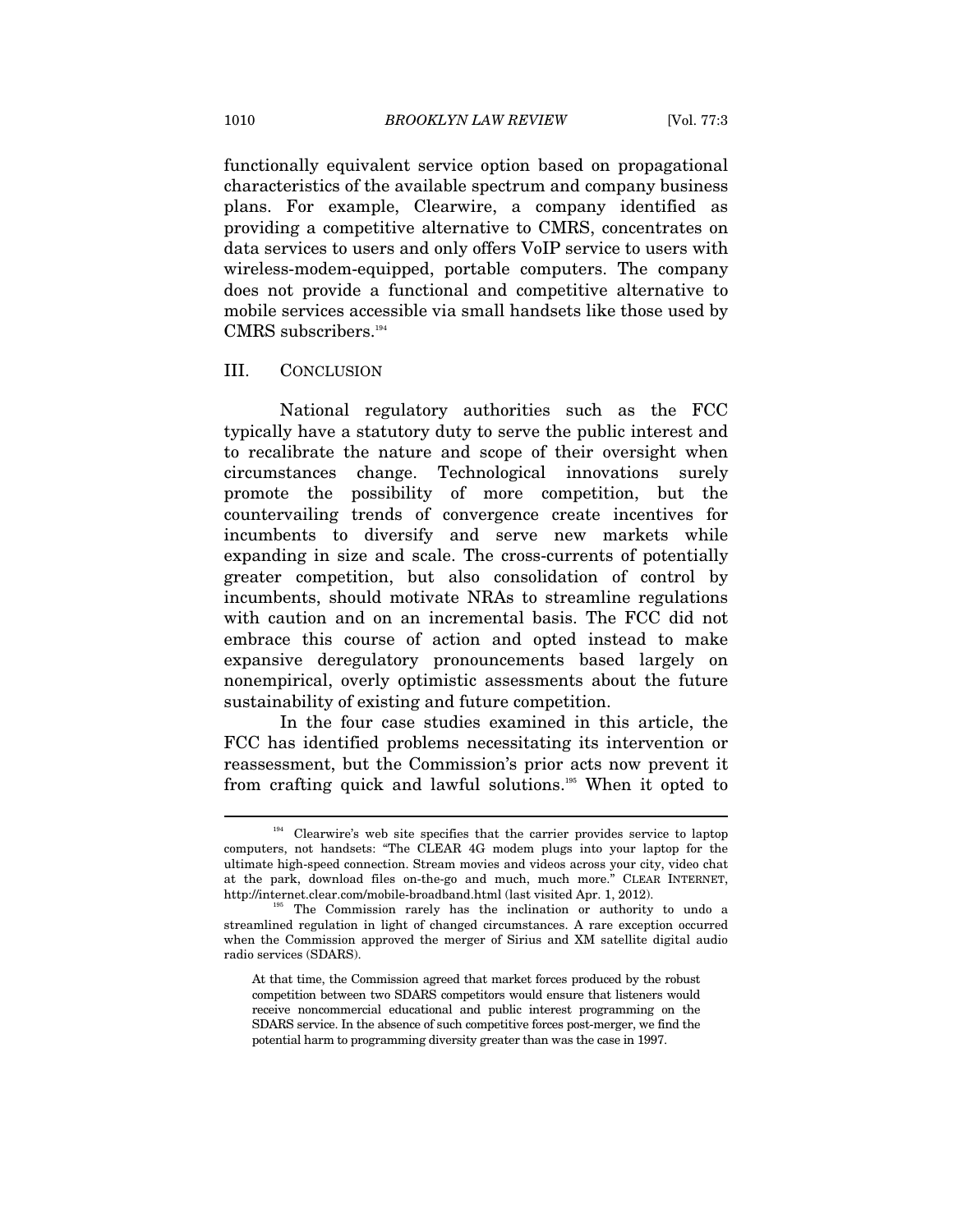functionally equivalent service option based on propagational characteristics of the available spectrum and company business plans. For example, Clearwire, a company identified as providing a competitive alternative to CMRS, concentrates on data services to users and only offers VoIP service to users with wireless-modem-equipped, portable computers. The company does not provide a functional and competitive alternative to mobile services accessible via small handsets like those used by CMRS subscribers.[194]

## III. CONCLUSION

National regulatory authorities such as the FCC typically have a statutory duty to serve the public interest and to recalibrate the nature and scope of their oversight when circumstances change. Technological innovations surely promote the possibility of more competition, but the countervailing trends of convergence create incentives for incumbents to diversify and serve new markets while expanding in size and scale. The cross-currents of potentially greater competition, but also consolidation of control by incumbents, should motivate NRAs to streamline regulations with caution and on an incremental basis. The FCC did not embrace this course of action and opted instead to make expansive deregulatory pronouncements based largely on nonempirical, overly optimistic assessments about the future sustainability of existing and future competition.

In the four case studies examined in this article, the FCC has identified problems necessitating its intervention or reassessment, but the Commission's prior acts now prevent it from crafting quick and lawful solutions.[195] When it opted to

---

[194] Clearwire's web site specifies that the carrier provides service to laptop computers, not handsets: "The CLEAR 4G modem plugs into your laptop for the ultimate high-speed connection. Stream movies and videos across your city, video chat at the park, download files on-the-go and much, much more." CLEAR INTERNET, http://internet.clear.com/mobile-broadband.html (last visited Apr. 1, 2012).

[195] The Commission rarely has the inclination or authority to undo a streamlined regulation in light of changed circumstances. A rare exception occurred when the Commission approved the merger of Sirius and XM satellite digital audio radio services (SDARS).

> At that time, the Commission agreed that market forces produced by the robust competition between two SDARS competitors would ensure that listeners would receive noncommercial educational and public interest programming on the SDARS service. In the absence of such competitive forces post-merger, we find the potential harm to programming diversity greater than was the case in 1997.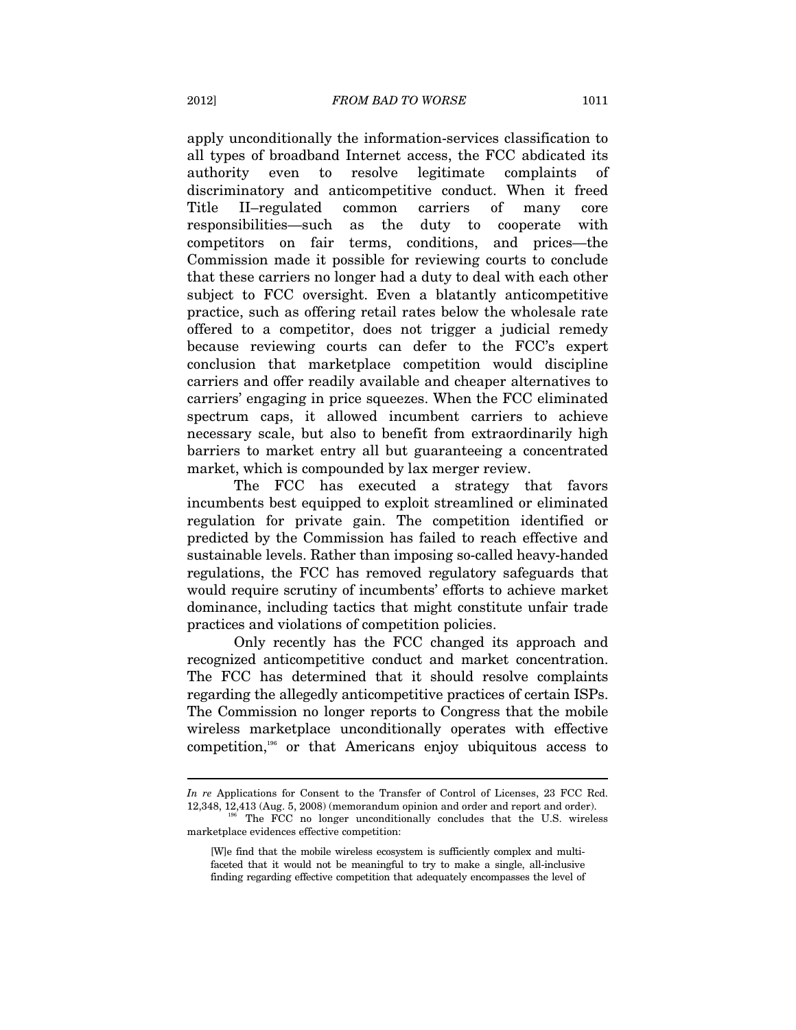apply unconditionally the information-services classification to all types of broadband Internet access, the FCC abdicated its authority even to resolve legitimate complaints of discriminatory and anticompetitive conduct. When it freed Title II–regulated common carriers of many core responsibilities—such as the duty to cooperate with competitors on fair terms, conditions, and prices—the Commission made it possible for reviewing courts to conclude that these carriers no longer had a duty to deal with each other subject to FCC oversight. Even a blatantly anticompetitive practice, such as offering retail rates below the wholesale rate offered to a competitor, does not trigger a judicial remedy because reviewing courts can defer to the FCC's expert conclusion that marketplace competition would discipline carriers and offer readily available and cheaper alternatives to carriers' engaging in price squeezes. When the FCC eliminated spectrum caps, it allowed incumbent carriers to achieve necessary scale, but also to benefit from extraordinarily high barriers to market entry all but guaranteeing a concentrated market, which is compounded by lax merger review.

The FCC has executed a strategy that favors incumbents best equipped to exploit streamlined or eliminated regulation for private gain. The competition identified or predicted by the Commission has failed to reach effective and sustainable levels. Rather than imposing so-called heavy-handed regulations, the FCC has removed regulatory safeguards that would require scrutiny of incumbents' efforts to achieve market dominance, including tactics that might constitute unfair trade practices and violations of competition policies.

Only recently has the FCC changed its approach and recognized anticompetitive conduct and market concentration. The FCC has determined that it should resolve complaints regarding the allegedly anticompetitive practices of certain ISPs. The Commission no longer reports to Congress that the mobile wireless marketplace unconditionally operates with effective competition,[196] or that Americans enjoy ubiquitous access to

---

*In re* Applications for Consent to the Transfer of Control of Licenses, 23 FCC Rcd. 12,348, 12,413 (Aug. 5, 2008) (memorandum opinion and order and report and order).

[196] The FCC no longer unconditionally concludes that the U.S. wireless marketplace evidences effective competition:

> [W]e find that the mobile wireless ecosystem is sufficiently complex and multi-faceted that it would not be meaningful to try to make a single, all-inclusive finding regarding effective competition that adequately encompasses the level of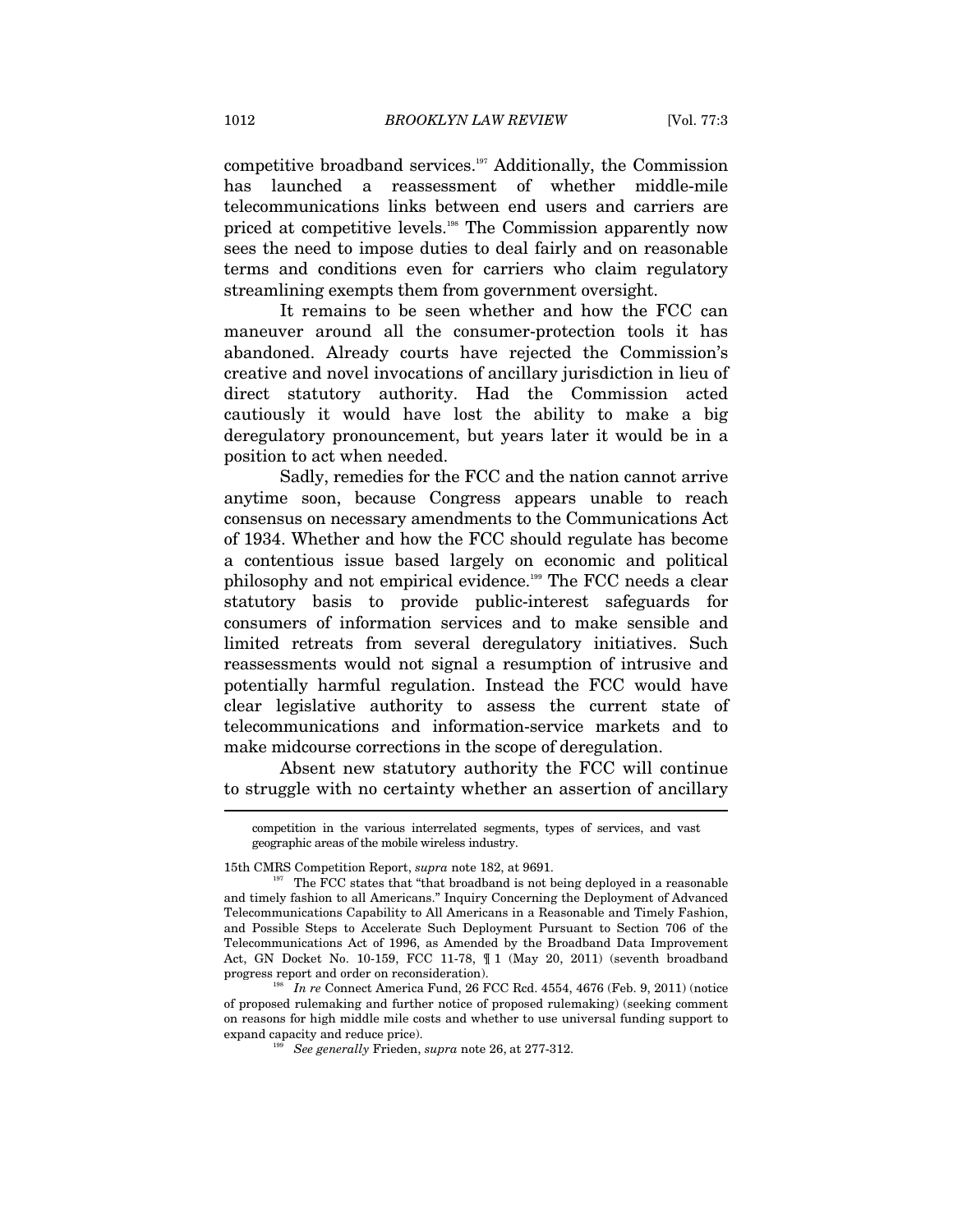competitive broadband services.[197] Additionally, the Commission has launched a reassessment of whether middle-mile telecommunications links between end users and carriers are priced at competitive levels.[198] The Commission apparently now sees the need to impose duties to deal fairly and on reasonable terms and conditions even for carriers who claim regulatory streamlining exempts them from government oversight.

It remains to be seen whether and how the FCC can maneuver around all the consumer-protection tools it has abandoned. Already courts have rejected the Commission's creative and novel invocations of ancillary jurisdiction in lieu of direct statutory authority. Had the Commission acted cautiously it would have lost the ability to make a big deregulatory pronouncement, but years later it would be in a position to act when needed.

Sadly, remedies for the FCC and the nation cannot arrive anytime soon, because Congress appears unable to reach consensus on necessary amendments to the Communications Act of 1934. Whether and how the FCC should regulate has become a contentious issue based largely on economic and political philosophy and not empirical evidence.[199] The FCC needs a clear statutory basis to provide public-interest safeguards for consumers of information services and to make sensible and limited retreats from several deregulatory initiatives. Such reassessments would not signal a resumption of intrusive and potentially harmful regulation. Instead the FCC would have clear legislative authority to assess the current state of telecommunications and information-service markets and to make midcourse corrections in the scope of deregulation.

Absent new statutory authority the FCC will continue to struggle with no certainty whether an assertion of ancillary

---

> competition in the various interrelated segments, types of services, and vast geographic areas of the mobile wireless industry.

15th CMRS Competition Report, *supra* note 182, at 9691.

[197] The FCC states that "that broadband is not being deployed in a reasonable and timely fashion to all Americans." Inquiry Concerning the Deployment of Advanced Telecommunications Capability to All Americans in a Reasonable and Timely Fashion, and Possible Steps to Accelerate Such Deployment Pursuant to Section 706 of the Telecommunications Act of 1996, as Amended by the Broadband Data Improvement Act, GN Docket No. 10-159, FCC 11-78, ¶ 1 (May 20, 2011) (seventh broadband progress report and order on reconsideration).

[198] *In re* Connect America Fund, 26 FCC Rcd. 4554, 4676 (Feb. 9, 2011) (notice of proposed rulemaking and further notice of proposed rulemaking) (seeking comment on reasons for high middle mile costs and whether to use universal funding support to expand capacity and reduce price).

[199] *See generally* Frieden, *supra* note 26, at 277-312.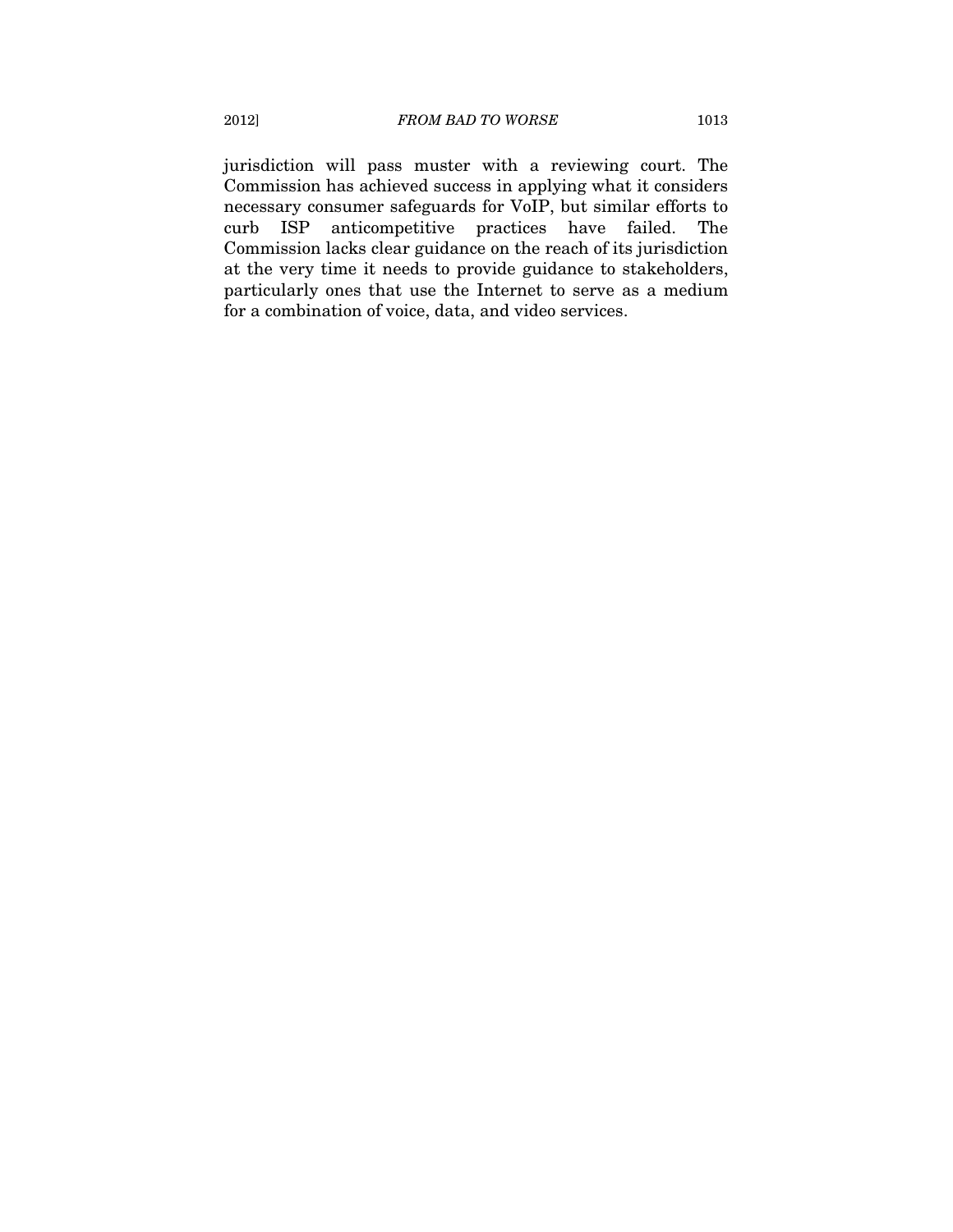jurisdiction will pass muster with a reviewing court. The Commission has achieved success in applying what it considers necessary consumer safeguards for VoIP, but similar efforts to curb ISP anticompetitive practices have failed. The Commission lacks clear guidance on the reach of its jurisdiction at the very time it needs to provide guidance to stakeholders, particularly ones that use the Internet to serve as a medium for a combination of voice, data, and video services.